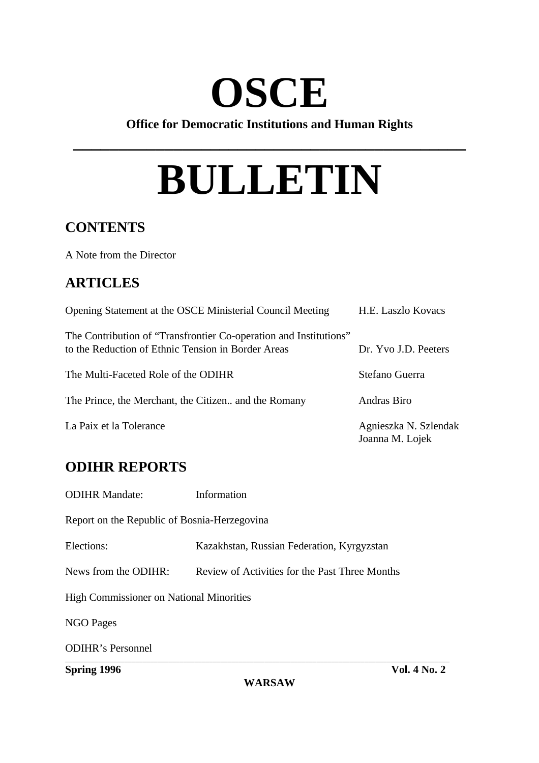# OSCE

**Office for Democratic Institutions and Human Rights**

# BULLETIN

## CONTENTS

A Note from the Director

## ARTICLES

| | |
|---|---|
| Opening Statement at the OSCE Ministerial Council Meeting | H.E. Laszlo Kovacs |
| The Contribution of "Transfrontier Co-operation and Institutions" to the Reduction of Ethnic Tension in Border Areas | Dr. Yvo J.D. Peeters |
| The Multi-Faceted Role of the ODIHR | Stefano Guerra |
| The Prince, the Merchant, the Citizen.. and the Romany | Andras Biro |
| La Paix et la Tolerance | Agnieszka N. Szlendak<br>Joanna M. Lojek |

## ODIHR REPORTS

ODIHR Mandate: Information

Report on the Republic of Bosnia-Herzegovina

Elections: Kazakhstan, Russian Federation, Kyrgyzstan

News from the ODIHR: Review of Activities for the Past Three Months

High Commissioner on National Minorities

NGO Pages

ODIHR's Personnel

**Spring 1996** **Vol. 4 No. 2**

**WARSAW**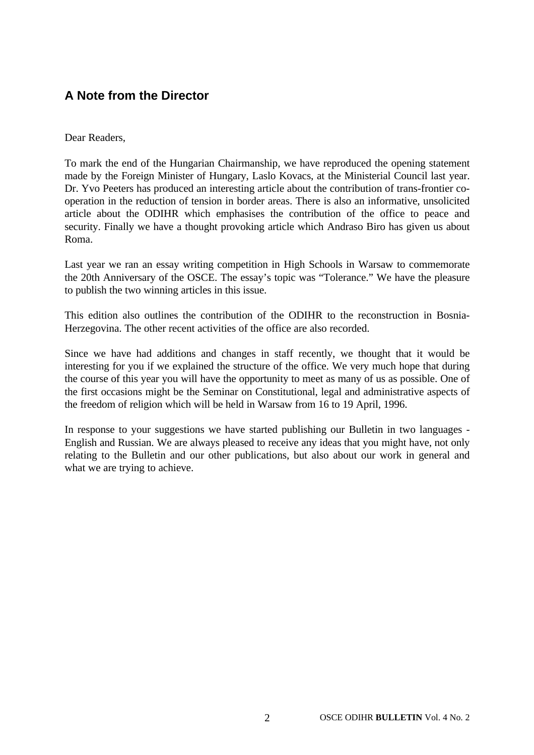## A Note from the Director

Dear Readers,

To mark the end of the Hungarian Chairmanship, we have reproduced the opening statement made by the Foreign Minister of Hungary, Laslo Kovacs, at the Ministerial Council last year. Dr. Yvo Peeters has produced an interesting article about the contribution of trans-frontier co-operation in the reduction of tension in border areas. There is also an informative, unsolicited article about the ODIHR which emphasises the contribution of the office to peace and security. Finally we have a thought provoking article which Andraso Biro has given us about Roma.

Last year we ran an essay writing competition in High Schools in Warsaw to commemorate the 20th Anniversary of the OSCE. The essay's topic was "Tolerance." We have the pleasure to publish the two winning articles in this issue.

This edition also outlines the contribution of the ODIHR to the reconstruction in Bosnia-Herzegovina. The other recent activities of the office are also recorded.

Since we have had additions and changes in staff recently, we thought that it would be interesting for you if we explained the structure of the office. We very much hope that during the course of this year you will have the opportunity to meet as many of us as possible. One of the first occasions might be the Seminar on Constitutional, legal and administrative aspects of the freedom of religion which will be held in Warsaw from 16 to 19 April, 1996.

In response to your suggestions we have started publishing our Bulletin in two languages - English and Russian. We are always pleased to receive any ideas that you might have, not only relating to the Bulletin and our other publications, but also about our work in general and what we are trying to achieve.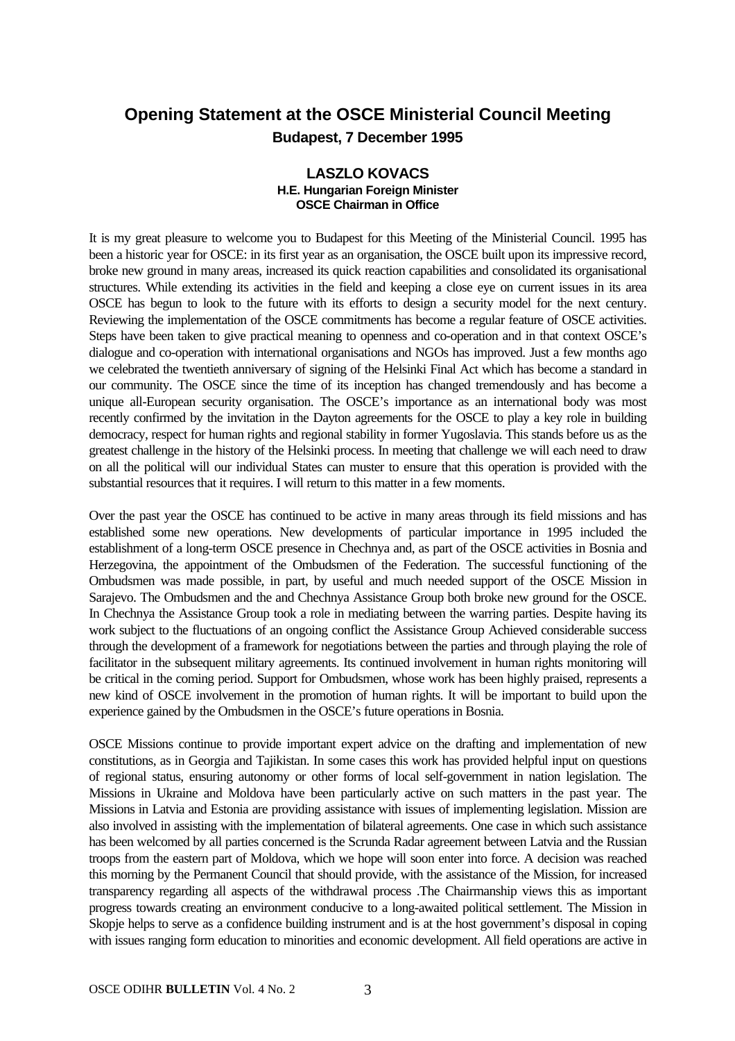# Opening Statement at the OSCE Ministerial Council Meeting

**Budapest, 7 December 1995**

**LASZLO KOVACS**
**H.E. Hungarian Foreign Minister**
**OSCE Chairman in Office**

It is my great pleasure to welcome you to Budapest for this Meeting of the Ministerial Council. 1995 has been a historic year for OSCE: in its first year as an organisation, the OSCE built upon its impressive record, broke new ground in many areas, increased its quick reaction capabilities and consolidated its organisational structures. While extending its activities in the field and keeping a close eye on current issues in its area OSCE has begun to look to the future with its efforts to design a security model for the next century. Reviewing the implementation of the OSCE commitments has become a regular feature of OSCE activities. Steps have been taken to give practical meaning to openness and co-operation and in that context OSCE's dialogue and co-operation with international organisations and NGOs has improved. Just a few months ago we celebrated the twentieth anniversary of signing of the Helsinki Final Act which has become a standard in our community. The OSCE since the time of its inception has changed tremendously and has become a unique all-European security organisation. The OSCE's importance as an international body was most recently confirmed by the invitation in the Dayton agreements for the OSCE to play a key role in building democracy, respect for human rights and regional stability in former Yugoslavia. This stands before us as the greatest challenge in the history of the Helsinki process. In meeting that challenge we will each need to draw on all the political will our individual States can muster to ensure that this operation is provided with the substantial resources that it requires. I will return to this matter in a few moments.

Over the past year the OSCE has continued to be active in many areas through its field missions and has established some new operations. New developments of particular importance in 1995 included the establishment of a long-term OSCE presence in Chechnya and, as part of the OSCE activities in Bosnia and Herzegovina, the appointment of the Ombudsmen of the Federation. The successful functioning of the Ombudsmen was made possible, in part, by useful and much needed support of the OSCE Mission in Sarajevo. The Ombudsmen and the and Chechnya Assistance Group both broke new ground for the OSCE. In Chechnya the Assistance Group took a role in mediating between the warring parties. Despite having its work subject to the fluctuations of an ongoing conflict the Assistance Group Achieved considerable success through the development of a framework for negotiations between the parties and through playing the role of facilitator in the subsequent military agreements. Its continued involvement in human rights monitoring will be critical in the coming period. Support for Ombudsmen, whose work has been highly praised, represents a new kind of OSCE involvement in the promotion of human rights. It will be important to build upon the experience gained by the Ombudsmen in the OSCE's future operations in Bosnia.

OSCE Missions continue to provide important expert advice on the drafting and implementation of new constitutions, as in Georgia and Tajikistan. In some cases this work has provided helpful input on questions of regional status, ensuring autonomy or other forms of local self-government in nation legislation. The Missions in Ukraine and Moldova have been particularly active on such matters in the past year. The Missions in Latvia and Estonia are providing assistance with issues of implementing legislation. Mission are also involved in assisting with the implementation of bilateral agreements. One case in which such assistance has been welcomed by all parties concerned is the Scrunda Radar agreement between Latvia and the Russian troops from the eastern part of Moldova, which we hope will soon enter into force. A decision was reached this morning by the Permanent Council that should provide, with the assistance of the Mission, for increased transparency regarding all aspects of the withdrawal process .The Chairmanship views this as important progress towards creating an environment conducive to a long-awaited political settlement. The Mission in Skopje helps to serve as a confidence building instrument and is at the host government's disposal in coping with issues ranging form education to minorities and economic development. All field operations are active in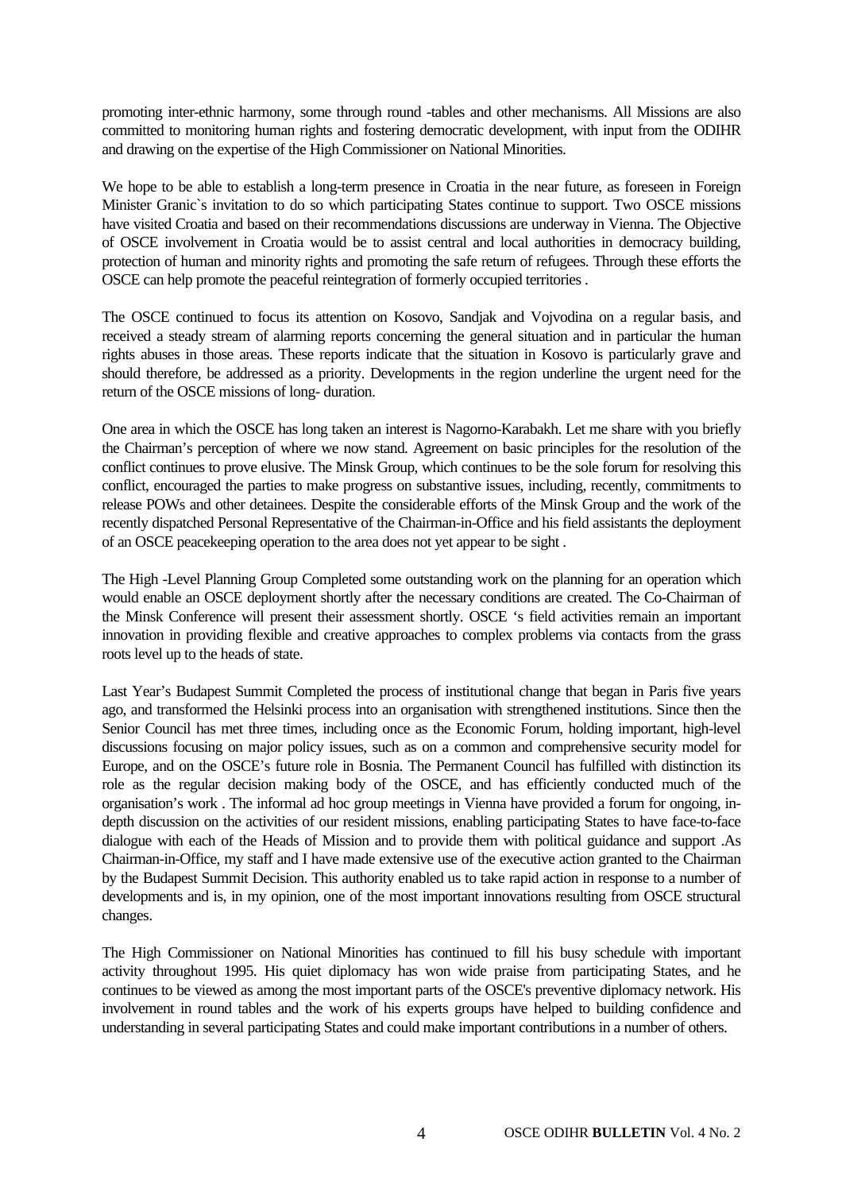promoting inter-ethnic harmony, some through round -tables and other mechanisms. All Missions are also committed to monitoring human rights and fostering democratic development, with input from the ODIHR and drawing on the expertise of the High Commissioner on National Minorities.

We hope to be able to establish a long-term presence in Croatia in the near future, as foreseen in Foreign Minister Granic`s invitation to do so which participating States continue to support. Two OSCE missions have visited Croatia and based on their recommendations discussions are underway in Vienna. The Objective of OSCE involvement in Croatia would be to assist central and local authorities in democracy building, protection of human and minority rights and promoting the safe return of refugees. Through these efforts the OSCE can help promote the peaceful reintegration of formerly occupied territories .

The OSCE continued to focus its attention on Kosovo, Sandjak and Vojvodina on a regular basis, and received a steady stream of alarming reports concerning the general situation and in particular the human rights abuses in those areas. These reports indicate that the situation in Kosovo is particularly grave and should therefore, be addressed as a priority. Developments in the region underline the urgent need for the return of the OSCE missions of long- duration.

One area in which the OSCE has long taken an interest is Nagorno-Karabakh. Let me share with you briefly the Chairman's perception of where we now stand. Agreement on basic principles for the resolution of the conflict continues to prove elusive. The Minsk Group, which continues to be the sole forum for resolving this conflict, encouraged the parties to make progress on substantive issues, including, recently, commitments to release POWs and other detainees. Despite the considerable efforts of the Minsk Group and the work of the recently dispatched Personal Representative of the Chairman-in-Office and his field assistants the deployment of an OSCE peacekeeping operation to the area does not yet appear to be sight .

The High -Level Planning Group Completed some outstanding work on the planning for an operation which would enable an OSCE deployment shortly after the necessary conditions are created. The Co-Chairman of the Minsk Conference will present their assessment shortly. OSCE 's field activities remain an important innovation in providing flexible and creative approaches to complex problems via contacts from the grass roots level up to the heads of state.

Last Year's Budapest Summit Completed the process of institutional change that began in Paris five years ago, and transformed the Helsinki process into an organisation with strengthened institutions. Since then the Senior Council has met three times, including once as the Economic Forum, holding important, high-level discussions focusing on major policy issues, such as on a common and comprehensive security model for Europe, and on the OSCE's future role in Bosnia. The Permanent Council has fulfilled with distinction its role as the regular decision making body of the OSCE, and has efficiently conducted much of the organisation's work . The informal ad hoc group meetings in Vienna have provided a forum for ongoing, in-depth discussion on the activities of our resident missions, enabling participating States to have face-to-face dialogue with each of the Heads of Mission and to provide them with political guidance and support .As Chairman-in-Office, my staff and I have made extensive use of the executive action granted to the Chairman by the Budapest Summit Decision. This authority enabled us to take rapid action in response to a number of developments and is, in my opinion, one of the most important innovations resulting from OSCE structural changes.

The High Commissioner on National Minorities has continued to fill his busy schedule with important activity throughout 1995. His quiet diplomacy has won wide praise from participating States, and he continues to be viewed as among the most important parts of the OSCE's preventive diplomacy network. His involvement in round tables and the work of his experts groups have helped to building confidence and understanding in several participating States and could make important contributions in a number of others.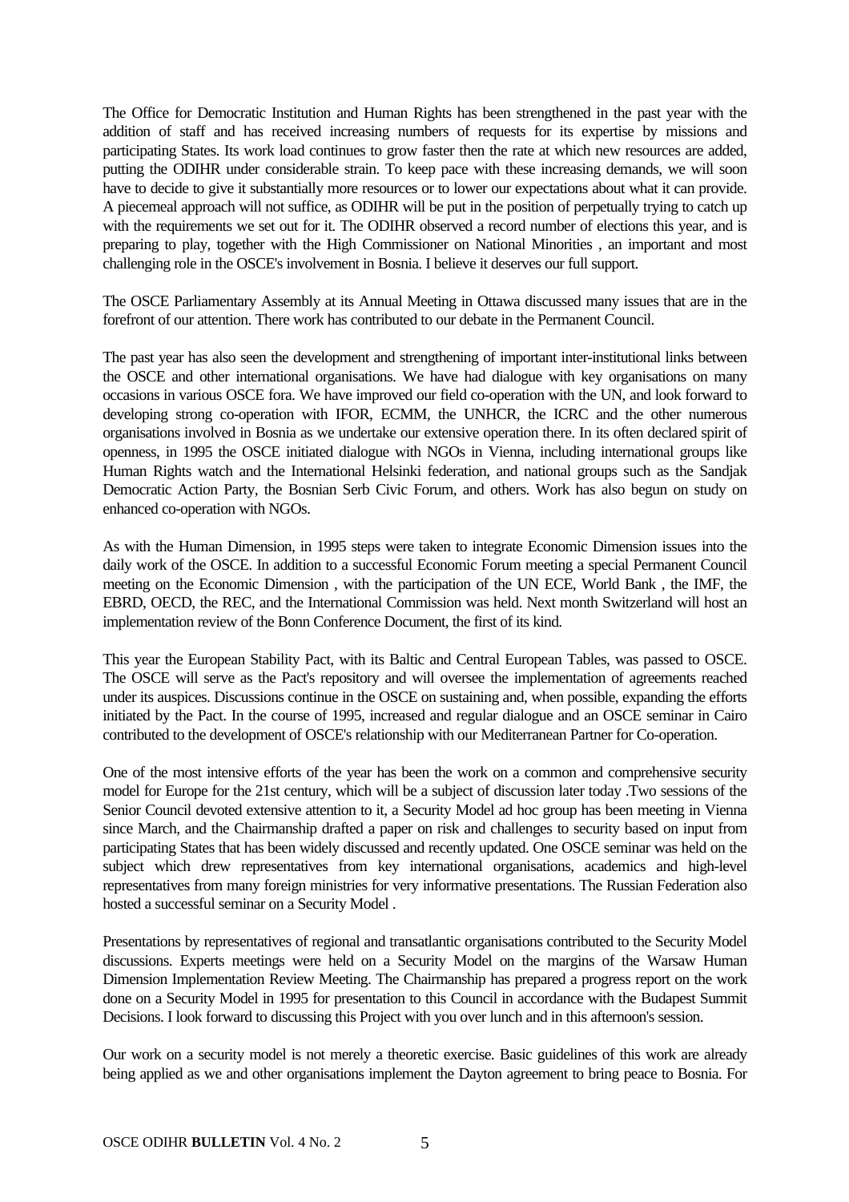The Office for Democratic Institution and Human Rights has been strengthened in the past year with the addition of staff and has received increasing numbers of requests for its expertise by missions and participating States. Its work load continues to grow faster then the rate at which new resources are added, putting the ODIHR under considerable strain. To keep pace with these increasing demands, we will soon have to decide to give it substantially more resources or to lower our expectations about what it can provide. A piecemeal approach will not suffice, as ODIHR will be put in the position of perpetually trying to catch up with the requirements we set out for it. The ODIHR observed a record number of elections this year, and is preparing to play, together with the High Commissioner on National Minorities , an important and most challenging role in the OSCE's involvement in Bosnia. I believe it deserves our full support.

The OSCE Parliamentary Assembly at its Annual Meeting in Ottawa discussed many issues that are in the forefront of our attention. There work has contributed to our debate in the Permanent Council.

The past year has also seen the development and strengthening of important inter-institutional links between the OSCE and other international organisations. We have had dialogue with key organisations on many occasions in various OSCE fora. We have improved our field co-operation with the UN, and look forward to developing strong co-operation with IFOR, ECMM, the UNHCR, the ICRC and the other numerous organisations involved in Bosnia as we undertake our extensive operation there. In its often declared spirit of openness, in 1995 the OSCE initiated dialogue with NGOs in Vienna, including international groups like Human Rights watch and the International Helsinki federation, and national groups such as the Sandjak Democratic Action Party, the Bosnian Serb Civic Forum, and others. Work has also begun on study on enhanced co-operation with NGOs.

As with the Human Dimension, in 1995 steps were taken to integrate Economic Dimension issues into the daily work of the OSCE. In addition to a successful Economic Forum meeting a special Permanent Council meeting on the Economic Dimension , with the participation of the UN ECE, World Bank , the IMF, the EBRD, OECD, the REC, and the International Commission was held. Next month Switzerland will host an implementation review of the Bonn Conference Document, the first of its kind.

This year the European Stability Pact, with its Baltic and Central European Tables, was passed to OSCE. The OSCE will serve as the Pact's repository and will oversee the implementation of agreements reached under its auspices. Discussions continue in the OSCE on sustaining and, when possible, expanding the efforts initiated by the Pact. In the course of 1995, increased and regular dialogue and an OSCE seminar in Cairo contributed to the development of OSCE's relationship with our Mediterranean Partner for Co-operation.

One of the most intensive efforts of the year has been the work on a common and comprehensive security model for Europe for the 21st century, which will be a subject of discussion later today .Two sessions of the Senior Council devoted extensive attention to it, a Security Model ad hoc group has been meeting in Vienna since March, and the Chairmanship drafted a paper on risk and challenges to security based on input from participating States that has been widely discussed and recently updated. One OSCE seminar was held on the subject which drew representatives from key international organisations, academics and high-level representatives from many foreign ministries for very informative presentations. The Russian Federation also hosted a successful seminar on a Security Model .

Presentations by representatives of regional and transatlantic organisations contributed to the Security Model discussions. Experts meetings were held on a Security Model on the margins of the Warsaw Human Dimension Implementation Review Meeting. The Chairmanship has prepared a progress report on the work done on a Security Model in 1995 for presentation to this Council in accordance with the Budapest Summit Decisions. I look forward to discussing this Project with you over lunch and in this afternoon's session.

Our work on a security model is not merely a theoretic exercise. Basic guidelines of this work are already being applied as we and other organisations implement the Dayton agreement to bring peace to Bosnia. For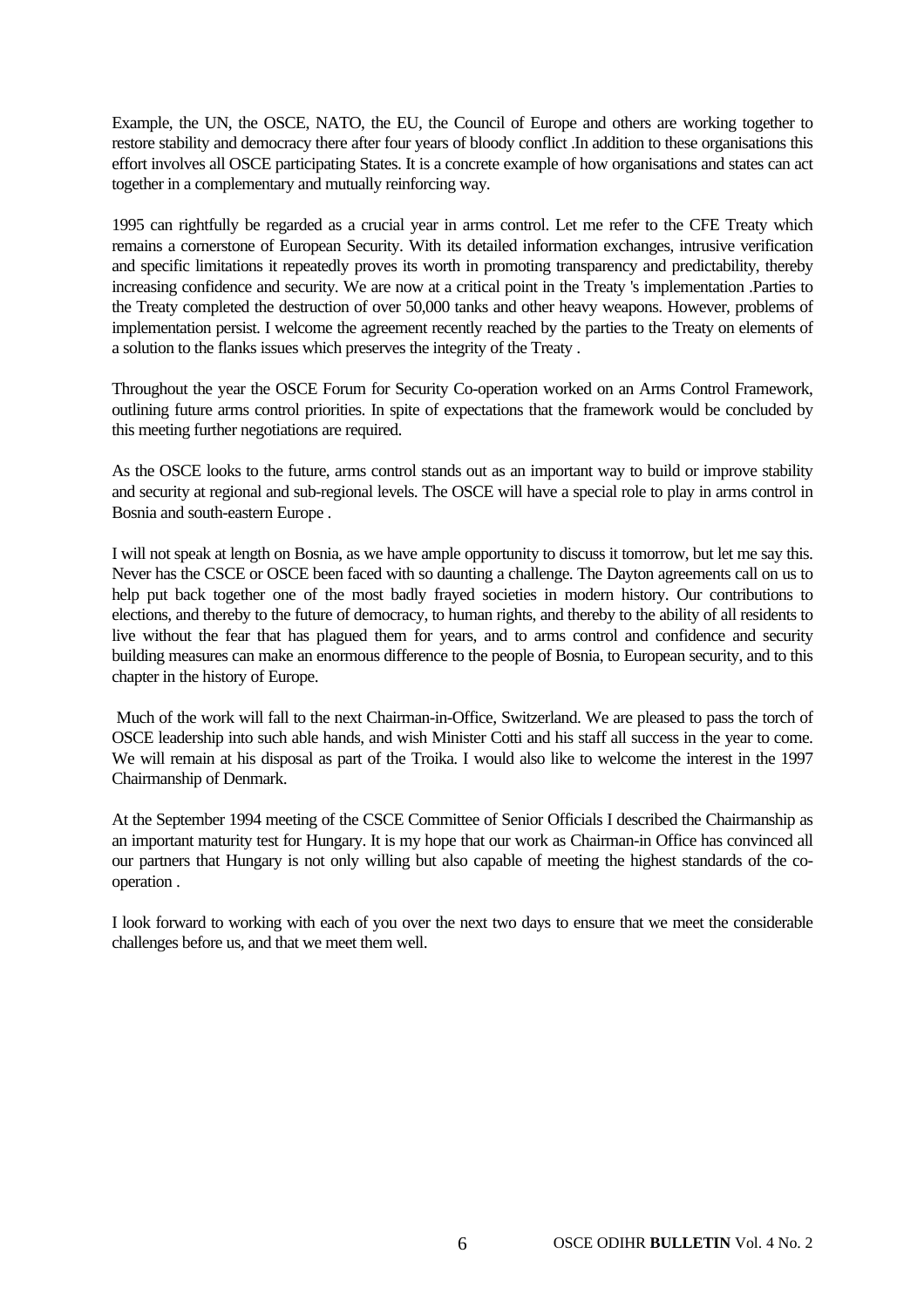Example, the UN, the OSCE, NATO, the EU, the Council of Europe and others are working together to restore stability and democracy there after four years of bloody conflict .In addition to these organisations this effort involves all OSCE participating States. It is a concrete example of how organisations and states can act together in a complementary and mutually reinforcing way.

1995 can rightfully be regarded as a crucial year in arms control. Let me refer to the CFE Treaty which remains a cornerstone of European Security. With its detailed information exchanges, intrusive verification and specific limitations it repeatedly proves its worth in promoting transparency and predictability, thereby increasing confidence and security. We are now at a critical point in the Treaty 's implementation .Parties to the Treaty completed the destruction of over 50,000 tanks and other heavy weapons. However, problems of implementation persist. I welcome the agreement recently reached by the parties to the Treaty on elements of a solution to the flanks issues which preserves the integrity of the Treaty .

Throughout the year the OSCE Forum for Security Co-operation worked on an Arms Control Framework, outlining future arms control priorities. In spite of expectations that the framework would be concluded by this meeting further negotiations are required.

As the OSCE looks to the future, arms control stands out as an important way to build or improve stability and security at regional and sub-regional levels. The OSCE will have a special role to play in arms control in Bosnia and south-eastern Europe .

I will not speak at length on Bosnia, as we have ample opportunity to discuss it tomorrow, but let me say this. Never has the CSCE or OSCE been faced with so daunting a challenge. The Dayton agreements call on us to help put back together one of the most badly frayed societies in modern history. Our contributions to elections, and thereby to the future of democracy, to human rights, and thereby to the ability of all residents to live without the fear that has plagued them for years, and to arms control and confidence and security building measures can make an enormous difference to the people of Bosnia, to European security, and to this chapter in the history of Europe.

Much of the work will fall to the next Chairman-in-Office, Switzerland. We are pleased to pass the torch of OSCE leadership into such able hands, and wish Minister Cotti and his staff all success in the year to come. We will remain at his disposal as part of the Troika. I would also like to welcome the interest in the 1997 Chairmanship of Denmark.

At the September 1994 meeting of the CSCE Committee of Senior Officials I described the Chairmanship as an important maturity test for Hungary. It is my hope that our work as Chairman-in Office has convinced all our partners that Hungary is not only willing but also capable of meeting the highest standards of the co-operation .

I look forward to working with each of you over the next two days to ensure that we meet the considerable challenges before us, and that we meet them well.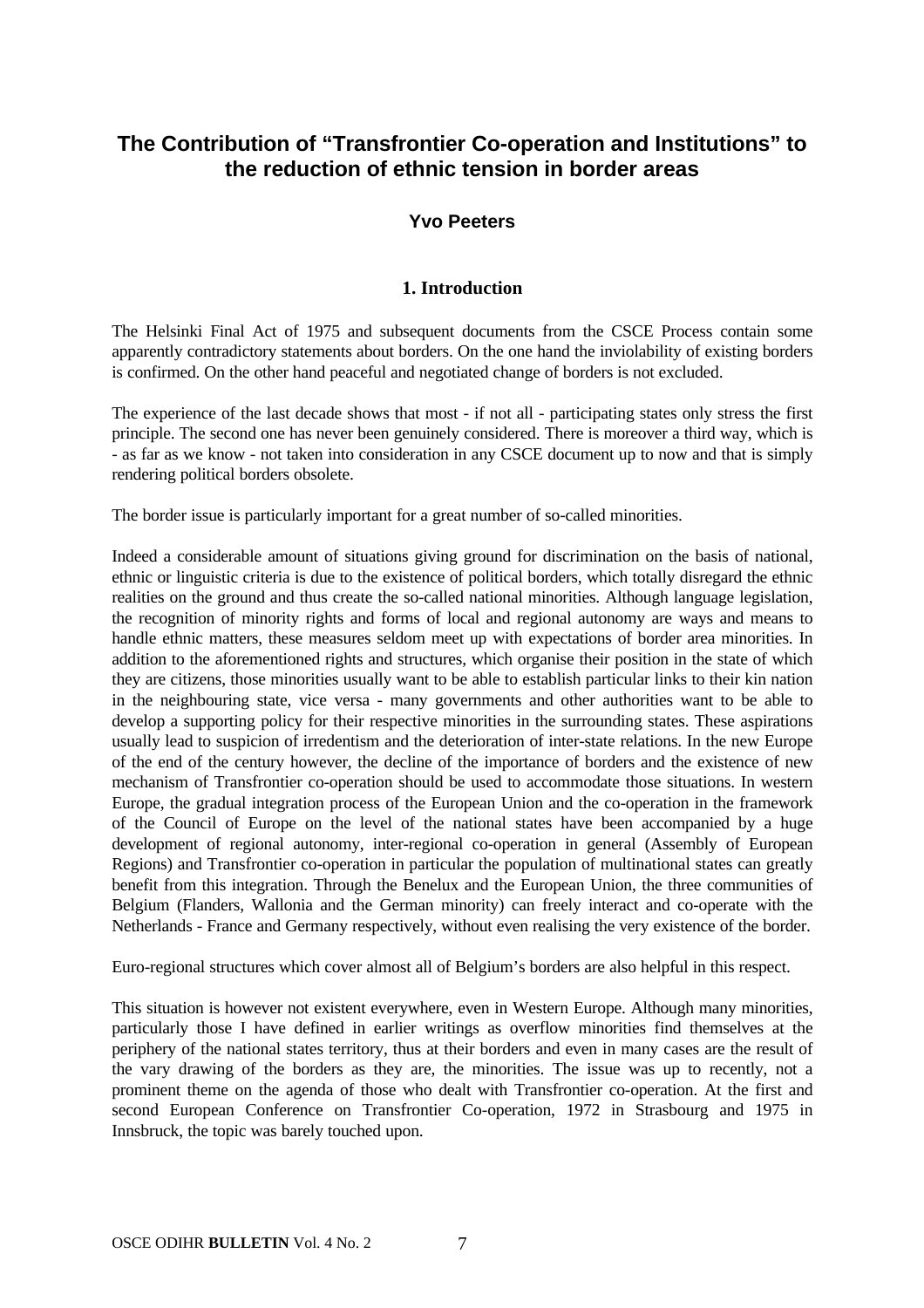# The Contribution of "Transfrontier Co-operation and Institutions" to the reduction of ethnic tension in border areas

### Yvo Peeters

## 1. Introduction

The Helsinki Final Act of 1975 and subsequent documents from the CSCE Process contain some apparently contradictory statements about borders. On the one hand the inviolability of existing borders is confirmed. On the other hand peaceful and negotiated change of borders is not excluded.

The experience of the last decade shows that most - if not all - participating states only stress the first principle. The second one has never been genuinely considered. There is moreover a third way, which is - as far as we know - not taken into consideration in any CSCE document up to now and that is simply rendering political borders obsolete.

The border issue is particularly important for a great number of so-called minorities.

Indeed a considerable amount of situations giving ground for discrimination on the basis of national, ethnic or linguistic criteria is due to the existence of political borders, which totally disregard the ethnic realities on the ground and thus create the so-called national minorities. Although language legislation, the recognition of minority rights and forms of local and regional autonomy are ways and means to handle ethnic matters, these measures seldom meet up with expectations of border area minorities. In addition to the aforementioned rights and structures, which organise their position in the state of which they are citizens, those minorities usually want to be able to establish particular links to their kin nation in the neighbouring state, vice versa - many governments and other authorities want to be able to develop a supporting policy for their respective minorities in the surrounding states. These aspirations usually lead to suspicion of irredentism and the deterioration of inter-state relations. In the new Europe of the end of the century however, the decline of the importance of borders and the existence of new mechanism of Transfrontier co-operation should be used to accommodate those situations. In western Europe, the gradual integration process of the European Union and the co-operation in the framework of the Council of Europe on the level of the national states have been accompanied by a huge development of regional autonomy, inter-regional co-operation in general (Assembly of European Regions) and Transfrontier co-operation in particular the population of multinational states can greatly benefit from this integration. Through the Benelux and the European Union, the three communities of Belgium (Flanders, Wallonia and the German minority) can freely interact and co-operate with the Netherlands - France and Germany respectively, without even realising the very existence of the border.

Euro-regional structures which cover almost all of Belgium's borders are also helpful in this respect.

This situation is however not existent everywhere, even in Western Europe. Although many minorities, particularly those I have defined in earlier writings as overflow minorities find themselves at the periphery of the national states territory, thus at their borders and even in many cases are the result of the vary drawing of the borders as they are, the minorities. The issue was up to recently, not a prominent theme on the agenda of those who dealt with Transfrontier co-operation. At the first and second European Conference on Transfrontier Co-operation, 1972 in Strasbourg and 1975 in Innsbruck, the topic was barely touched upon.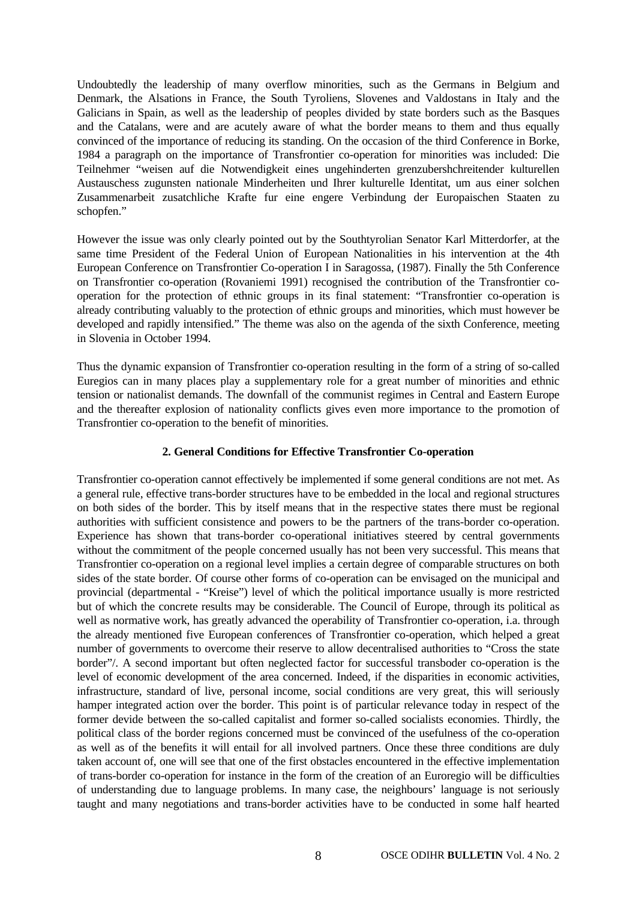Undoubtedly the leadership of many overflow minorities, such as the Germans in Belgium and Denmark, the Alsatians in France, the South Tyroliens, Slovenes and Valdostans in Italy and the Galicians in Spain, as well as the leadership of peoples divided by state borders such as the Basques and the Catalans, were and are acutely aware of what the border means to them and thus equally convinced of the importance of reducing its standing. On the occasion for the third Conference in Borke, 1984 a paragraph on the importance of Transfrontier co-operation for minorities was included: Die Teilnehmer "weisen auf die Notwendigkeit eines ungehinderten grenzubershchreitender kulturellen Austauschess zugunsten nationale Minderheiten und Ihrer kulturelle Identitat, um aus einer solchen Zusammenarbeit zusatchliche Krafte fur eine engere Verbindung der Europaischen Staaten zu schopfen."

However the issue was only clearly pointed out by the Southtyrolian Senator Karl Mitterdorfer, at the same time President of the Federal Union of European Nationalities in his intervention at the 4th European Conference on Transfrontier Co-operation I in Saragossa, (1987). Finally the 5th Conference on Transfrontier co-operation (Rovaniemi 1991) recognised the contribution of the Transfrontier co-operation for the protection of ethnic groups in its final statement: "Transfrontier co-operation is already contributing valuably to the protection of ethnic groups and minorities, which must however be developed and rapidly intensified." The theme was also on the agenda of the sixth Conference, meeting in Slovenia in October 1994.

Thus the dynamic expansion of Transfrontier co-operation resulting in the form of a string of so-called Euregios can in many places play a supplementary role for a great number of minorities and ethnic tension or nationalist demands. The downfall of the communist regimes in Central and Eastern Europe and the thereafter explosion of nationality conflicts gives even more importance to the promotion of Transfrontier co-operation to the benefit of minorities.

## 2. General Conditions for Effective Transfrontier Co-operation

Transfrontier co-operation cannot effectively be implemented if some general conditions are not met. As a general rule, effective trans-border structures have to be embedded in the local and regional structures on both sides of the border. This by itself means that in the respective states there must be regional authorities with sufficient consistence and powers to be the partners of the trans-border co-operation. Experience has shown that trans-border co-operational initiatives steered by central governments without the commitment of the people concerned usually has not been very successful. This means that Transfrontier co-operation on a regional level implies a certain degree of comparable structures on both sides of the state border. Of course other forms of co-operation can be envisaged on the municipal and provincial (departmental - "Kreise") level of which the political importance usually is more restricted but of which the concrete results may be considerable. The Council of Europe, through its political as well as normative work, has greatly advanced the operability of Transfrontier co-operation, i.a. through the already mentioned five European conferences of Transfrontier co-operation, which helped a great number of governments to overcome their reserve to allow decentralised authorities to "Cross the state border"/. A second important but often neglected factor for successful transboder co-operation is the level of economic development of the area concerned. Indeed, if the disparities in economic activities, infrastructure, standard of live, personal income, social conditions are very great, this will seriously hamper integrated action over the border. This point is of particular relevance today in respect of the former devide between the so-called capitalist and former so-called socialists economies. Thirdly, the political class of the border regions concerned must be convinced of the usefulness of the co-operation as well as of the benefits it will entail for all involved partners. Once these three conditions are duly taken account of, one will see that one of the first obstacles encountered in the effective implementation of trans-border co-operation for instance in the form of the creation of an Euroregio will be difficulties of understanding due to language problems. In many case, the neighbours' language is not seriously taught and many negotiations and trans-border activities have to be conducted in some half hearted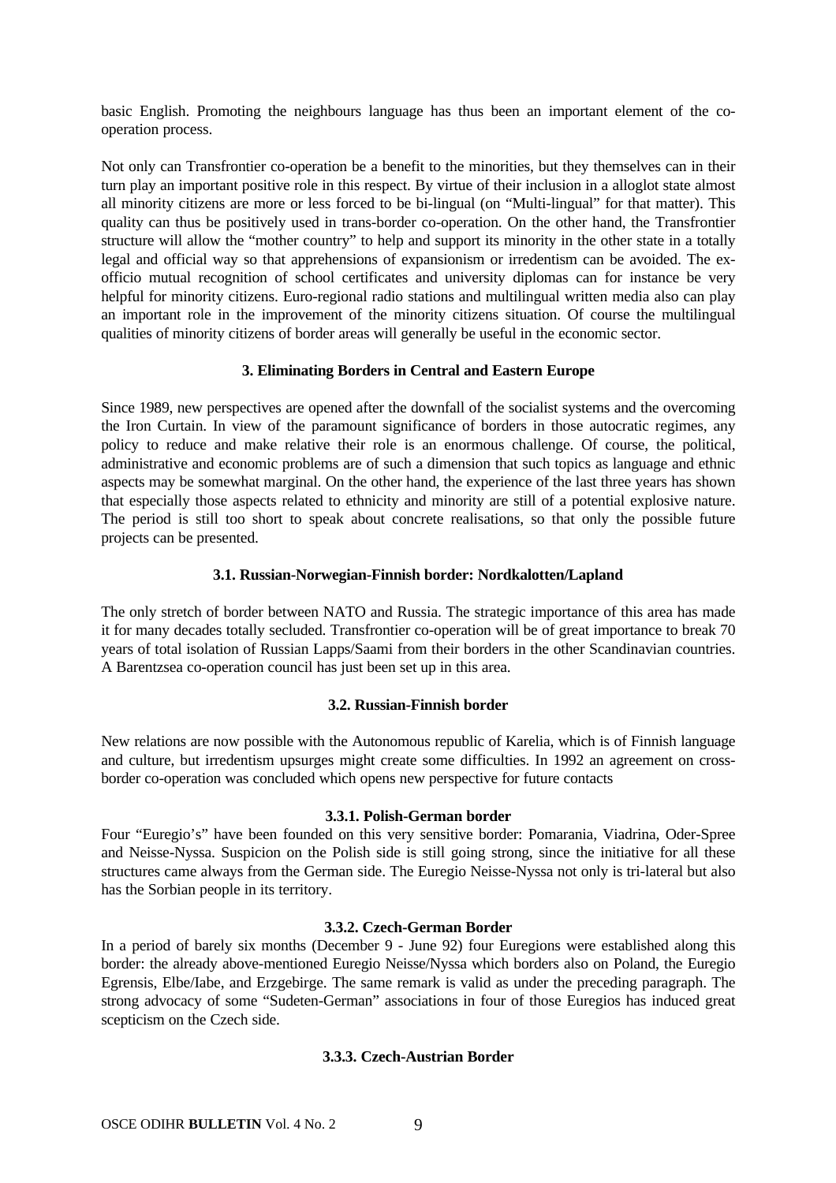basic English. Promoting the neighbours language has thus been an important element of the co-operation process.

Not only can Transfrontier co-operation be a benefit to the minorities, but they themselves can in their turn play an important positive role in this respect. By virtue of their inclusion in a alloglot state almost all minority citizens are more or less forced to be bi-lingual (on "Multi-lingual" for that matter). This quality can thus be positively used in trans-border co-operation. On the other hand, the Transfrontier structure will allow the "mother country" to help and support its minority in the other state in a totally legal and official way so that apprehensions of expansionism or irredentism can be avoided. The ex-officio mutual recognition of school certificates and university diplomas can for instance be very helpful for minority citizens. Euro-regional radio stations and multilingual written media also can play an important role in the improvement of the minority citizens situation. Of course the multilingual qualities of minority citizens of border areas will generally be useful in the economic sector.

### 3. Eliminating Borders in Central and Eastern Europe

Since 1989, new perspectives are opened after the downfall of the socialist systems and the overcoming the Iron Curtain. In view of the paramount significance of borders in those autocratic regimes, any policy to reduce and make relative their role is an enormous challenge. Of course, the political, administrative and economic problems are of such a dimension that such topics as language and ethnic aspects may be somewhat marginal. On the other hand, the experience of the last three years has shown that especially those aspects related to ethnicity and minority are still of a potential explosive nature. The period is still too short to speak about concrete realisations, so that only the possible future projects can be presented.

#### 3.1. Russian-Norwegian-Finnish border: Nordkalotten/Lapland

The only stretch of border between NATO and Russia. The strategic importance of this area has made it for many decades totally secluded. Transfrontier co-operation will be of great importance to break 70 years of total isolation of Russian Lapps/Saami from their borders in the other Scandinavian countries. A Barentzsea co-operation council has just been set up in this area.

#### 3.2. Russian-Finnish border

New relations are now possible with the Autonomous republic of Karelia, which is of Finnish language and culture, but irredentism upsurges might create some difficulties. In 1992 an agreement on cross-border co-operation was concluded which opens new perspective for future contacts

#### 3.3.1. Polish-German border

Four "Euregio's" have been founded on this very sensitive border: Pomarania, Viadrina, Oder-Spree and Neisse-Nyssa. Suspicion on the Polish side is still going strong, since the initiative for all these structures came always from the German side. The Euregio Neisse-Nyssa not only is tri-lateral but also has the Sorbian people in its territory.

#### 3.3.2. Czech-German Border

In a period of barely six months (December 9 - June 92) four Euregions were established along this border: the already above-mentioned Euregio Neisse/Nyssa which borders also on Poland, the Euregio Egrensis, Elbe/Iabe, and Erzgebirge. The same remark is valid as under the preceding paragraph. The strong advocacy of some "Sudeten-German" associations in four of those Euregios has induced great scepticism on the Czech side.

#### 3.3.3. Czech-Austrian Border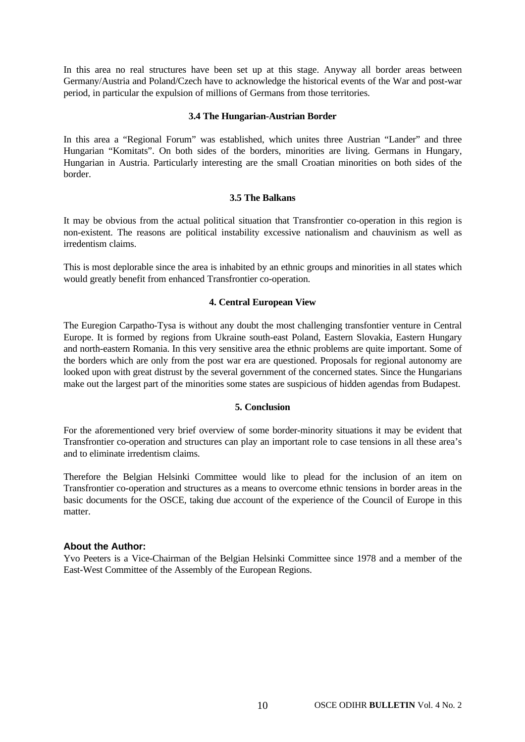In this area no real structures have been set up at this stage. Anyway all border areas between Germany/Austria and Poland/Czech have to acknowledge the historical events of the War and post-war period, in particular the expulsion of millions of Germans from those territories.

### 3.4 The Hungarian-Austrian Border

In this area a "Regional Forum" was established, which unites three Austrian "Lander" and three Hungarian "Komitats". On both sides of the borders, minorities are living. Germans in Hungary, Hungarian in Austria. Particularly interesting are the small Croatian minorities on both sides of the border.

### 3.5 The Balkans

It may be obvious from the actual political situation that Transfrontier co-operation in this region is non-existent. The reasons are political instability excessive nationalism and chauvinism as well as irredentism claims.

This is most deplorable since the area is inhabited by an ethnic groups and minorities in all states which would greatly benefit from enhanced Transfrontier co-operation.

## 4. Central European View

The Euregion Carpatho-Tysa is without any doubt the most challenging transfontier venture in Central Europe. It is formed by regions from Ukraine south-east Poland, Eastern Slovakia, Eastern Hungary and north-eastern Romania. In this very sensitive area the ethnic problems are quite important. Some of the borders which are only from the post war era are questioned. Proposals for regional autonomy are looked upon with great distrust by the several government of the concerned states. Since the Hungarians make out the largest part of the minorities some states are suspicious of hidden agendas from Budapest.

## 5. Conclusion

For the aforementioned very brief overview of some border-minority situations it may be evident that Transfrontier co-operation and structures can play an important role to case tensions in all these area's and to eliminate irredentism claims.

Therefore the Belgian Helsinki Committee would like to plead for the inclusion of an item on Transfrontier co-operation and structures as a means to overcome ethnic tensions in border areas in the basic documents for the OSCE, taking due account of the experience of the Council of Europe in this matter.

**About the Author:**
Yvo Peeters is a Vice-Chairman of the Belgian Helsinki Committee since 1978 and a member of the East-West Committee of the Assembly of the European Regions.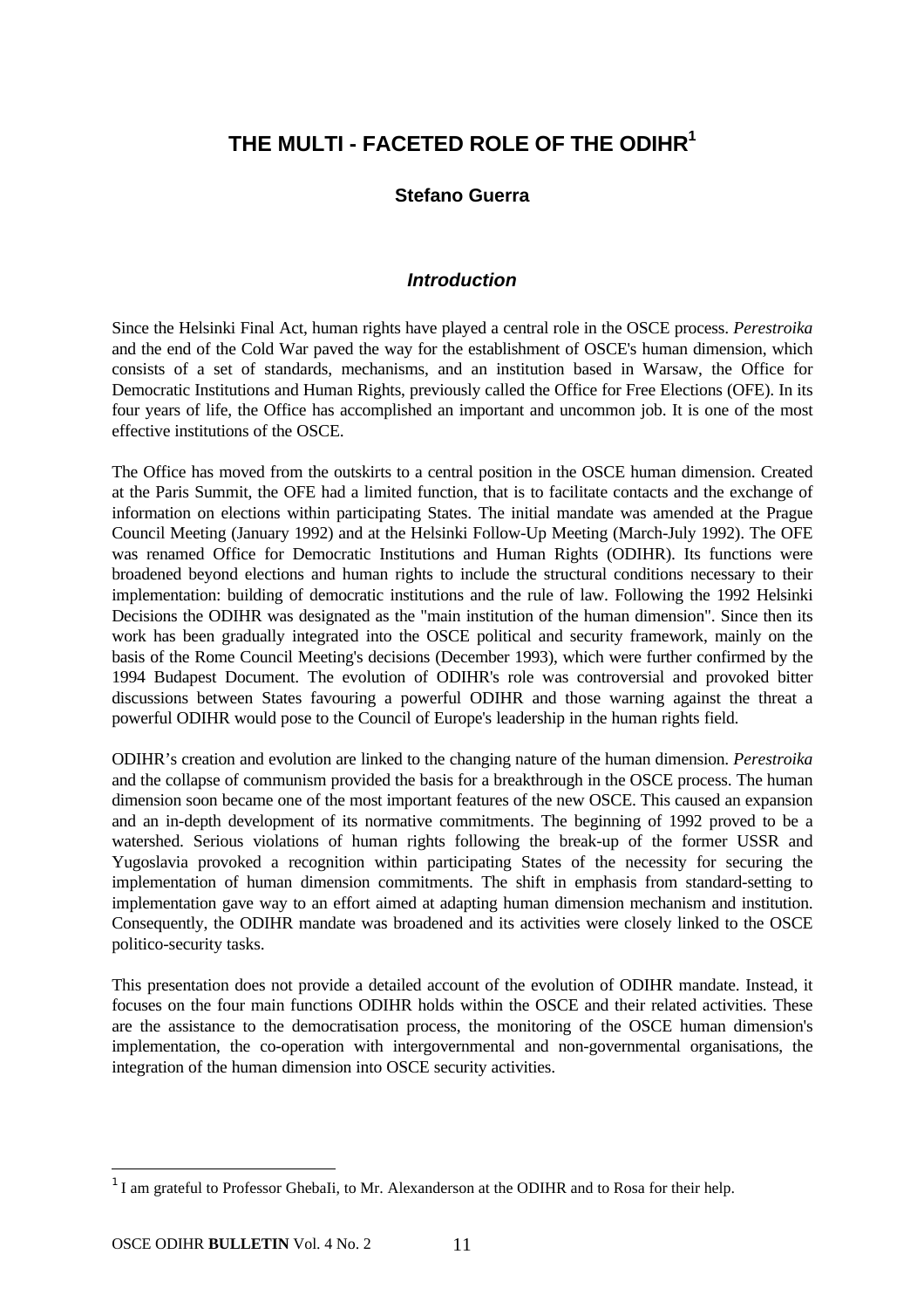# THE MULTI - FACETED ROLE OF THE ODIHR[1]

**Stefano Guerra**

## *Introduction*

Since the Helsinki Final Act, human rights have played a central role in the OSCE process. *Perestroika* and the end of the Cold War paved the way for the establishment of OSCE's human dimension, which consists of a set of standards, mechanisms, and an institution based in Warsaw, the Office for Democratic Institutions and Human Rights, previously called the Office for Free Elections (OFE). In its four years of life, the Office has accomplished an important and uncommon job. It is one of the most effective institutions of the OSCE.

The Office has moved from the outskirts to a central position in the OSCE human dimension. Created at the Paris Summit, the OFE had a limited function, that is to facilitate contacts and the exchange of information on elections within participating States. The initial mandate was amended at the Prague Council Meeting (January 1992) and at the Helsinki Follow-Up Meeting (March-July 1992). The OFE was renamed Office for Democratic Institutions and Human Rights (ODIHR). Its functions were broadened beyond elections and human rights to include the structural conditions necessary to their implementation: building of democratic institutions and the rule of law. Following the 1992 Helsinki Decisions the ODIHR was designated as the "main institution of the human dimension". Since then its work has been gradually integrated into the OSCE political and security framework, mainly on the basis of the Rome Council Meeting's decisions (December 1993), which were further confirmed by the 1994 Budapest Document. The evolution of ODIHR's role was controversial and provoked bitter discussions between States favouring a powerful ODIHR and those warning against the threat a powerful ODIHR would pose to the Council of Europe's leadership in the human rights field.

ODIHR's creation and evolution are linked to the changing nature of the human dimension. *Perestroika* and the collapse of communism provided the basis for a breakthrough in the OSCE process. The human dimension soon became one of the most important features of the new OSCE. This caused an expansion and an in-depth development of its normative commitments. The beginning of 1992 proved to be a watershed. Serious violations of human rights following the break-up of the former USSR and Yugoslavia provoked a recognition within participating States of the necessity for securing the implementation of human dimension commitments. The shift in emphasis from standard-setting to implementation gave way to an effort aimed at adapting human dimension mechanism and institution. Consequently, the ODIHR mandate was broadened and its activities were closely linked to the OSCE politico-security tasks.

This presentation does not provide a detailed account of the evolution of ODIHR mandate. Instead, it focuses on the four main functions ODIHR holds within the OSCE and their related activities. These are the assistance to the democratisation process, the monitoring of the OSCE human dimension's implementation, the co-operation with intergovernmental and non-governmental organisations, the integration of the human dimension into OSCE security activities.

---

[1] I am grateful to Professor Ghebali, to Mr. Alexanderson at the ODIHR and to Rosa for their help.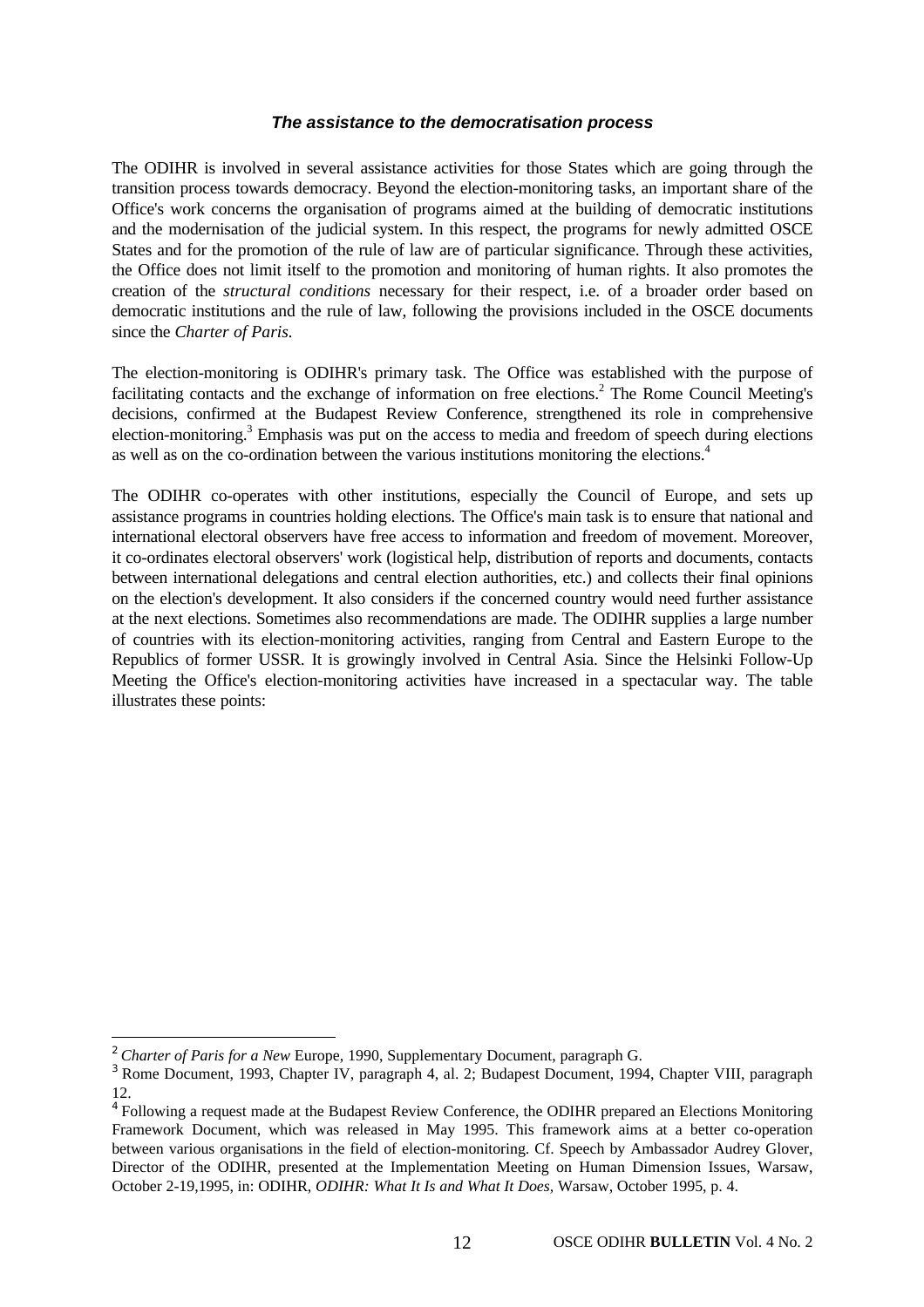### *The assistance to the democratisation process*

The ODIHR is involved in several assistance activities for those States which are going through the transition process towards democracy. Beyond the election-monitoring tasks, an important share of the Office's work concerns the organisation of programs aimed at the building of democratic institutions and the modernisation of the judicial system. In this respect, the programs for newly admitted OSCE States and for the promotion of the rule of law are of particular significance. Through these activities, the Office does not limit itself to the promotion and monitoring of human rights. It also promotes the creation of the *structural conditions* necessary for their respect, i.e. of a broader order based on democratic institutions and the rule of law, following the provisions included in the OSCE documents since the *Charter of Paris*.

The election-monitoring is ODIHR's primary task. The Office was established with the purpose of facilitating contacts and the exchange of information on free elections.[2] The Rome Council Meeting's decisions, confirmed at the Budapest Review Conference, strengthened its role in comprehensive election-monitoring.[3] Emphasis was put on the access to media and freedom of speech during elections as well as on the co-ordination between the various institutions monitoring the elections.[4]

The ODIHR co-operates with other institutions, especially the Council of Europe, and sets up assistance programs in countries holding elections. The Office's main task is to ensure that national and international electoral observers have free access to information and freedom of movement. Moreover, it co-ordinates electoral observers' work (logistical help, distribution of reports and documents, contacts between international delegations and central election authorities, etc.) and collects their final opinions on the election's development. It also considers if the concerned country would need further assistance at the next elections. Sometimes also recommendations are made. The ODIHR supplies a large number of countries with its election-monitoring activities, ranging from Central and Eastern Europe to the Republics of former USSR. It is growingly involved in Central Asia. Since the Helsinki Follow-Up Meeting the Office's election-monitoring activities have increased in a spectacular way. The table illustrates these points:

---

[2] *Charter of Paris for a New* Europe, 1990, Supplementary Document, paragraph G.

[3] Rome Document, 1993, Chapter IV, paragraph 4, al. 2; Budapest Document, 1994, Chapter VIII, paragraph 12.

[4] Following a request made at the Budapest Review Conference, the ODIHR prepared an Elections Monitoring Framework Document, which was released in May 1995. This framework aims at a better co-operation between various organisations in the field of election-monitoring. Cf. Speech by Ambassador Audrey Glover, Director of the ODIHR, presented at the Implementation Meeting on Human Dimension Issues, Warsaw, October 2-19,1995, in: ODIHR, *ODIHR: What It Is and What It Does,* Warsaw, October 1995, p. 4.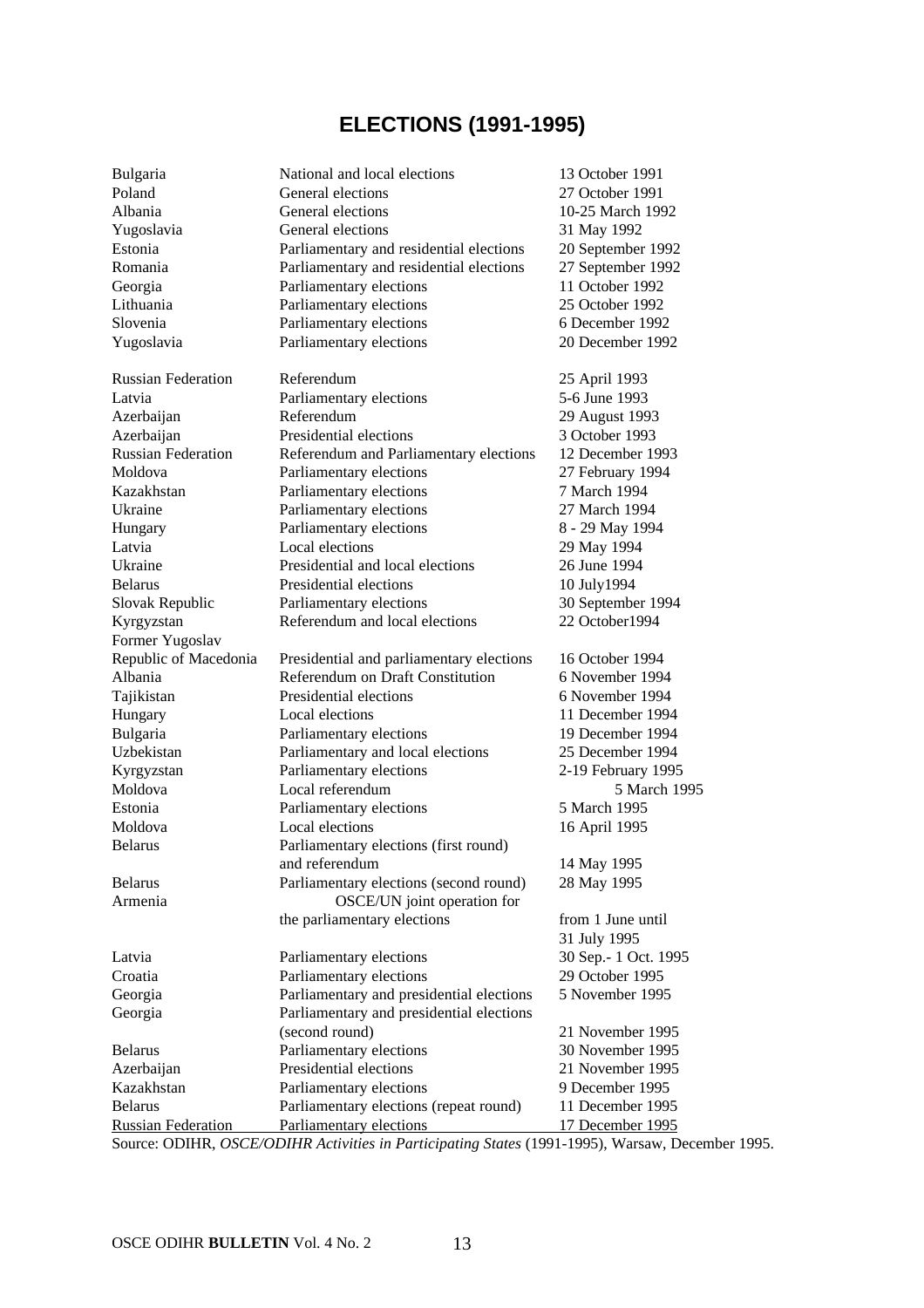# ELECTIONS (1991-1995)

| Country | Election | Date |
|---|---|---|
| Bulgaria | National and local elections | 13 October 1991 |
| Poland | General elections | 27 October 1991 |
| Albania | General elections | 10-25 March 1992 |
| Yugoslavia | General elections | 31 May 1992 |
| Estonia | Parliamentary and residential elections | 20 September 1992 |
| Romania | Parliamentary and residential elections | 27 September 1992 |
| Georgia | Parliamentary elections | 11 October 1992 |
| Lithuania | Parliamentary elections | 25 October 1992 |
| Slovenia | Parliamentary elections | 6 December 1992 |
| Yugoslavia | Parliamentary elections | 20 December 1992 |
| Russian Federation | Referendum | 25 April 1993 |
| Latvia | Parliamentary elections | 5-6 June 1993 |
| Azerbaijan | Referendum | 29 August 1993 |
| Azerbaijan | Presidential elections | 3 October 1993 |
| Russian Federation | Referendum and Parliamentary elections | 12 December 1993 |
| Moldova | Parliamentary elections | 27 February 1994 |
| Kazakhstan | Parliamentary elections | 7 March 1994 |
| Ukraine | Parliamentary elections | 27 March 1994 |
| Hungary | Parliamentary elections | 8 - 29 May 1994 |
| Latvia | Local elections | 29 May 1994 |
| Ukraine | Presidential and local elections | 26 June 1994 |
| Belarus | Presidential elections | 10 July1994 |
| Slovak Republic | Parliamentary elections | 30 September 1994 |
| Kyrgyzstan | Referendum and local elections | 22 October1994 |
| Former Yugoslav Republic of Macedonia | Presidential and parliamentary elections | 16 October 1994 |
| Albania | Referendum on Draft Constitution | 6 November 1994 |
| Tajikistan | Presidential elections | 6 November 1994 |
| Hungary | Local elections | 11 December 1994 |
| Bulgaria | Parliamentary elections | 19 December 1994 |
| Uzbekistan | Parliamentary and local elections | 25 December 1994 |
| Kyrgyzstan | Parliamentary elections | 2-19 February 1995 |
| Moldova | Local referendum | 5 March 1995 |
| Estonia | Parliamentary elections | 5 March 1995 |
| Moldova | Local elections | 16 April 1995 |
| Belarus | Parliamentary elections (first round) and referendum | 14 May 1995 |
| Belarus | Parliamentary elections (second round) | 28 May 1995 |
| Armenia | OSCE/UN joint operation for the parliamentary elections | from 1 June until 31 July 1995 |
| Latvia | Parliamentary elections | 30 Sep.- 1 Oct. 1995 |
| Croatia | Parliamentary elections | 29 October 1995 |
| Georgia | Parliamentary and presidential elections | 5 November 1995 |
| Georgia | Parliamentary and presidential elections (second round) | 21 November 1995 |
| Belarus | Parliamentary elections | 30 November 1995 |
| Azerbaijan | Presidential elections | 21 November 1995 |
| Kazakhstan | Parliamentary elections | 9 December 1995 |
| Belarus | Parliamentary elections (repeat round) | 11 December 1995 |
| Russian Federation | Parliamentary elections | 17 December 1995 |

Source: ODIHR, *OSCE/ODIHR Activities in Participating States* (1991-1995), Warsaw, December 1995.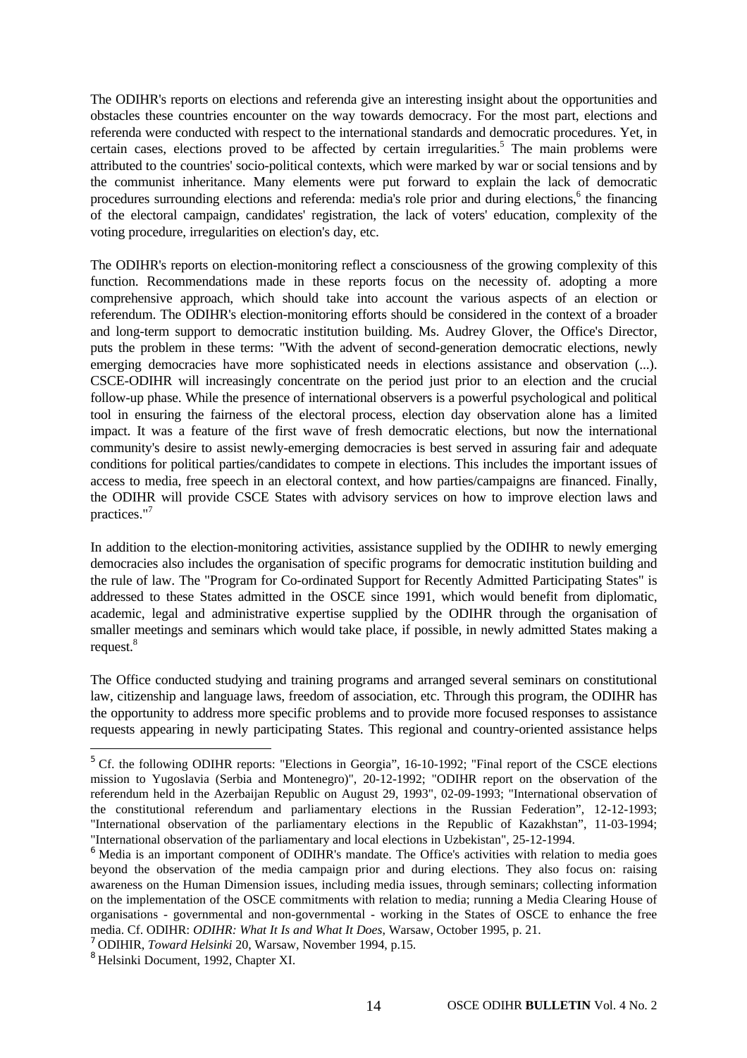The ODIHR's reports on elections and referenda give an interesting insight about the opportunities and obstacles these countries encounter on the way towards democracy. For the most part, elections and referenda were conducted with respect to the international standards and democratic procedures. Yet, in certain cases, elections proved to be affected by certain irregularities.[5] The main problems were attributed to the countries' socio-political contexts, which were marked by war or social tensions and by the communist inheritance. Many elements were put forward to explain the lack of democratic procedures surrounding elections and referenda: media's role prior and during elections,[6] the financing of the electoral campaign, candidates' registration, the lack of voters' education, complexity of the voting procedure, irregularities on election's day, etc.

The ODIHR's reports on election-monitoring reflect a consciousness of the growing complexity of this function. Recommendations made in these reports focus on the necessity of. adopting a more comprehensive approach, which should take into account the various aspects of an election or referendum. The ODIHR's election-monitoring efforts should be considered in the context of a broader and long-term support to democratic institution building. Ms. Audrey Glover, the Office's Director, puts the problem in these terms: "With the advent of second-generation democratic elections, newly emerging democracies have more sophisticated needs in elections assistance and observation (...). CSCE-ODIHR will increasingly concentrate on the period just prior to an election and the crucial follow-up phase. While the presence of international observers is a powerful psychological and political tool in ensuring the fairness of the electoral process, election day observation alone has a limited impact. It was a feature of the first wave of fresh democratic elections, but now the international community's desire to assist newly-emerging democracies is best served in assuring fair and adequate conditions for political parties/candidates to compete in elections. This includes the important issues of access to media, free speech in an electoral context, and how parties/campaigns are financed. Finally, the ODIHR will provide CSCE States with advisory services on how to improve election laws and practices."[7]

In addition to the election-monitoring activities, assistance supplied by the ODIHR to newly emerging democracies also includes the organisation of specific programs for democratic institution building and the rule of law. The "Program for Co-ordinated Support for Recently Admitted Participating States" is addressed to these States admitted in the OSCE since 1991, which would benefit from diplomatic, academic, legal and administrative expertise supplied by the ODIHR through the organisation of smaller meetings and seminars which would take place, if possible, in newly admitted States making a request.[8]

The Office conducted studying and training programs and arranged several seminars on constitutional law, citizenship and language laws, freedom of association, etc. Through this program, the ODIHR has the opportunity to address more specific problems and to provide more focused responses to assistance requests appearing in newly participating States. This regional and country-oriented assistance helps

---

[5] Cf. the following ODIHR reports: "Elections in Georgia", 16-10-1992; "Final report of the CSCE elections mission to Yugoslavia (Serbia and Montenegro)", 20-12-1992; "ODIHR report on the observation of the referendum held in the Azerbaijan Republic on August 29, 1993", 02-09-1993; "International observation of the constitutional referendum and parliamentary elections in the Russian Federation", 12-12-1993; "International observation of the parliamentary elections in the Republic of Kazakhstan", 11-03-1994; "International observation of the parliamentary and local elections in Uzbekistan", 25-12-1994.

[6] Media is an important component of ODIHR's mandate. The Office's activities with relation to media goes beyond the observation of the media campaign prior and during elections. They also focus on: raising awareness on the Human Dimension issues, including media issues, through seminars; collecting information on the implementation of the OSCE commitments with relation to media; running a Media Clearing House of organisations - governmental and non-governmental - working in the States of OSCE to enhance the free media. Cf. ODIHR: *ODIHR: What It Is and What It Does*, Warsaw, October 1995, p. 21.

[7] ODIHR, *Toward Helsinki* 20, Warsaw, November 1994, p.15.

[8] Helsinki Document, 1992, Chapter XI.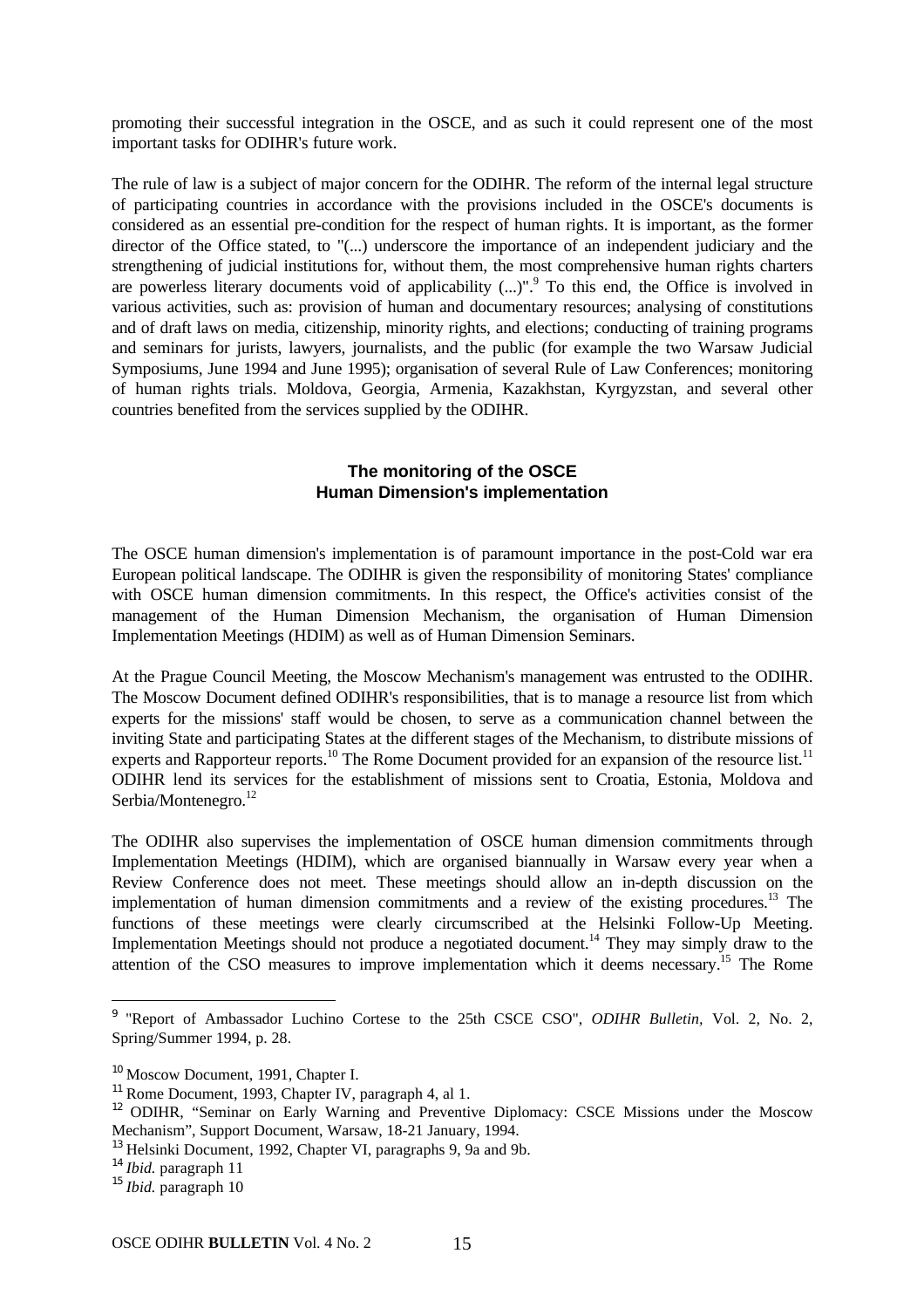promoting their successful integration in the OSCE, and as such it could represent one of the most important tasks for ODIHR's future work.

The rule of law is a subject of major concern for the ODIHR. The reform of the internal legal structure of participating countries in accordance with the provisions included in the OSCE's documents is considered as an essential pre-condition for the respect of human rights. It is important, as the former director of the Office stated, to "(...) underscore the importance of an independent judiciary and the strengthening of judicial institutions for, without them, the most comprehensive human rights charters are powerless literary documents void of applicability (...)".[9] To this end, the Office is involved in various activities, such as: provision of human and documentary resources; analysing of constitutions and of draft laws on media, citizenship, minority rights, and elections; conducting of training programs and seminars for jurists, lawyers, journalists, and the public (for example the two Warsaw Judicial Symposiums, June 1994 and June 1995); organisation of several Rule of Law Conferences; monitoring of human rights trials. Moldova, Georgia, Armenia, Kazakhstan, Kyrgyzstan, and several other countries benefited from the services supplied by the ODIHR.

## The monitoring of the OSCE Human Dimension's implementation

The OSCE human dimension's implementation is of paramount importance in the post-Cold war era European political landscape. The ODIHR is given the responsibility of monitoring States' compliance with OSCE human dimension commitments. In this respect, the Office's activities consist of the management of the Human Dimension Mechanism, the organisation of Human Dimension Implementation Meetings (HDIM) as well as of Human Dimension Seminars.

At the Prague Council Meeting, the Moscow Mechanism's management was entrusted to the ODIHR. The Moscow Document defined ODIHR's responsibilities, that is to manage a resource list from which experts for the missions' staff would be chosen, to serve as a communication channel between the inviting State and participating States at the different stages of the Mechanism, to distribute missions of experts and Rapporteur reports.[10] The Rome Document provided for an expansion of the resource list.[11] ODIHR lend its services for the establishment of missions sent to Croatia, Estonia, Moldova and Serbia/Montenegro.[12]

The ODIHR also supervises the implementation of OSCE human dimension commitments through Implementation Meetings (HDIM), which are organised biannually in Warsaw every year when a Review Conference does not meet. These meetings should allow an in-depth discussion on the implementation of human dimension commitments and a review of the existing procedures.[13] The functions of these meetings were clearly circumscribed at the Helsinki Follow-Up Meeting. Implementation Meetings should not produce a negotiated document.[14] They may simply draw to the attention of the CSO measures to improve implementation which it deems necessary.[15] The Rome

---

[9] "Report of Ambassador Luchino Cortese to the 25th CSCE CSO", *ODIHR Bulletin,* Vol. 2, No. 2, Spring/Summer 1994, p. 28.

[10] Moscow Document, 1991, Chapter I.

[11] Rome Document, 1993, Chapter IV, paragraph 4, al 1.

[12] ODIHR, "Seminar on Early Warning and Preventive Diplomacy: CSCE Missions under the Moscow Mechanism", Support Document, Warsaw, 18-21 January, 1994.

[13] Helsinki Document, 1992, Chapter VI, paragraphs 9, 9a and 9b.

[14] *Ibid.* paragraph 11

[15] *Ibid.* paragraph 10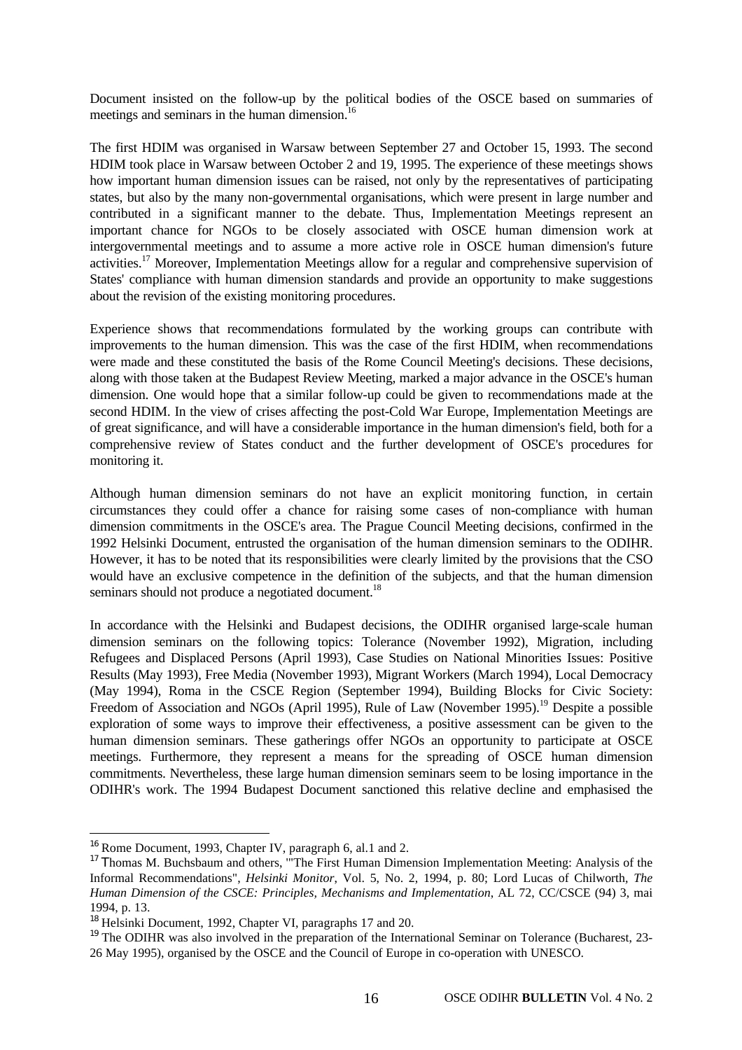Document insisted on the follow-up by the political bodies of the OSCE based on summaries of meetings and seminars in the human dimension.[16]

The first HDIM was organised in Warsaw between September 27 and October 15, 1993. The second HDIM took place in Warsaw between October 2 and 19, 1995. The experience of these meetings shows how important human dimension issues can be raised, not only by the representatives of participating states, but also by the many non-governmental organisations, which were present in large number and contributed in a significant manner to the debate. Thus, Implementation Meetings represent an important chance for NGOs to be closely associated with OSCE human dimension work at intergovernmental meetings and to assume a more active role in OSCE human dimension's future activities.[17] Moreover, Implementation Meetings allow for a regular and comprehensive supervision of States' compliance with human dimension standards and provide an opportunity to make suggestions about the revision of the existing monitoring procedures.

Experience shows that recommendations formulated by the working groups can contribute with improvements to the human dimension. This was the case of the first HDIM, when recommendations were made and these constituted the basis of the Rome Council Meeting's decisions. These decisions, along with those taken at the Budapest Review Meeting, marked a major advance in the OSCE's human dimension. One would hope that a similar follow-up could be given to recommendations made at the second HDIM. In the view of crises affecting the post-Cold War Europe, Implementation Meetings are of great significance, and will have a considerable importance in the human dimension's field, both for a comprehensive review of States conduct and the further development of OSCE's procedures for monitoring it.

Although human dimension seminars do not have an explicit monitoring function, in certain circumstances they could offer a chance for raising some cases of non-compliance with human dimension commitments in the OSCE's area. The Prague Council Meeting decisions, confirmed in the 1992 Helsinki Document, entrusted the organisation of the human dimension seminars to the ODIHR. However, it has to be noted that its responsibilities were clearly limited by the provisions that the CSO would have an exclusive competence in the definition of the subjects, and that the human dimension seminars should not produce a negotiated document.[18]

In accordance with the Helsinki and Budapest decisions, the ODIHR organised large-scale human dimension seminars on the following topics: Tolerance (November 1992), Migration, including Refugees and Displaced Persons (April 1993), Case Studies on National Minorities Issues: Positive Results (May 1993), Free Media (November 1993), Migrant Workers (March 1994), Local Democracy (May 1994), Roma in the CSCE Region (September 1994), Building Blocks for Civic Society: Freedom of Association and NGOs (April 1995), Rule of Law (November 1995).[19] Despite a possible exploration of some ways to improve their effectiveness, a positive assessment can be given to the human dimension seminars. These gatherings offer NGOs an opportunity to participate at OSCE meetings. Furthermore, they represent a means for the spreading of OSCE human dimension commitments. Nevertheless, these large human dimension seminars seem to be losing importance in the ODIHR's work. The 1994 Budapest Document sanctioned this relative decline and emphasised the

---

[16] Rome Document, 1993, Chapter IV, paragraph 6, al.1 and 2.

[17] Thomas M. Buchsbaum and others, "'The First Human Dimension Implementation Meeting: Analysis of the Informal Recommendations", *Helsinki Monitor*, Vol. 5, No. 2, 1994, p. 80; Lord Lucas of Chilworth, *The Human Dimension of the CSCE: Principles, Mechanisms and Implementation*, AL 72, CC/CSCE (94) 3, mai 1994, p. 13.

[18] Helsinki Document, 1992, Chapter VI, paragraphs 17 and 20.

[19] The ODIHR was also involved in the preparation of the International Seminar on Tolerance (Bucharest, 23-26 May 1995), organised by the OSCE and the Council of Europe in co-operation with UNESCO.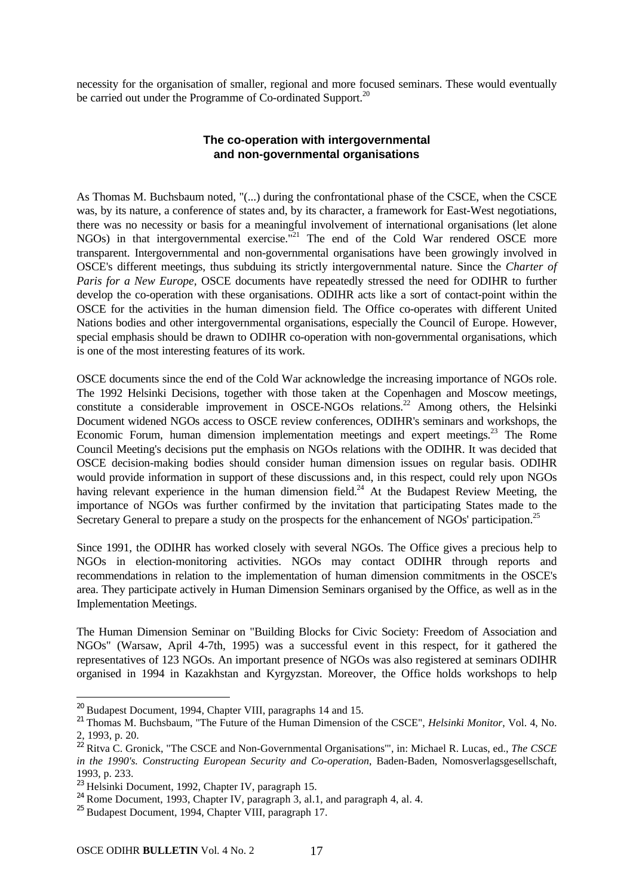necessity for the organisation of smaller, regional and more focused seminars. These would eventually be carried out under the Programme of Co-ordinated Support.[20]

## The co-operation with intergovernmental and non-governmental organisations

As Thomas M. Buchsbaum noted, "(...) during the confrontational phase of the CSCE, when the CSCE was, by its nature, a conference of states and, by its character, a framework for East-West negotiations, there was no necessity or basis for a meaningful involvement of international organisations (let alone NGOs) in that intergovernmental exercise."[21] The end of the Cold War rendered OSCE more transparent. Intergovernmental and non-governmental organisations have been growingly involved in OSCE's different meetings, thus subduing its strictly intergovernmental nature. Since the *Charter of Paris for a New Europe*, OSCE documents have repeatedly stressed the need for ODIHR to further develop the co-operation with these organisations. ODIHR acts like a sort of contact-point within the OSCE for the activities in the human dimension field. The Office co-operates with different United Nations bodies and other intergovernmental organisations, especially the Council of Europe. However, special emphasis should be drawn to ODIHR co-operation with non-governmental organisations, which is one of the most interesting features of its work.

OSCE documents since the end of the Cold War acknowledge the increasing importance of NGOs role. The 1992 Helsinki Decisions, together with those taken at the Copenhagen and Moscow meetings, constitute a considerable improvement in OSCE-NGOs relations.[22] Among others, the Helsinki Document widened NGOs access to OSCE review conferences, ODIHR's seminars and workshops, the Economic Forum, human dimension implementation meetings and expert meetings.[23] The Rome Council Meeting's decisions put the emphasis on NGOs relations with the ODIHR. It was decided that OSCE decision-making bodies should consider human dimension issues on regular basis. ODIHR would provide information in support of these discussions and, in this respect, could rely upon NGOs having relevant experience in the human dimension field.[24] At the Budapest Review Meeting, the importance of NGOs was further confirmed by the invitation that participating States made to the Secretary General to prepare a study on the prospects for the enhancement of NGOs' participation.[25]

Since 1991, the ODIHR has worked closely with several NGOs. The Office gives a precious help to NGOs in election-monitoring activities. NGOs may contact ODIHR through reports and recommendations in relation to the implementation of human dimension commitments in the OSCE's area. They participate actively in Human Dimension Seminars organised by the Office, as well as in the Implementation Meetings.

The Human Dimension Seminar on "Building Blocks for Civic Society: Freedom of Association and NGOs" (Warsaw, April 4-7th, 1995) was a successful event in this respect, for it gathered the representatives of 123 NGOs. An important presence of NGOs was also registered at seminars ODIHR organised in 1994 in Kazakhstan and Kyrgyzstan. Moreover, the Office holds workshops to help

---

[20] Budapest Document, 1994, Chapter VIII, paragraphs 14 and 15.

[21] Thomas M. Buchsbaum, "The Future of the Human Dimension of the CSCE", *Helsinki Monitor*, Vol. 4, No. 2, 1993, p. 20.

[22] Ritva C. Gronick, "The CSCE and Non-Governmental Organisations"', in: Michael R. Lucas, ed., *The CSCE in the 1990's. Constructing European Security and Co-operation*, Baden-Baden, Nomosverlagsgesellschaft, 1993, p. 233.

[23] Helsinki Document, 1992, Chapter IV, paragraph 15.

[24] Rome Document, 1993, Chapter IV, paragraph 3, al.1, and paragraph 4, al. 4.

[25] Budapest Document, 1994, Chapter VIII, paragraph 17.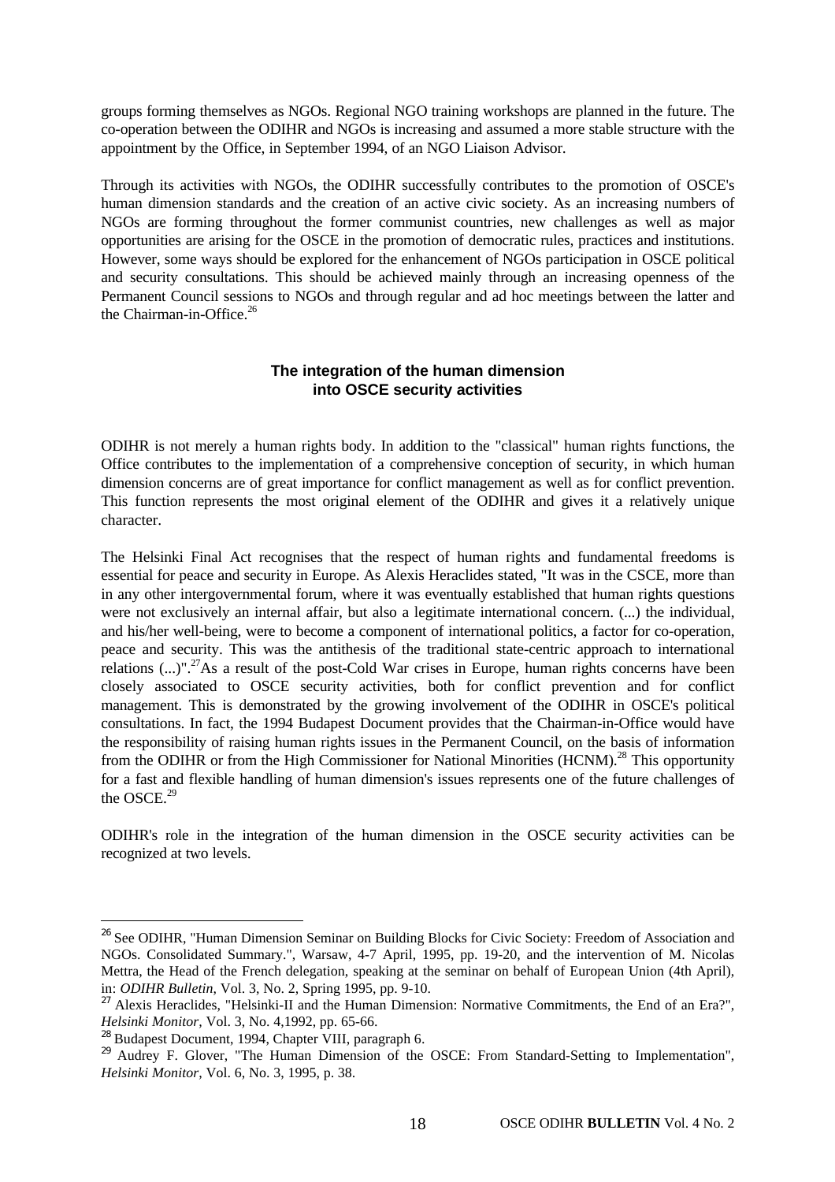groups forming themselves as NGOs. Regional NGO training workshops are planned in the future. The co-operation between the ODIHR and NGOs is increasing and assumed a more stable structure with the appointment by the Office, in September 1994, of an NGO Liaison Advisor.

Through its activities with NGOs, the ODIHR successfully contributes to the promotion of OSCE's human dimension standards and the creation of an active civic society. As an increasing numbers of NGOs are forming throughout the former communist countries, new challenges as well as major opportunities are arising for the OSCE in the promotion of democratic rules, practices and institutions. However, some ways should be explored for the enhancement of NGOs participation in OSCE political and security consultations. This should be achieved mainly through an increasing openness of the Permanent Council sessions to NGOs and through regular and ad hoc meetings between the latter and the Chairman-in-Office.[26]

### The integration of the human dimension into OSCE security activities

ODIHR is not merely a human rights body. In addition to the "classical" human rights functions, the Office contributes to the implementation of a comprehensive conception of security, in which human dimension concerns are of great importance for conflict management as well as for conflict prevention. This function represents the most original element of the ODIHR and gives it a relatively unique character.

The Helsinki Final Act recognises that the respect of human rights and fundamental freedoms is essential for peace and security in Europe. As Alexis Heraclides stated, "It was in the CSCE, more than in any other intergovernmental forum, where it was eventually established that human rights questions were not exclusively an internal affair, but also a legitimate international concern. (...) the individual, and his/her well-being, were to become a component of international politics, a factor for co-operation, peace and security. This was the antithesis of the traditional state-centric approach to international relations (...)".[27]As a result of the post-Cold War crises in Europe, human rights concerns have been closely associated to OSCE security activities, both for conflict prevention and for conflict management. This is demonstrated by the growing involvement of the ODIHR in OSCE's political consultations. In fact, the 1994 Budapest Document provides that the Chairman-in-Office would have the responsibility of raising human rights issues in the Permanent Council, on the basis of information from the ODIHR or from the High Commissioner for National Minorities (HCNM).[28] This opportunity for a fast and flexible handling of human dimension's issues represents one of the future challenges of the OSCE.[29]

ODIHR's role in the integration of the human dimension in the OSCE security activities can be recognized at two levels.

---

[26] See ODIHR, "Human Dimension Seminar on Building Blocks for Civic Society: Freedom of Association and NGOs. Consolidated Summary.", Warsaw, 4-7 April, 1995, pp. 19-20, and the intervention of M. Nicolas Mettra, the Head of the French delegation, speaking at the seminar on behalf of European Union (4th April), in: *ODIHR Bulletin*, Vol. 3, No. 2, Spring 1995, pp. 9-10.

[27] Alexis Heraclides, "Helsinki-II and the Human Dimension: Normative Commitments, the End of an Era?", *Helsinki Monitor*, Vol. 3, No. 4,1992, pp. 65-66.

[28] Budapest Document, 1994, Chapter VIII, paragraph 6.

[29] Audrey F. Glover, "The Human Dimension of the OSCE: From Standard-Setting to Implementation", *Helsinki Monitor*, Vol. 6, No. 3, 1995, p. 38.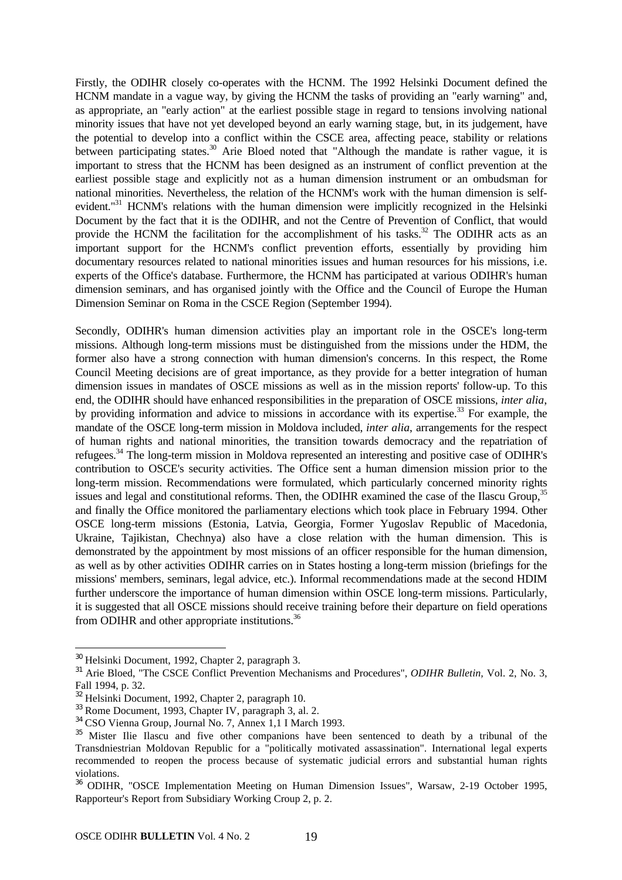Firstly, the ODIHR closely co-operates with the HCNM. The 1992 Helsinki Document defined the HCNM mandate in a vague way, by giving the HCNM the tasks of providing an "early warning" and, as appropriate, an "early action" at the earliest possible stage in regard to tensions involving national minority issues that have not yet developed beyond an early warning stage, but, in its judgement, have the potential to develop into a conflict within the CSCE area, affecting peace, stability or relations between participating states.[30] Arie Bloed noted that "Although the mandate is rather vague, it is important to stress that the HCNM has been designed as an instrument of conflict prevention at the earliest possible stage and explicitly not as a human dimension instrument or an ombudsman for national minorities. Nevertheless, the relation of the HCNM's work with the human dimension is self-evident."[31] HCNM's relations with the human dimension were implicitly recognized in the Helsinki Document by the fact that it is the ODIHR, and not the Centre of Prevention of Conflict, that would provide the HCNM the facilitation for the accomplishment of his tasks.[32] The ODIHR acts as an important support for the HCNM's conflict prevention efforts, essentially by providing him documentary resources related to national minorities issues and human resources for his missions, i.e. experts of the Office's database. Furthermore, the HCNM has participated at various ODIHR's human dimension seminars, and has organised jointly with the Office and the Council of Europe the Human Dimension Seminar on Roma in the CSCE Region (September 1994).

Secondly, ODIHR's human dimension activities play an important role in the OSCE's long-term missions. Although long-term missions must be distinguished from the missions under the HDM, the former also have a strong connection with human dimension's concerns. In this respect, the Rome Council Meeting decisions are of great importance, as they provide for a better integration of human dimension issues in mandates of OSCE missions as well as in the mission reports' follow-up. To this end, the ODIHR should have enhanced responsibilities in the preparation of OSCE missions, *inter alia*, by providing information and advice to missions in accordance with its expertise.[33] For example, the mandate of the OSCE long-term mission in Moldova included, *inter alia*, arrangements for the respect of human rights and national minorities, the transition towards democracy and the repatriation of refugees.[34] The long-term mission in Moldova represented an interesting and positive case of ODIHR's contribution to OSCE's security activities. The Office sent a human dimension mission prior to the long-term mission. Recommendations were formulated, which particularly concerned minority rights issues and legal and constitutional reforms. Then, the ODIHR examined the case of the Ilascu Group,[35] and finally the Office monitored the parliamentary elections which took place in February 1994. Other OSCE long-term missions (Estonia, Latvia, Georgia, Former Yugoslav Republic of Macedonia, Ukraine, Tajikistan, Chechnya) also have a close relation with the human dimension. This is demonstrated by the appointment by most missions of an officer responsible for the human dimension, as well as by other activities ODIHR carries on in States hosting a long-term mission (briefings for the missions' members, seminars, legal advice, etc.). Informal recommendations made at the second HDIM further underscore the importance of human dimension within OSCE long-term missions. Particularly, it is suggested that all OSCE missions should receive training before their departure on field operations from ODIHR and other appropriate institutions.[36]

---

[30] Helsinki Document, 1992, Chapter 2, paragraph 3.

[31] Arie Bloed, "The CSCE Conflict Prevention Mechanisms and Procedures", *ODIHR Bulletin*, Vol. 2, No. 3, Fall 1994, p. 32.

[32] Helsinki Document, 1992, Chapter 2, paragraph 10.

[33] Rome Document, 1993, Chapter IV, paragraph 3, al. 2.

[34] CSO Vienna Group, Journal No. 7, Annex 1,1 I March 1993.

[35] Mister Ilie Ilascu and five other companions have been sentenced to death by a tribunal of the Transdniestrian Moldovan Republic for a "politically motivated assassination". International legal experts recommended to reopen the process because of systematic judicial errors and substantial human rights violations.

[36] ODIHR, "OSCE Implementation Meeting on Human Dimension Issues", Warsaw, 2-19 October 1995, Rapporteur's Report from Subsidiary Working Croup 2, p. 2.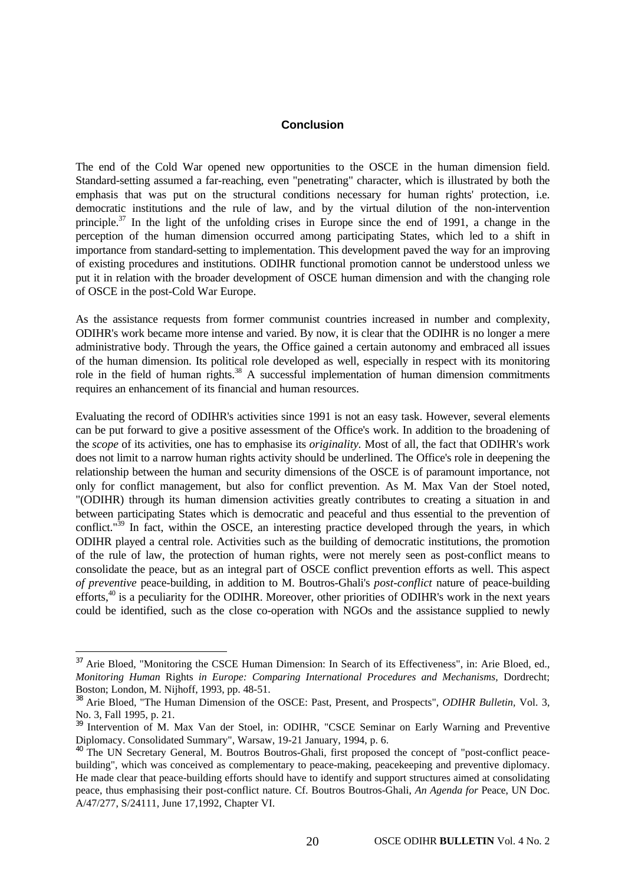## Conclusion

The end of the Cold War opened new opportunities to the OSCE in the human dimension field. Standard-setting assumed a far-reaching, even "penetrating" character, which is illustrated by both the emphasis that was put on the structural conditions necessary for human rights' protection, i.e. democratic institutions and the rule of law, and by the virtual dilution of the non-intervention principle.[37] In the light of the unfolding crises in Europe since the end of 1991, a change in the perception of the human dimension occurred among participating States, which led to a shift in importance from standard-setting to implementation. This development paved the way for an improving of existing procedures and institutions. ODIHR functional promotion cannot be understood unless we put it in relation with the broader development of OSCE human dimension and with the changing role of OSCE in the post-Cold War Europe.

As the assistance requests from former communist countries increased in number and complexity, ODIHR's work became more intense and varied. By now, it is clear that the ODIHR is no longer a mere administrative body. Through the years, the Office gained a certain autonomy and embraced all issues of the human dimension. Its political role developed as well, especially in respect with its monitoring role in the field of human rights.[38] A successful implementation of human dimension commitments requires an enhancement of its financial and human resources.

Evaluating the record of ODIHR's activities since 1991 is not an easy task. However, several elements can be put forward to give a positive assessment of the Office's work. In addition to the broadening of the *scope* of its activities, one has to emphasise its *originality.* Most of all, the fact that ODIHR's work does not limit to a narrow human rights activity should be underlined. The Office's role in deepening the relationship between the human and security dimensions of the OSCE is of paramount importance, not only for conflict management, but also for conflict prevention. As M. Max Van der Stoel noted, "(ODIHR) through its human dimension activities greatly contributes to creating a situation in and between participating States which is democratic and peaceful and thus essential to the prevention of conflict."[39] In fact, within the OSCE, an interesting practice developed through the years, in which ODIHR played a central role. Activities such as the building of democratic institutions, the promotion of the rule of law, the protection of human rights, were not merely seen as post-conflict means to consolidate the peace, but as an integral part of OSCE conflict prevention efforts as well. This aspect *of preventive* peace-building, in addition to M. Boutros-Ghali's *post-conflict* nature of peace-building efforts,[40] is a peculiarity for the ODIHR. Moreover, other priorities of ODIHR's work in the next years could be identified, such as the close co-operation with NGOs and the assistance supplied to newly

---

[37] Arie Bloed, "Monitoring the CSCE Human Dimension: In Search of its Effectiveness", in: Arie Bloed, ed., *Monitoring Human* Rights *in Europe: Comparing International Procedures and Mechanisms,* Dordrecht; Boston; London, M. Nijhoff, 1993, pp. 48-51.

[38] Arie Bloed, "The Human Dimension of the OSCE: Past, Present, and Prospects", *ODIHR Bulletin,* Vol. 3, No. 3, Fall 1995, p. 21.

[39] Intervention of M. Max Van der Stoel, in: ODIHR, "CSCE Seminar on Early Warning and Preventive Diplomacy. Consolidated Summary", Warsaw, 19-21 January, 1994, p. 6.

[40] The UN Secretary General, M. Boutros Boutros-Ghali, first proposed the concept of "post-conflict peace-building", which was conceived as complementary to peace-making, peacekeeping and preventive diplomacy. He made clear that peace-building efforts should have to identify and support structures aimed at consolidating peace, thus emphasising their post-conflict nature. Cf. Boutros Boutros-Ghali, *An Agenda for* Peace, UN Doc. A/47/277, S/24111, June 17,1992, Chapter VI.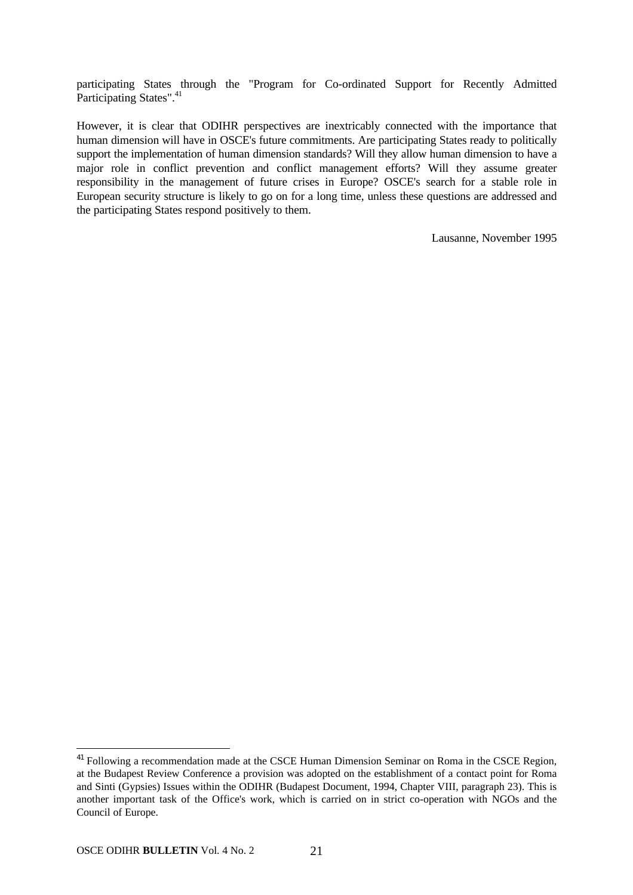participating States through the "Program for Co-ordinated Support for Recently Admitted Participating States".[41]

However, it is clear that ODIHR perspectives are inextricably connected with the importance that human dimension will have in OSCE's future commitments. Are participating States ready to politically support the implementation of human dimension standards? Will they allow human dimension to have a major role in conflict prevention and conflict management efforts? Will they assume greater responsibility in the management of future crises in Europe? OSCE's search for a stable role in European security structure is likely to go on for a long time, unless these questions are addressed and the participating States respond positively to them.

Lausanne, November 1995

[41] Following a recommendation made at the CSCE Human Dimension Seminar on Roma in the CSCE Region, at the Budapest Review Conference a provision was adopted on the establishment of a contact point for Roma and Sinti (Gypsies) Issues within the ODIHR (Budapest Document, 1994, Chapter VIII, paragraph 23). This is another important task of the Office's work, which is carried on in strict co-operation with NGOs and the Council of Europe.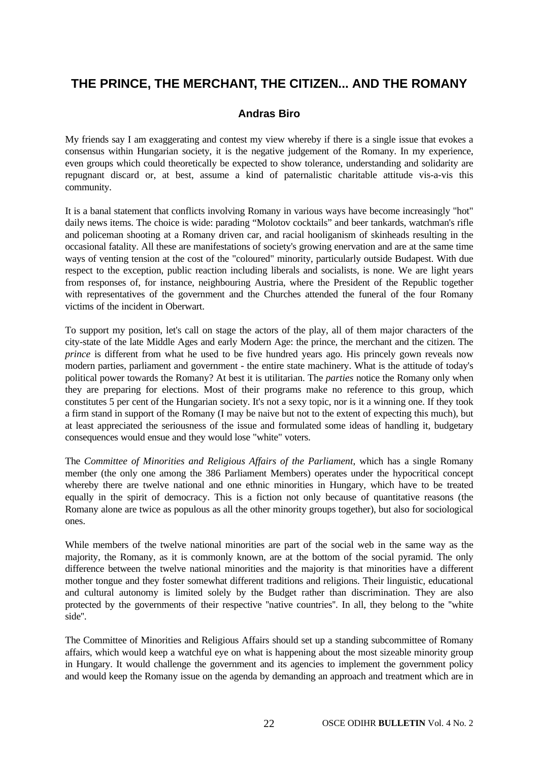# THE PRINCE, THE MERCHANT, THE CITIZEN... AND THE ROMANY

### Andras Biro

My friends say I am exaggerating and contest my view whereby if there is a single issue that evokes a consensus within Hungarian society, it is the negative judgement of the Romany. In my experience, even groups which could theoretically be expected to show tolerance, understanding and solidarity are repugnant discard or, at best, assume a kind of paternalistic charitable attitude vis-a-vis this community.

It is a banal statement that conflicts involving Romany in various ways have become increasingly "hot" daily news items. The choice is wide: parading "Molotov cocktails" and beer tankards, watchman's rifle and policeman shooting at a Romany driven car, and racial hooliganism of skinheads resulting in the occasional fatality. All these are manifestations of society's growing enervation and are at the same time ways of venting tension at the cost of the "coloured" minority, particularly outside Budapest. With due respect to the exception, public reaction including liberals and socialists, is none. We are light years from responses of, for instance, neighbouring Austria, where the President of the Republic together with representatives of the government and the Churches attended the funeral of the four Romany victims of the incident in Oberwart.

To support my position, let's call on stage the actors of the play, all of them major characters of the city-state of the late Middle Ages and early Modern Age: the prince, the merchant and the citizen. The *prince* is different from what he used to be five hundred years ago. His princely gown reveals now modern parties, parliament and government - the entire state machinery. What is the attitude of today's political power towards the Romany? At best it is utilitarian. The *parties* notice the Romany only when they are preparing for elections. Most of their programs make no reference to this group, which constitutes 5 per cent of the Hungarian society. It's not a sexy topic, nor is it a winning one. If they took a firm stand in support of the Romany (I may be naive but not to the extent of expecting this much), but at least appreciated the seriousness of the issue and formulated some ideas of handling it, budgetary consequences would ensue and they would lose "white" voters.

The *Committee of Minorities and Religious Affairs of the Parliament*, which has a single Romany member (the only one among the 386 Parliament Members) operates under the hypocritical concept whereby there are twelve national and one ethnic minorities in Hungary, which have to be treated equally in the spirit of democracy. This is a fiction not only because of quantitative reasons (the Romany alone are twice as populous as all the other minority groups together), but also for sociological ones.

While members of the twelve national minorities are part of the social web in the same way as the majority, the Romany, as it is commonly known, are at the bottom of the social pyramid. The only difference between the twelve national minorities and the majority is that minorities have a different mother tongue and they foster somewhat different traditions and religions. Their linguistic, educational and cultural autonomy is limited solely by the Budget rather than discrimination. They are also protected by the governments of their respective "native countries". In all, they belong to the "white side".

The Committee of Minorities and Religious Affairs should set up a standing subcommittee of Romany affairs, which would keep a watchful eye on what is happening about the most sizeable minority group in Hungary. It would challenge the government and its agencies to implement the government policy and would keep the Romany issue on the agenda by demanding an approach and treatment which are in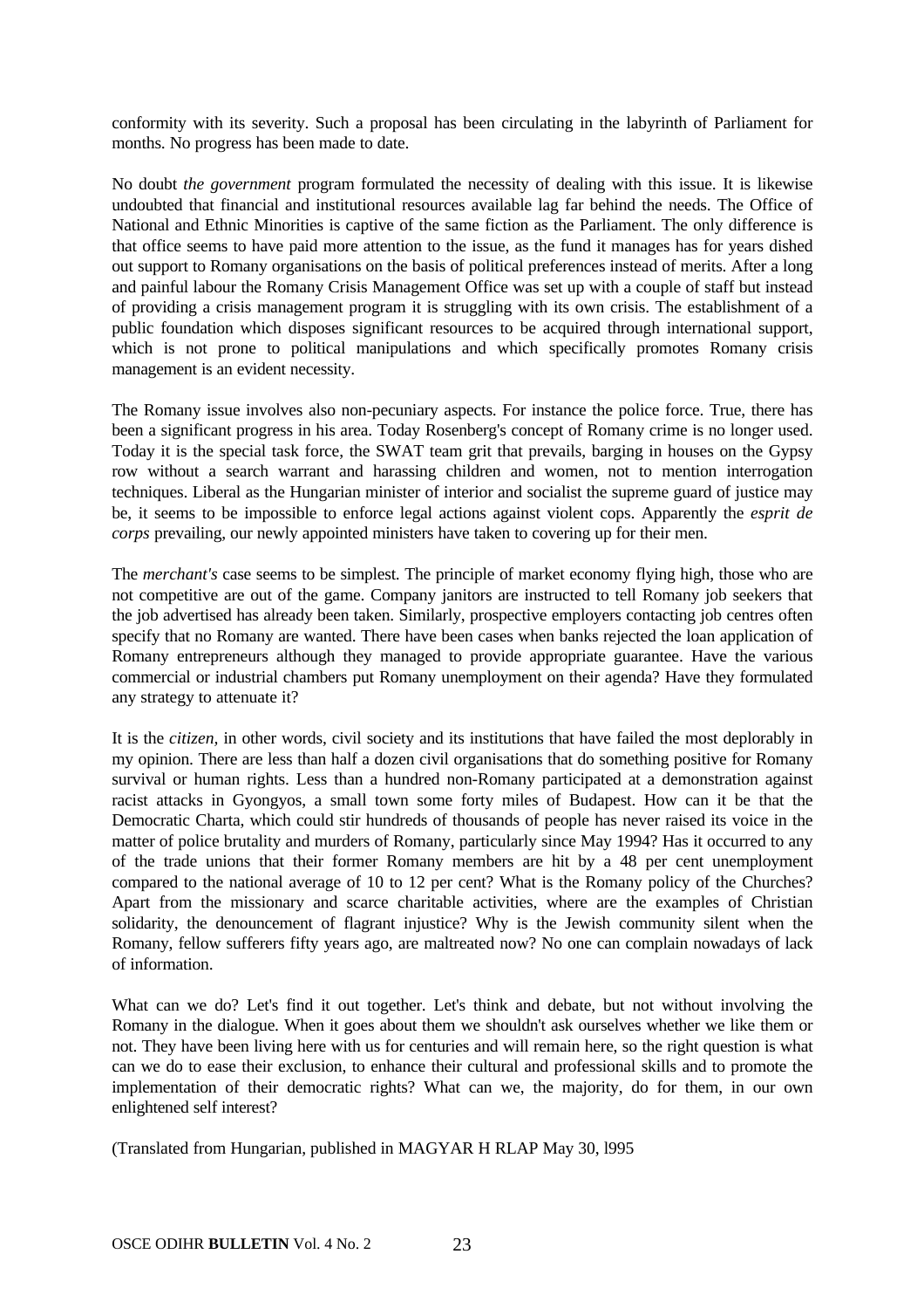conformity with its severity. Such a proposal has been circulating in the labyrinth of Parliament for months. No progress has been made to date.

No doubt *the government* program formulated the necessity of dealing with this issue. It is likewise undoubted that financial and institutional resources available lag far behind the needs. The Office of National and Ethnic Minorities is captive of the same fiction as the Parliament. The only difference is that office seems to have paid more attention to the issue, as the fund it manages has for years dished out support to Romany organisations on the basis of political preferences instead of merits. After a long and painful labour the Romany Crisis Management Office was set up with a couple of staff but instead of providing a crisis management program it is struggling with its own crisis. The establishment of a public foundation which disposes significant resources to be acquired through international support, which is not prone to political manipulations and which specifically promotes Romany crisis management is an evident necessity.

The Romany issue involves also non-pecuniary aspects. For instance the police force. True, there has been a significant progress in his area. Today Rosenberg's concept of Romany crime is no longer used. Today it is the special task force, the SWAT team grit that prevails, barging in houses on the Gypsy row without a search warrant and harassing children and women, not to mention interrogation techniques. Liberal as the Hungarian minister of interior and socialist the supreme guard of justice may be, it seems to be impossible to enforce legal actions against violent cops. Apparently the *esprit de corps* prevailing, our newly appointed ministers have taken to covering up for their men.

The *merchant's* case seems to be simplest. The principle of market economy flying high, those who are not competitive are out of the game. Company janitors are instructed to tell Romany job seekers that the job advertised has already been taken. Similarly, prospective employers contacting job centres often specify that no Romany are wanted. There have been cases when banks rejected the loan application of Romany entrepreneurs although they managed to provide appropriate guarantee. Have the various commercial or industrial chambers put Romany unemployment on their agenda? Have they formulated any strategy to attenuate it?

It is the *citizen,* in other words, civil society and its institutions that have failed the most deplorably in my opinion. There are less than half a dozen civil organisations that do something positive for Romany survival or human rights. Less than a hundred non-Romany participated at a demonstration against racist attacks in Gyongyos, a small town some forty miles of Budapest. How can it be that the Democratic Charta, which could stir hundreds of thousands of people has never raised its voice in the matter of police brutality and murders of Romany, particularly since May 1994? Has it occurred to any of the trade unions that their former Romany members are hit by a 48 per cent unemployment compared to the national average of 10 to 12 per cent? What is the Romany policy of the Churches? Apart from the missionary and scarce charitable activities, where are the examples of Christian solidarity, the denouncement of flagrant injustice? Why is the Jewish community silent when the Romany, fellow sufferers fifty years ago, are maltreated now? No one can complain nowadays of lack of information.

What can we do? Let's find it out together. Let's think and debate, but not without involving the Romany in the dialogue. When it goes about them we shouldn't ask ourselves whether we like them or not. They have been living here with us for centuries and will remain here, so the right question is what can we do to ease their exclusion, to enhance their cultural and professional skills and to promote the implementation of their democratic rights? What can we, the majority, do for them, in our own enlightened self interest?

(Translated from Hungarian, published in MAGYAR H RLAP May 30, l995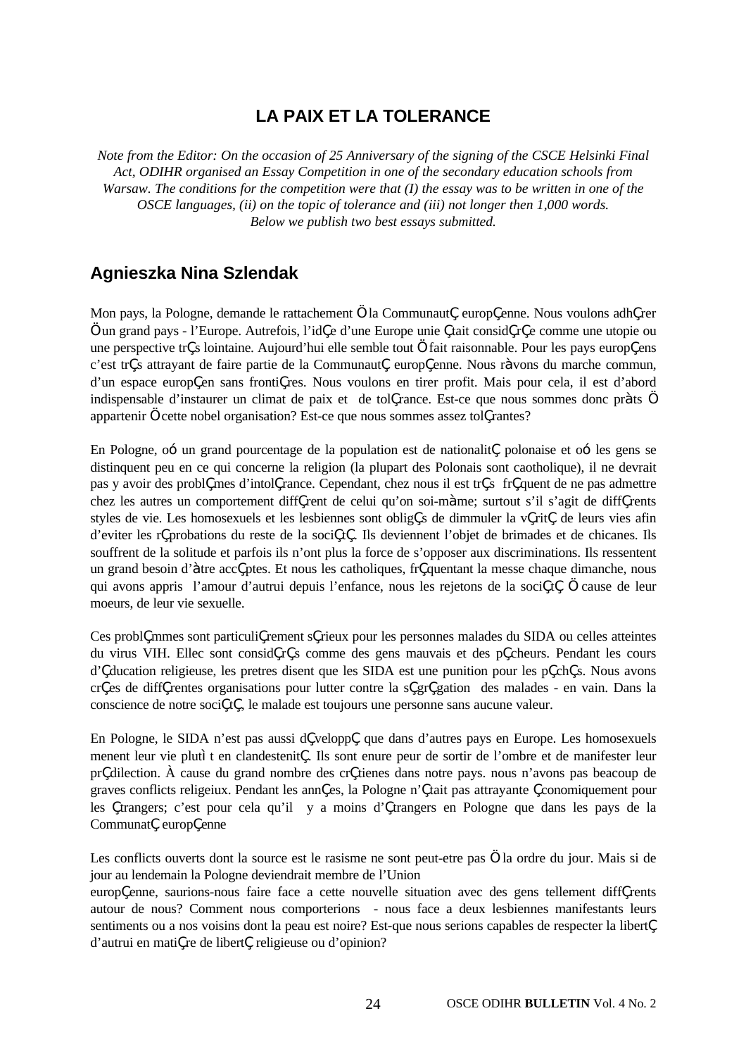# LA PAIX ET LA TOLERANCE

*Note from the Editor: On the occasion of 25 Anniversary of the signing of the CSCE Helsinki Final Act, ODIHR organised an Essay Competition in one of the secondary education schools from Warsaw. The conditions for the competition were that (I) the essay was to be written in one of the OSCE languages, (ii) on the topic of tolerance and (iii) not longer then 1,000 words. Below we publish two best essays submitted.*

## Agnieszka Nina Szlendak

Mon pays, la Pologne, demande le rattachement Ö la CommunautÇ europÇenne. Nous voulons adhÇrer Ö un grand pays - l'Europe. Autrefois, l'idÇe d'une Europe unie Çtait considÇrÇe comme une utopie ou une perspective trÇs lointaine. Aujourd'hui elle semble tout Ö fait raisonnable. Pour les pays europÇens c'est trÇs attrayant de faire partie de la CommunautÇ europÇenne. Nous ràvons du marche commun, d'un espace europÇen sans frontiÇres. Nous voulons en tirer profit. Mais pour cela, il est d'abord indispensable d'instaurer un climat de paix et de tolÇrance. Est-ce que nous sommes donc pràts Ö appartenir Ö cette nobel organisation? Est-ce que nous sommes assez tolÇrantes?

En Pologne, oó un grand pourcentage de la population est de nationalitÇ polonaise et oó les gens se distinquent peu en ce qui concerne la religion (la plupart des Polonais sont caotholique), il ne devrait pas y avoir des problÇmes d'intolÇrance. Cependant, chez nous il est trÇs frÇquent de ne pas admettre chez les autres un comportement diffÇrent de celui qu'on soi-màme; surtout s'il s'agit de diffÇrents styles de vie. Les homosexuels et les lesbiennes sont obligÇs de dimmuler la vÇritÇ de leurs vies afin d'eviter les rÇprobations du reste de la sociÇtÇ. Ils deviennent l'objet de brimades et de chicanes. Ils souffrent de la solitude et parfois ils n'ont plus la force de s'opposer aux discriminations. Ils ressentent un grand besoin d'àtre accÇptes. Et nous les catholiques, frÇquentant la messe chaque dimanche, nous qui avons appris l'amour d'autrui depuis l'enfance, nous les rejetons de la sociÇtÇ Ö cause de leur moeurs, de leur vie sexuelle.

Ces problÇmmes sont particuliÇrement sÇrieux pour les personnes malades du SIDA ou celles atteintes du virus VIH. Ellec sont considÇrÇs comme des gens mauvais et des pÇcheurs. Pendant les cours d'Çducation religieuse, les pretres disent que les SIDA est une punition pour les pÇchÇs. Nous avons crÇes de diffÇrentes organisations pour lutter contre la sÇgrÇgation des malades - en vain. Dans la conscience de notre sociÇtÇ, le malade est toujours une personne sans aucune valeur.

En Pologne, le SIDA n'est pas aussi dÇveloppÇ que dans d'autres pays en Europe. Les homosexuels menent leur vie plutì t en clandestenitÇ. Ils sont enure peur de sortir de l'ombre et de manifester leur prÇdilection. À cause du grand nombre des crÇtienes dans notre pays. nous n'avons pas beacoup de graves conflicts religeiux. Pendant les annÇes, la Pologne n'Çtait pas attrayante Çconomiquement pour les Çtrangers; c'est pour cela qu'il y a moins d'Çtrangers en Pologne que dans les pays de la CommunatÇ europÇenne

Les conflicts ouverts dont la source est le rasisme ne sont peut-etre pas Ö la ordre du jour. Mais si de jour au lendemain la Pologne deviendrait membre de l'Union europÇenne, saurions-nous faire face a cette nouvelle situation avec des gens tellement diffÇrents autour de nous? Comment nous comporterions - nous face a deux lesbiennes manifestants leurs sentiments ou a nos voisins dont la peau est noire? Est-que nous serions capables de respecter la libertÇ d'autrui en matiÇre de libertÇ religieuse ou d'opinion?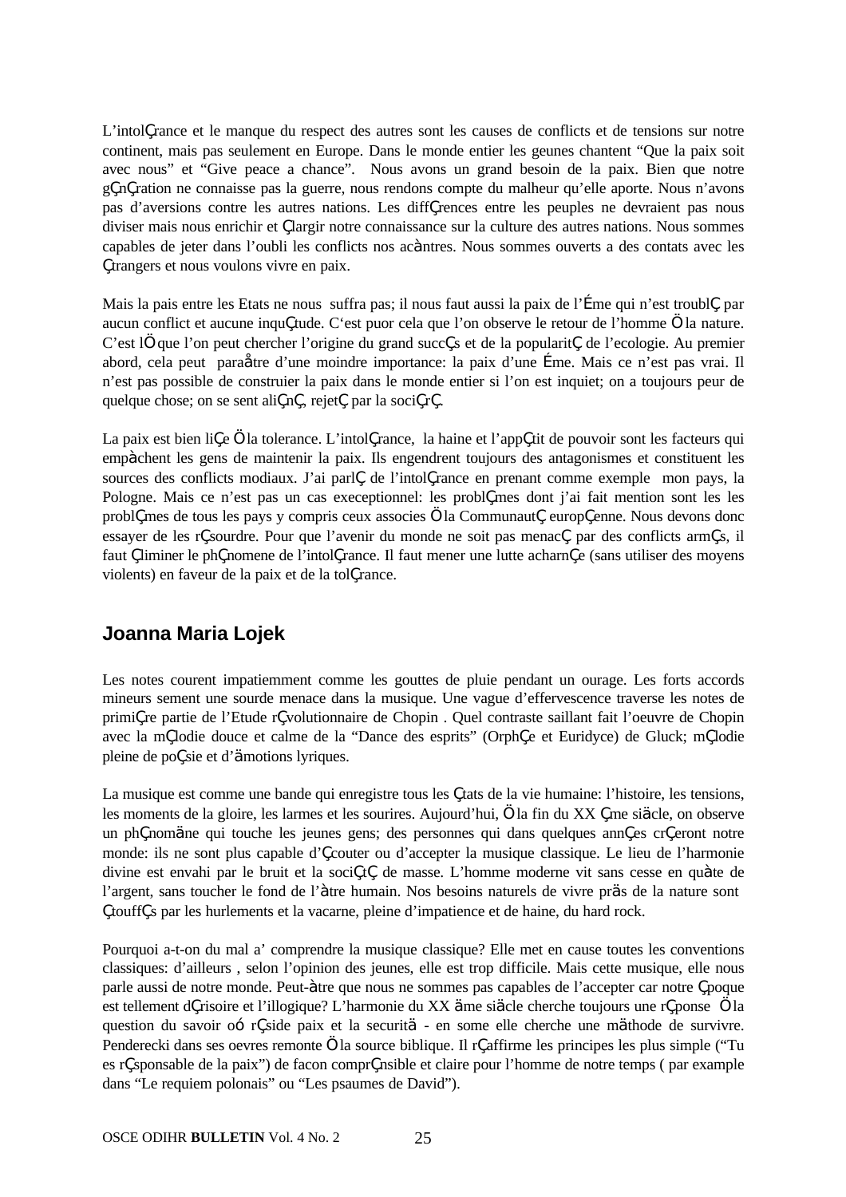L'intolÇrance et le manque du respect des autres sont les causes de conflicts et de tensions sur notre continent, mais pas seulement en Europe. Dans le monde entier les geunes chantent "Que la paix soit avec nous" et "Give peace a chance". Nous avons un grand besoin de la paix. Bien que notre gÇnÇration ne connaisse pas la guerre, nous rendons compte du malheur qu'elle aporte. Nous n'avons pas d'aversions contre les autres nations. Les diffÇrences entre les peuples ne devraient pas nous diviser mais nous enrichir et Çlargir notre connaissance sur la culture des autres nations. Nous sommes capables de jeter dans l'oubli les conflicts nos acàntres. Nous sommes ouverts a des contats avec les Çtrangers et nous voulons vivre en paix.

Mais la pais entre les Etats ne nous suffra pas; il nous faut aussi la paix de l'Éme qui n'est troublÇ par aucun conflict et aucune inquÇtude. C'est puor cela que l'on observe le retour de l'homme Ö la nature. C'est lÖ que l'on peut chercher l'origine du grand succÇs et de la popularitÇ de l'ecologie. Au premier abord, cela peut paraåtre d'une moindre importance: la paix d'une Éme. Mais ce n'est pas vrai. Il n'est pas possible de construier la paix dans le monde entier si l'on est inquiet; on a toujours peur de quelque chose; on se sent aliÇnÇ, rejetÇ par la sociÇrÇ.

La paix est bien liÇe Ö la tolerance. L'intolÇrance, la haine et l'appÇtit de pouvoir sont les facteurs qui empàchent les gens de maintenir la paix. Ils engendrent toujours des antagonismes et constituent les sources des conflicts modiaux. J'ai parlÇ de l'intolÇrance en prenant comme exemple mon pays, la Pologne. Mais ce n'est pas un cas execeptionnel: les problÇmes dont j'ai fait mention sont les les problÇmes de tous les pays y compris ceux associes Ö la CommunautÇ europÇenne. Nous devons donc essayer de les rÇsourdre. Pour que l'avenir du monde ne soit pas menacÇ par des conflicts armÇs, il faut Çliminer le phÇnomene de l'intolÇrance. Il faut mener une lutte acharnÇe (sans utiliser des moyens violents) en faveur de la paix et de la tolÇrance.

## Joanna Maria Lojek

Les notes courent impatiemment comme les gouttes de pluie pendant un ourage. Les forts accords mineurs sement une sourde menace dans la musique. Une vague d'effervescence traverse les notes de primiÇre partie de l'Etude rÇvolutionnaire de Chopin . Quel contraste saillant fait l'oeuvre de Chopin avec la mÇlodie douce et calme de la "Dance des esprits" (OrphÇe et Euridyce) de Gluck; mÇlodie pleine de poÇsie et d'ämotions lyriques.

La musique est comme une bande qui enregistre tous les Çtats de la vie humaine: l'histoire, les tensions, les moments de la gloire, les larmes et les sourires. Aujourd'hui, Ö la fin du XX Çme siäcle, on observe un phÇnomäne qui touche les jeunes gens; des personnes qui dans quelques annÇes crÇeront notre monde: ils ne sont plus capable d'Çcouter ou d'accepter la musique classique. Le lieu de l'harmonie divine est envahi par le bruit et la sociÇtÇ de masse. L'homme moderne vit sans cesse en quàte de l'argent, sans toucher le fond de l'àtre humain. Nos besoins naturels de vivre präs de la nature sont ÇtouffÇs par les hurlements et la vacarne, pleine d'impatience et de haine, du hard rock.

Pourquoi a-t-on du mal a' comprendre la musique classique? Elle met en cause toutes les conventions classiques: d'ailleurs , selon l'opinion des jeunes, elle est trop difficile. Mais cette musique, elle nous parle aussi de notre monde. Peut-àtre que nous ne sommes pas capables de l'accepter car notre Çpoque est tellement dÇrisoire et l'illogique? L'harmonie du XX äme siäcle cherche toujours une rÇponse Ö la question du savoir oó rÇside paix et la securitä - en some elle cherche une mäthode de survivre. Penderecki dans ses oevres remonte Ö la source biblique. Il rÇaffirme les principes les plus simple ("Tu es rÇsponsable de la paix") de facon comprÇnsible et claire pour l'homme de notre temps ( par example dans "Le requiem polonais" ou "Les psaumes de David").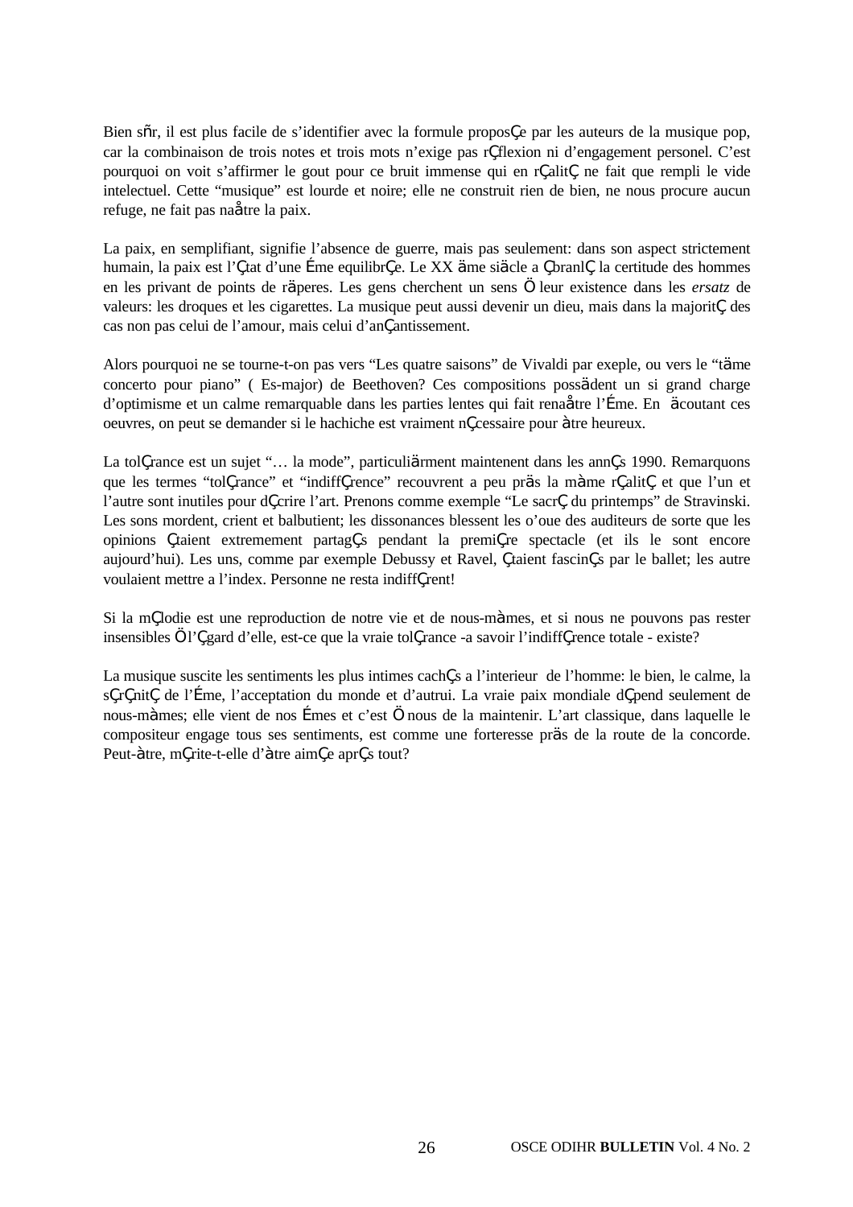Bien sñr, il est plus facile de s'identifier avec la formule proposÇe par les auteurs de la musique pop, car la combinaison de trois notes et trois mots n'exige pas rÇflexion ni d'engagement personel. C'est pourquoi on voit s'affirmer le gout pour ce bruit immense qui en rÇalitÇ ne fait que rempli le vide intelectuel. Cette "musique" est lourde et noire; elle ne construit rien de bien, ne nous procure aucun refuge, ne fait pas naåtre la paix.

La paix, en semplifiant, signifie l'absence de guerre, mais pas seulement: dans son aspect strictement humain, la paix est l'Çtat d'une Éme equilibrÇe. Le XX äme siäcle a ÇbranlÇ la certitude des hommes en les privant de points de räperes. Les gens cherchent un sens Ö leur existence dans les *ersatz* de valeurs: les droques et les cigarettes. La musique peut aussi devenir un dieu, mais dans la majoritÇ des cas non pas celui de l'amour, mais celui d'anÇantissement.

Alors pourquoi ne se tourne-t-on pas vers "Les quatre saisons" de Vivaldi par exeple, ou vers le "täme concerto pour piano" ( Es-major) de Beethoven? Ces compositions possädent un si grand charge d'optimisme et un calme remarquable dans les parties lentes qui fait renaåtre l'Éme. En äcoutant ces oeuvres, on peut se demander si le hachiche est vraiment nÇcessaire pour àtre heureux.

La tolÇrance est un sujet "… la mode", particuliärment maintenent dans les annÇs 1990. Remarquons que les termes "tolÇrance" et "indiffÇrence" recouvrent a peu präs la màme rÇalitÇ et que l'un et l'autre sont inutiles pour dÇcrire l'art. Prenons comme exemple "Le sacrÇ du printemps" de Stravinski. Les sons mordent, crient et balbutient; les dissonances blessent les o'oue des auditeurs de sorte que les opinions Çtaient extremement partagÇs pendant la premiÇre spectacle (et ils le sont encore aujourd'hui). Les uns, comme par exemple Debussy et Ravel, Çtaient fascinÇs par le ballet; les autre voulaient mettre a l'index. Personne ne resta indiffÇrent!

Si la mÇlodie est une reproduction de notre vie et de nous-màmes, et si nous ne pouvons pas rester insensibles Ö l'Çgard d'elle, est-ce que la vraie tolÇrance -a savoir l'indiffÇrence totale - existe?

La musique suscite les sentiments les plus intimes cachÇs a l'interieur de l'homme: le bien, le calme, la sÇrÇnitÇ de l'Éme, l'acceptation du monde et d'autrui. La vraie paix mondiale dÇpend seulement de nous-màmes; elle vient de nos Émes et c'est Ö nous de la maintenir. L'art classique, dans laquelle le compositeur engage tous ses sentiments, est comme une forteresse präs de la route de la concorde. Peut-àtre, mÇrite-t-elle d'àtre aimÇe aprÇs tout?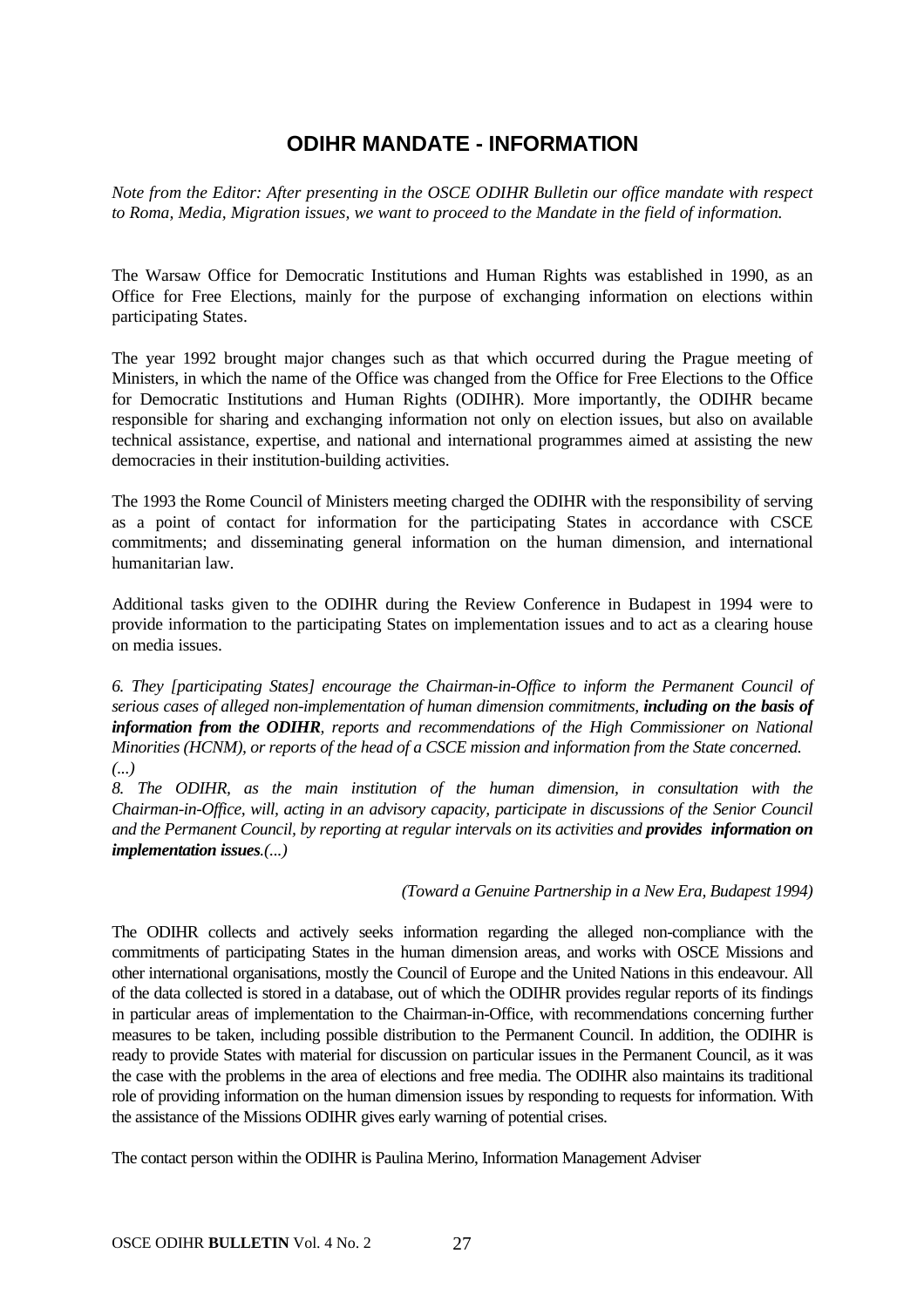# ODIHR MANDATE - INFORMATION

*Note from the Editor: After presenting in the OSCE ODIHR Bulletin our office mandate with respect to Roma, Media, Migration issues, we want to proceed to the Mandate in the field of information.*

The Warsaw Office for Democratic Institutions and Human Rights was established in 1990, as an Office for Free Elections, mainly for the purpose of exchanging information on elections within participating States.

The year 1992 brought major changes such as that which occurred during the Prague meeting of Ministers, in which the name of the Office was changed from the Office for Free Elections to the Office for Democratic Institutions and Human Rights (ODIHR). More importantly, the ODIHR became responsible for sharing and exchanging information not only on election issues, but also on available technical assistance, expertise, and national and international programmes aimed at assisting the new democracies in their institution-building activities.

The 1993 the Rome Council of Ministers meeting charged the ODIHR with the responsibility of serving as a point of contact for information for the participating States in accordance with CSCE commitments; and disseminating general information on the human dimension, and international humanitarian law.

Additional tasks given to the ODIHR during the Review Conference in Budapest in 1994 were to provide information to the participating States on implementation issues and to act as a clearing house on media issues.

*6. They [participating States] encourage the Chairman-in-Office to inform the Permanent Council of serious cases of alleged non-implementation of human dimension commitments,* ***including on the basis of information from the ODIHR****, reports and recommendations of the High Commissioner on National Minorities (HCNM), or reports of the head of a CSCE mission and information from the State concerned. (...)*

*8. The ODIHR, as the main institution of the human dimension, in consultation with the Chairman-in-Office, will, acting in an advisory capacity, participate in discussions of the Senior Council and the Permanent Council, by reporting at regular intervals on its activities and* ***provides information on implementation issues****.(...)*

*(Toward a Genuine Partnership in a New Era, Budapest 1994)*

The ODIHR collects and actively seeks information regarding the alleged non-compliance with the commitments of participating States in the human dimension areas, and works with OSCE Missions and other international organisations, mostly the Council of Europe and the United Nations in this endeavour. All of the data collected is stored in a database, out of which the ODIHR provides regular reports of its findings in particular areas of implementation to the Chairman-in-Office, with recommendations concerning further measures to be taken, including possible distribution to the Permanent Council. In addition, the ODIHR is ready to provide States with material for discussion on particular issues in the Permanent Council, as it was the case with the problems in the area of elections and free media. The ODIHR also maintains its traditional role of providing information on the human dimension issues by responding to requests for information. With the assistance of the Missions ODIHR gives early warning of potential crises.

The contact person within the ODIHR is Paulina Merino, Information Management Adviser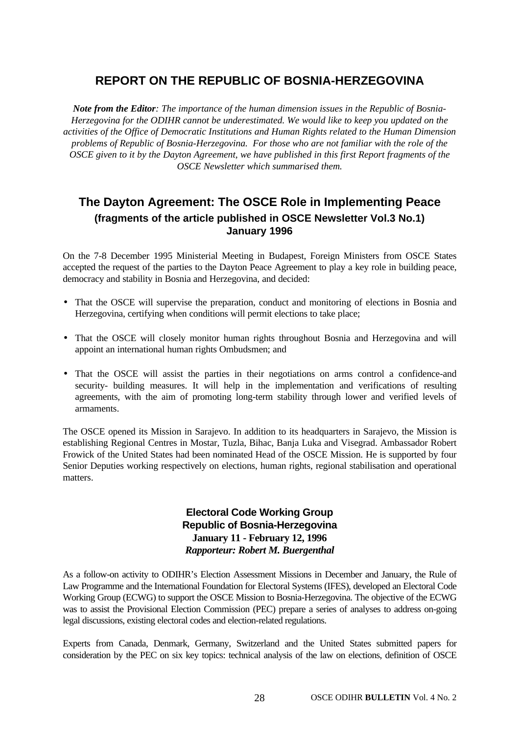## REPORT ON THE REPUBLIC OF BOSNIA-HERZEGOVINA

***Note from the Editor**: The importance of the human dimension issues in the Republic of Bosnia-Herzegovina for the ODIHR cannot be underestimated. We would like to keep you updated on the activities of the Office of Democratic Institutions and Human Rights related to the Human Dimension problems of Republic of Bosnia-Herzegovina. For those who are not familiar with the role of the OSCE given to it by the Dayton Agreement, we have published in this first Report fragments of the OSCE Newsletter which summarised them.*

## The Dayton Agreement: The OSCE Role in Implementing Peace
### (fragments of the article published in OSCE Newsletter Vol.3 No.1)
### January 1996

On the 7-8 December 1995 Ministerial Meeting in Budapest, Foreign Ministers from OSCE States accepted the request of the parties to the Dayton Peace Agreement to play a key role in building peace, democracy and stability in Bosnia and Herzegovina, and decided:

- That the OSCE will supervise the preparation, conduct and monitoring of elections in Bosnia and Herzegovina, certifying when conditions will permit elections to take place;
- That the OSCE will closely monitor human rights throughout Bosnia and Herzegovina and will appoint an international human rights Ombudsmen; and
- That the OSCE will assist the parties in their negotiations on arms control a confidence-and security- building measures. It will help in the implementation and verifications of resulting agreements, with the aim of promoting long-term stability through lower and verified levels of armaments.

The OSCE opened its Mission in Sarajevo. In addition to its headquarters in Sarajevo, the Mission is establishing Regional Centres in Mostar, Tuzla, Bihac, Banja Luka and Visegrad. Ambassador Robert Frowick of the United States had been nominated Head of the OSCE Mission. He is supported by four Senior Deputies working respectively on elections, human rights, regional stabilisation and operational matters.

### Electoral Code Working Group
### Republic of Bosnia-Herzegovina
**January 11 - February 12, 1996**
***Rapporteur: Robert M. Buergenthal***

As a follow-on activity to ODIHR's Election Assessment Missions in December and January, the Rule of Law Programme and the International Foundation for Electoral Systems (IFES), developed an Electoral Code Working Group (ECWG) to support the OSCE Mission to Bosnia-Herzegovina. The objective of the ECWG was to assist the Provisional Election Commission (PEC) prepare a series of analyses to address on-going legal discussions, existing electoral codes and election-related regulations.

Experts from Canada, Denmark, Germany, Switzerland and the United States submitted papers for consideration by the PEC on six key topics: technical analysis of the law on elections, definition of OSCE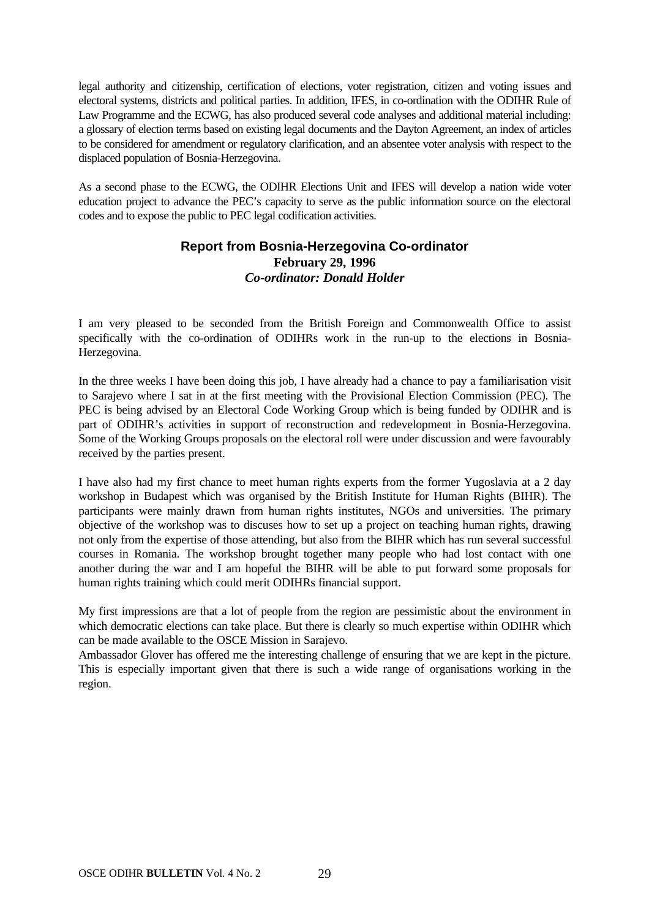legal authority and citizenship, certification of elections, voter registration, citizen and voting issues and electoral systems, districts and political parties. In addition, IFES, in co-ordination with the ODIHR Rule of Law Programme and the ECWG, has also produced several code analyses and additional material including: a glossary of election terms based on existing legal documents and the Dayton Agreement, an index of articles to be considered for amendment or regulatory clarification, and an absentee voter analysis with respect to the displaced population of Bosnia-Herzegovina.

As a second phase to the ECWG, the ODIHR Elections Unit and IFES will develop a nation wide voter education project to advance the PEC's capacity to serve as the public information source on the electoral codes and to expose the public to PEC legal codification activities.

## Report from Bosnia-Herzegovina Co-ordinator

**February 29, 1996**

***Co-ordinator: Donald Holder***

I am very pleased to be seconded from the British Foreign and Commonwealth Office to assist specifically with the co-ordination of ODIHRs work in the run-up to the elections in Bosnia-Herzegovina.

In the three weeks I have been doing this job, I have already had a chance to pay a familiarisation visit to Sarajevo where I sat in at the first meeting with the Provisional Election Commission (PEC). The PEC is being advised by an Electoral Code Working Group which is being funded by ODIHR and is part of ODIHR's activities in support of reconstruction and redevelopment in Bosnia-Herzegovina. Some of the Working Groups proposals on the electoral roll were under discussion and were favourably received by the parties present.

I have also had my first chance to meet human rights experts from the former Yugoslavia at a 2 day workshop in Budapest which was organised by the British Institute for Human Rights (BIHR). The participants were mainly drawn from human rights institutes, NGOs and universities. The primary objective of the workshop was to discuses how to set up a project on teaching human rights, drawing not only from the expertise of those attending, but also from the BIHR which has run several successful courses in Romania. The workshop brought together many people who had lost contact with one another during the war and I am hopeful the BIHR will be able to put forward some proposals for human rights training which could merit ODIHRs financial support.

My first impressions are that a lot of people from the region are pessimistic about the environment in which democratic elections can take place. But there is clearly so much expertise within ODIHR which can be made available to the OSCE Mission in Sarajevo.

Ambassador Glover has offered me the interesting challenge of ensuring that we are kept in the picture. This is especially important given that there is such a wide range of organisations working in the region.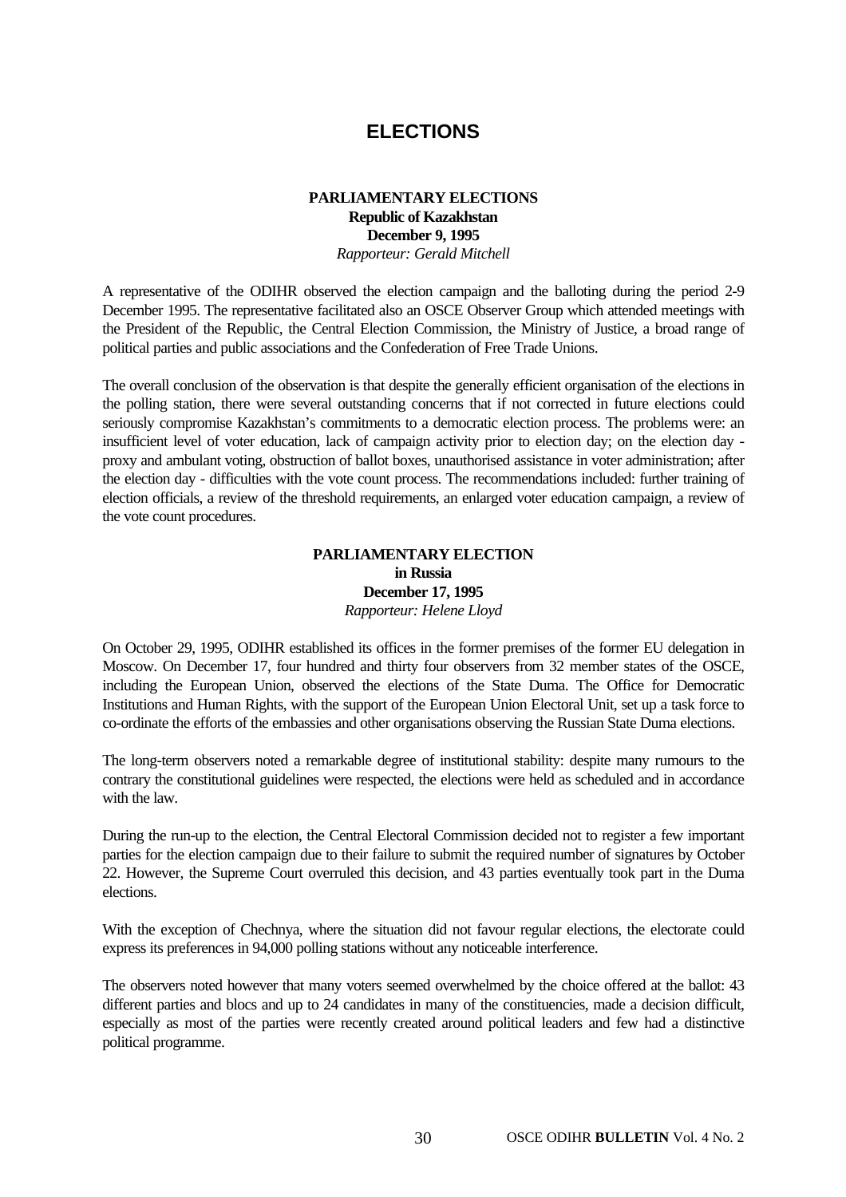# ELECTIONS

## PARLIAMENTARY ELECTIONS
**Republic of Kazakhstan**
**December 9, 1995**
*Rapporteur: Gerald Mitchell*

A representative of the ODIHR observed the election campaign and the balloting during the period 2-9 December 1995. The representative facilitated also an OSCE Observer Group which attended meetings with the President of the Republic, the Central Election Commission, the Ministry of Justice, a broad range of political parties and public associations and the Confederation of Free Trade Unions.

The overall conclusion of the observation is that despite the generally efficient organisation of the elections in the polling station, there were several outstanding concerns that if not corrected in future elections could seriously compromise Kazakhstan's commitments to a democratic election process. The problems were: an insufficient level of voter education, lack of campaign activity prior to election day; on the election day - proxy and ambulant voting, obstruction of ballot boxes, unauthorised assistance in voter administration; after the election day - difficulties with the vote count process. The recommendations included: further training of election officials, a review of the threshold requirements, an enlarged voter education campaign, a review of the vote count procedures.

## PARLIAMENTARY ELECTION
**in Russia**
**December 17, 1995**
*Rapporteur: Helene Lloyd*

On October 29, 1995, ODIHR established its offices in the former premises of the former EU delegation in Moscow. On December 17, four hundred and thirty four observers from 32 member states of the OSCE, including the European Union, observed the elections of the State Duma. The Office for Democratic Institutions and Human Rights, with the support of the European Union Electoral Unit, set up a task force to co-ordinate the efforts of the embassies and other organisations observing the Russian State Duma elections.

The long-term observers noted a remarkable degree of institutional stability: despite many rumours to the contrary the constitutional guidelines were respected, the elections were held as scheduled and in accordance with the law.

During the run-up to the election, the Central Electoral Commission decided not to register a few important parties for the election campaign due to their failure to submit the required number of signatures by October 22. However, the Supreme Court overruled this decision, and 43 parties eventually took part in the Duma elections.

With the exception of Chechnya, where the situation did not favour regular elections, the electorate could express its preferences in 94,000 polling stations without any noticeable interference.

The observers noted however that many voters seemed overwhelmed by the choice offered at the ballot: 43 different parties and blocs and up to 24 candidates in many of the constituencies, made a decision difficult, especially as most of the parties were recently created around political leaders and few had a distinctive political programme.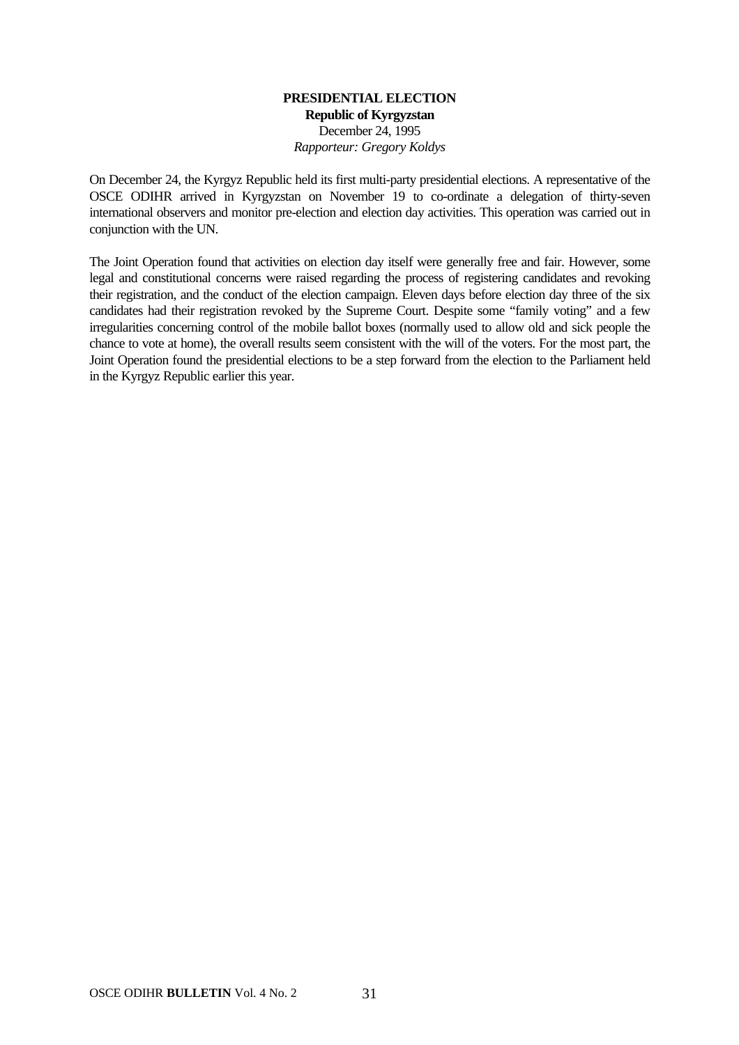## PRESIDENTIAL ELECTION

**Republic of Kyrgyzstan**

December 24, 1995

*Rapporteur: Gregory Koldys*

On December 24, the Kyrgyz Republic held its first multi-party presidential elections. A representative of the OSCE ODIHR arrived in Kyrgyzstan on November 19 to co-ordinate a delegation of thirty-seven international observers and monitor pre-election and election day activities. This operation was carried out in conjunction with the UN.

The Joint Operation found that activities on election day itself were generally free and fair. However, some legal and constitutional concerns were raised regarding the process of registering candidates and revoking their registration, and the conduct of the election campaign. Eleven days before election day three of the six candidates had their registration revoked by the Supreme Court. Despite some "family voting" and a few irregularities concerning control of the mobile ballot boxes (normally used to allow old and sick people the chance to vote at home), the overall results seem consistent with the will of the voters. For the most part, the Joint Operation found the presidential elections to be a step forward from the election to the Parliament held in the Kyrgyz Republic earlier this year.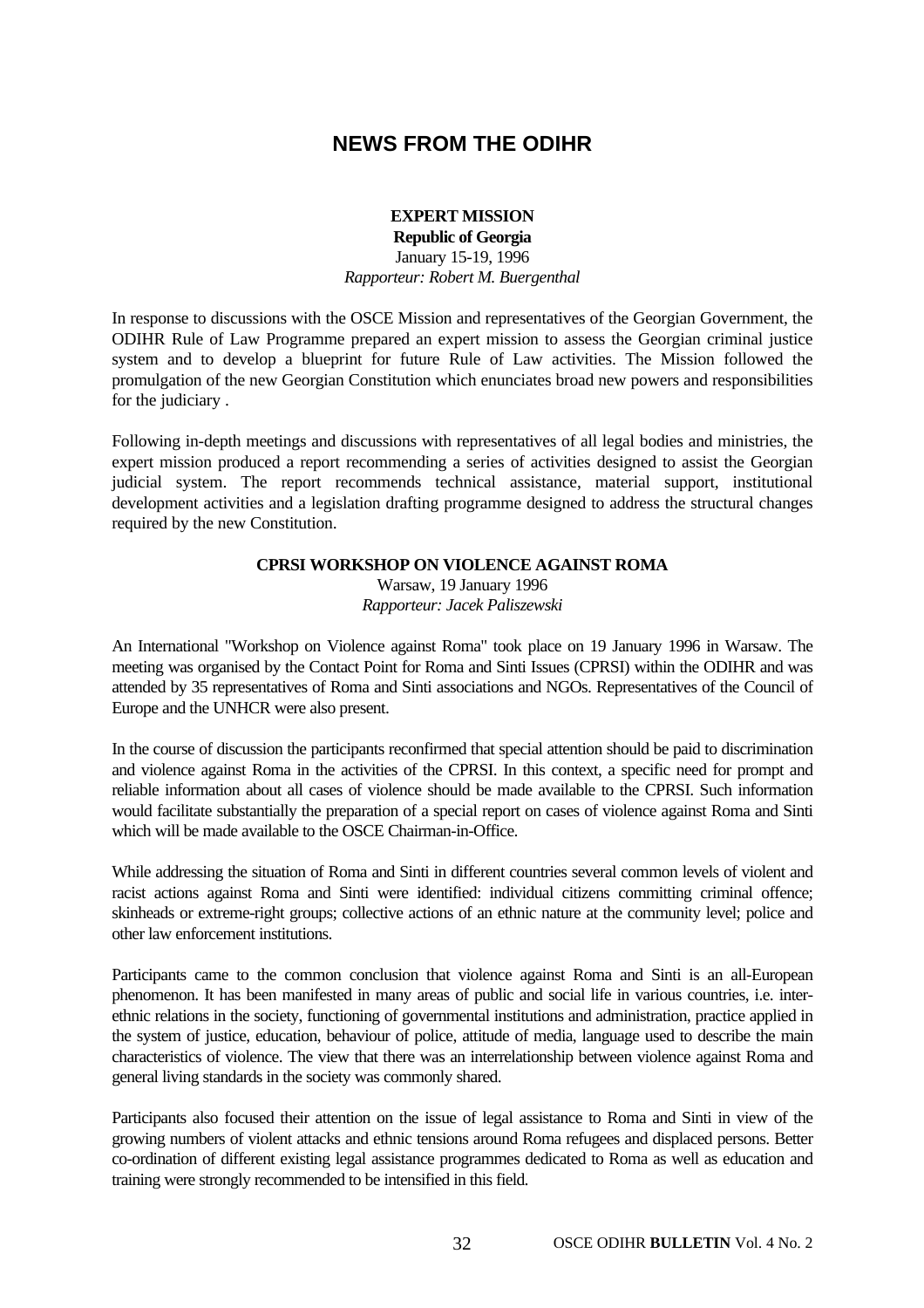# NEWS FROM THE ODIHR

**EXPERT MISSION**
**Republic of Georgia**
January 15-19, 1996
*Rapporteur: Robert M. Buergenthal*

In response to discussions with the OSCE Mission and representatives of the Georgian Government, the ODIHR Rule of Law Programme prepared an expert mission to assess the Georgian criminal justice system and to develop a blueprint for future Rule of Law activities. The Mission followed the promulgation of the new Georgian Constitution which enunciates broad new powers and responsibilities for the judiciary .

Following in-depth meetings and discussions with representatives of all legal bodies and ministries, the expert mission produced a report recommending a series of activities designed to assist the Georgian judicial system. The report recommends technical assistance, material support, institutional development activities and a legislation drafting programme designed to address the structural changes required by the new Constitution.

**CPRSI WORKSHOP ON VIOLENCE AGAINST ROMA**
Warsaw, 19 January 1996
*Rapporteur: Jacek Paliszewski*

An International "Workshop on Violence against Roma" took place on 19 January 1996 in Warsaw. The meeting was organised by the Contact Point for Roma and Sinti Issues (CPRSI) within the ODIHR and was attended by 35 representatives of Roma and Sinti associations and NGOs. Representatives of the Council of Europe and the UNHCR were also present.

In the course of discussion the participants reconfirmed that special attention should be paid to discrimination and violence against Roma in the activities of the CPRSI. In this context, a specific need for prompt and reliable information about all cases of violence should be made available to the CPRSI. Such information would facilitate substantially the preparation of a special report on cases of violence against Roma and Sinti which will be made available to the OSCE Chairman-in-Office.

While addressing the situation of Roma and Sinti in different countries several common levels of violent and racist actions against Roma and Sinti were identified: individual citizens committing criminal offence; skinheads or extreme-right groups; collective actions of an ethnic nature at the community level; police and other law enforcement institutions.

Participants came to the common conclusion that violence against Roma and Sinti is an all-European phenomenon. It has been manifested in many areas of public and social life in various countries, i.e. inter-ethnic relations in the society, functioning of governmental institutions and administration, practice applied in the system of justice, education, behaviour of police, attitude of media, language used to describe the main characteristics of violence. The view that there was an interrelationship between violence against Roma and general living standards in the society was commonly shared.

Participants also focused their attention on the issue of legal assistance to Roma and Sinti in view of the growing numbers of violent attacks and ethnic tensions around Roma refugees and displaced persons. Better co-ordination of different existing legal assistance programmes dedicated to Roma as well as education and training were strongly recommended to be intensified in this field.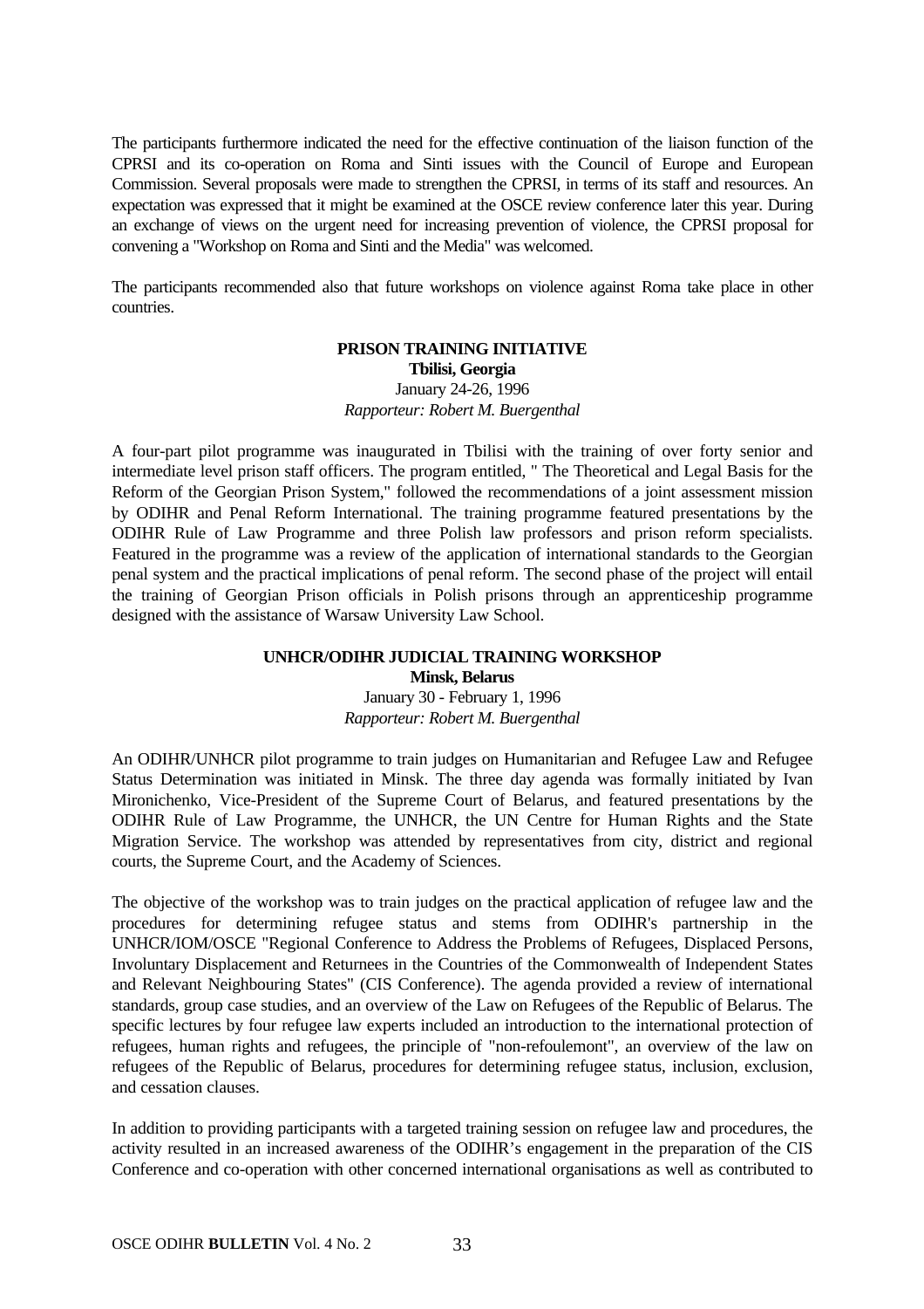The participants furthermore indicated the need for the effective continuation of the liaison function of the CPRSI and its co-operation on Roma and Sinti issues with the Council of Europe and European Commission. Several proposals were made to strengthen the CPRSI, in terms of its staff and resources. An expectation was expressed that it might be examined at the OSCE review conference later this year. During an exchange of views on the urgent need for increasing prevention of violence, the CPRSI proposal for convening a "Workshop on Roma and Sinti and the Media" was welcomed.

The participants recommended also that future workshops on violence against Roma take place in other countries.

## PRISON TRAINING INITIATIVE

**Tbilisi, Georgia**
January 24-26, 1996
*Rapporteur: Robert M. Buergenthal*

A four-part pilot programme was inaugurated in Tbilisi with the training of over forty senior and intermediate level prison staff officers. The program entitled, " The Theoretical and Legal Basis for the Reform of the Georgian Prison System," followed the recommendations of a joint assessment mission by ODIHR and Penal Reform International. The training programme featured presentations by the ODIHR Rule of Law Programme and three Polish law professors and prison reform specialists. Featured in the programme was a review of the application of international standards to the Georgian penal system and the practical implications of penal reform. The second phase of the project will entail the training of Georgian Prison officials in Polish prisons through an apprenticeship programme designed with the assistance of Warsaw University Law School.

## UNHCR/ODIHR JUDICIAL TRAINING WORKSHOP

**Minsk, Belarus**
January 30 - February 1, 1996
*Rapporteur: Robert M. Buergenthal*

An ODIHR/UNHCR pilot programme to train judges on Humanitarian and Refugee Law and Refugee Status Determination was initiated in Minsk. The three day agenda was formally initiated by Ivan Mironichenko, Vice-President of the Supreme Court of Belarus, and featured presentations by the ODIHR Rule of Law Programme, the UNHCR, the UN Centre for Human Rights and the State Migration Service. The workshop was attended by representatives from city, district and regional courts, the Supreme Court, and the Academy of Sciences.

The objective of the workshop was to train judges on the practical application of refugee law and the procedures for determining refugee status and stems from ODIHR's partnership in the UNHCR/IOM/OSCE "Regional Conference to Address the Problems of Refugees, Displaced Persons, Involuntary Displacement and Returnees in the Countries of the Commonwealth of Independent States and Relevant Neighbouring States" (CIS Conference). The agenda provided a review of international standards, group case studies, and an overview of the Law on Refugees of the Republic of Belarus. The specific lectures by four refugee law experts included an introduction to the international protection of refugees, human rights and refugees, the principle of "non-refoulemont", an overview of the law on refugees of the Republic of Belarus, procedures for determining refugee status, inclusion, exclusion, and cessation clauses.

In addition to providing participants with a targeted training session on refugee law and procedures, the activity resulted in an increased awareness of the ODIHR's engagement in the preparation of the CIS Conference and co-operation with other concerned international organisations as well as contributed to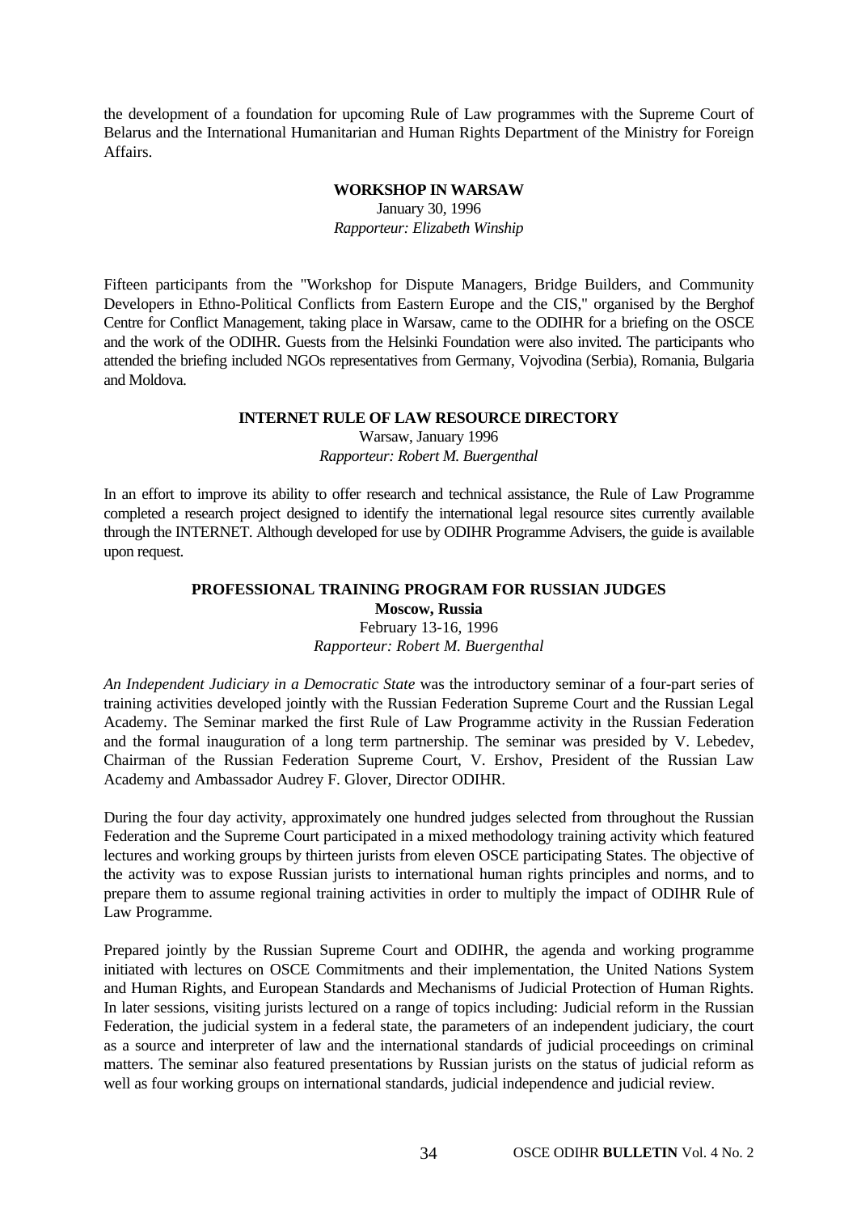the development of a foundation for upcoming Rule of Law programmes with the Supreme Court of Belarus and the International Humanitarian and Human Rights Department of the Ministry for Foreign Affairs.

### WORKSHOP IN WARSAW

January 30, 1996

*Rapporteur: Elizabeth Winship*

Fifteen participants from the "Workshop for Dispute Managers, Bridge Builders, and Community Developers in Ethno-Political Conflicts from Eastern Europe and the CIS," organised by the Berghof Centre for Conflict Management, taking place in Warsaw, came to the ODIHR for a briefing on the OSCE and the work of the ODIHR. Guests from the Helsinki Foundation were also invited. The participants who attended the briefing included NGOs representatives from Germany, Vojvodina (Serbia), Romania, Bulgaria and Moldova.

### INTERNET RULE OF LAW RESOURCE DIRECTORY

Warsaw, January 1996

*Rapporteur: Robert M. Buergenthal*

In an effort to improve its ability to offer research and technical assistance, the Rule of Law Programme completed a research project designed to identify the international legal resource sites currently available through the INTERNET. Although developed for use by ODIHR Programme Advisers, the guide is available upon request.

### PROFESSIONAL TRAINING PROGRAM FOR RUSSIAN JUDGES

**Moscow, Russia**

February 13-16, 1996

*Rapporteur: Robert M. Buergenthal*

*An Independent Judiciary in a Democratic State* was the introductory seminar of a four-part series of training activities developed jointly with the Russian Federation Supreme Court and the Russian Legal Academy. The Seminar marked the first Rule of Law Programme activity in the Russian Federation and the formal inauguration of a long term partnership. The seminar was presided by V. Lebedev, Chairman of the Russian Federation Supreme Court, V. Ershov, President of the Russian Law Academy and Ambassador Audrey F. Glover, Director ODIHR.

During the four day activity, approximately one hundred judges selected from throughout the Russian Federation and the Supreme Court participated in a mixed methodology training activity which featured lectures and working groups by thirteen jurists from eleven OSCE participating States. The objective of the activity was to expose Russian jurists to international human rights principles and norms, and to prepare them to assume regional training activities in order to multiply the impact of ODIHR Rule of Law Programme.

Prepared jointly by the Russian Supreme Court and ODIHR, the agenda and working programme initiated with lectures on OSCE Commitments and their implementation, the United Nations System and Human Rights, and European Standards and Mechanisms of Judicial Protection of Human Rights. In later sessions, visiting jurists lectured on a range of topics including: Judicial reform in the Russian Federation, the judicial system in a federal state, the parameters of an independent judiciary, the court as a source and interpreter of law and the international standards of judicial proceedings on criminal matters. The seminar also featured presentations by Russian jurists on the status of judicial reform as well as four working groups on international standards, judicial independence and judicial review.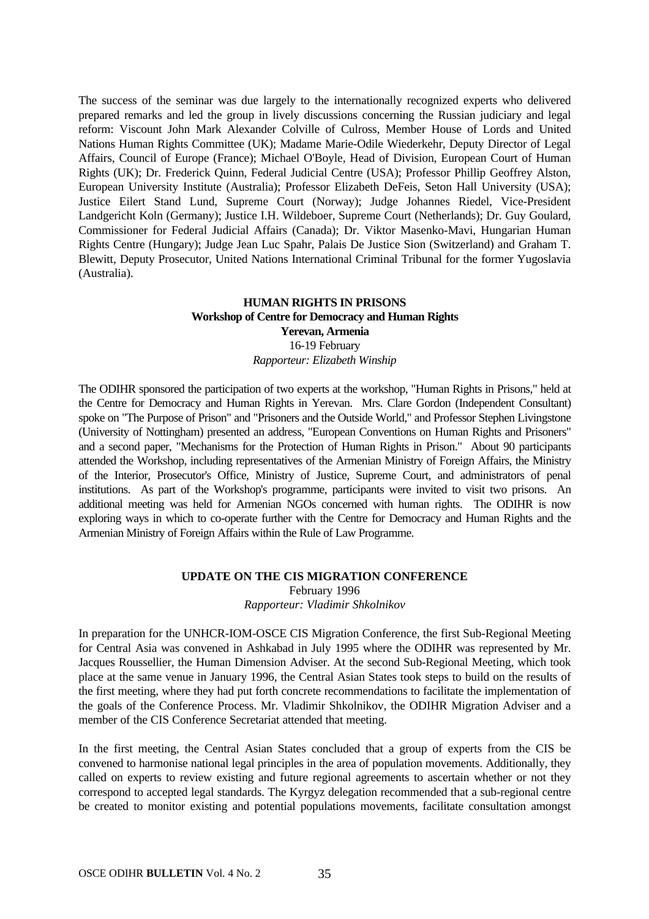The success of the seminar was due largely to the internationally recognized experts who delivered prepared remarks and led the group in lively discussions concerning the Russian judiciary and legal reform: Viscount John Mark Alexander Colville of Culross, Member House of Lords and United Nations Human Rights Committee (UK); Madame Marie-Odile Wiederkehr, Deputy Director of Legal Affairs, Council of Europe (France); Michael O'Boyle, Head of Division, European Court of Human Rights (UK); Dr. Frederick Quinn, Federal Judicial Centre (USA); Professor Phillip Geoffrey Alston, European University Institute (Australia); Professor Elizabeth DeFeis, Seton Hall University (USA); Justice Eilert Stand Lund, Supreme Court (Norway); Judge Johannes Riedel, Vice-President Landgericht Koln (Germany); Justice I.H. Wildeboer, Supreme Court (Netherlands); Dr. Guy Goulard, Commissioner for Federal Judicial Affairs (Canada); Dr. Viktor Masenko-Mavi, Hungarian Human Rights Centre (Hungary); Judge Jean Luc Spahr, Palais De Justice Sion (Switzerland) and Graham T. Blewitt, Deputy Prosecutor, United Nations International Criminal Tribunal for the former Yugoslavia (Australia).

## HUMAN RIGHTS IN PRISONS
**Workshop of Centre for Democracy and Human Rights**
**Yerevan, Armenia**
16-19 February
*Rapporteur: Elizabeth Winship*

The ODIHR sponsored the participation of two experts at the workshop, "Human Rights in Prisons," held at the Centre for Democracy and Human Rights in Yerevan. Mrs. Clare Gordon (Independent Consultant) spoke on "The Purpose of Prison" and "Prisoners and the Outside World," and Professor Stephen Livingstone (University of Nottingham) presented an address, "European Conventions on Human Rights and Prisoners" and a second paper, "Mechanisms for the Protection of Human Rights in Prison." About 90 participants attended the Workshop, including representatives of the Armenian Ministry of Foreign Affairs, the Ministry of the Interior, Prosecutor's Office, Ministry of Justice, Supreme Court, and administrators of penal institutions. As part of the Workshop's programme, participants were invited to visit two prisons. An additional meeting was held for Armenian NGOs concerned with human rights. The ODIHR is now exploring ways in which to co-operate further with the Centre for Democracy and Human Rights and the Armenian Ministry of Foreign Affairs within the Rule of Law Programme.

## UPDATE ON THE CIS MIGRATION CONFERENCE
February 1996
*Rapporteur: Vladimir Shkolnikov*

In preparation for the UNHCR-IOM-OSCE CIS Migration Conference, the first Sub-Regional Meeting for Central Asia was convened in Ashkabad in July 1995 where the ODIHR was represented by Mr. Jacques Roussellier, the Human Dimension Adviser. At the second Sub-Regional Meeting, which took place at the same venue in January 1996, the Central Asian States took steps to build on the results of the first meeting, where they had put forth concrete recommendations to facilitate the implementation of the goals of the Conference Process. Mr. Vladimir Shkolnikov, the ODIHR Migration Adviser and a member of the CIS Conference Secretariat attended that meeting.

In the first meeting, the Central Asian States concluded that a group of experts from the CIS be convened to harmonise national legal principles in the area of population movements. Additionally, they called on experts to review existing and future regional agreements to ascertain whether or not they correspond to accepted legal standards. The Kyrgyz delegation recommended that a sub-regional centre be created to monitor existing and potential populations movements, facilitate consultation amongst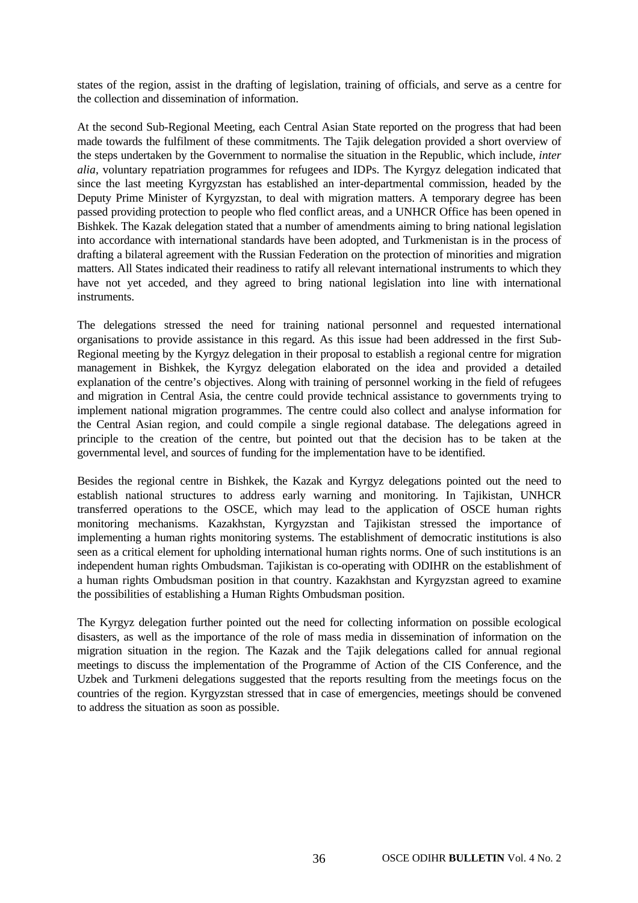states of the region, assist in the drafting of legislation, training of officials, and serve as a centre for the collection and dissemination of information.

At the second Sub-Regional Meeting, each Central Asian State reported on the progress that had been made towards the fulfilment of these commitments. The Tajik delegation provided a short overview of the steps undertaken by the Government to normalise the situation in the Republic, which include, *inter alia*, voluntary repatriation programmes for refugees and IDPs. The Kyrgyz delegation indicated that since the last meeting Kyrgyzstan has established an inter-departmental commission, headed by the Deputy Prime Minister of Kyrgyzstan, to deal with migration matters. A temporary degree has been passed providing protection to people who fled conflict areas, and a UNHCR Office has been opened in Bishkek. The Kazak delegation stated that a number of amendments aiming to bring national legislation into accordance with international standards have been adopted, and Turkmenistan is in the process of drafting a bilateral agreement with the Russian Federation on the protection of minorities and migration matters. All States indicated their readiness to ratify all relevant international instruments to which they have not yet acceded, and they agreed to bring national legislation into line with international instruments.

The delegations stressed the need for training national personnel and requested international organisations to provide assistance in this regard. As this issue had been addressed in the first Sub-Regional meeting by the Kyrgyz delegation in their proposal to establish a regional centre for migration management in Bishkek, the Kyrgyz delegation elaborated on the idea and provided a detailed explanation of the centre's objectives. Along with training of personnel working in the field of refugees and migration in Central Asia, the centre could provide technical assistance to governments trying to implement national migration programmes. The centre could also collect and analyse information for the Central Asian region, and could compile a single regional database. The delegations agreed in principle to the creation of the centre, but pointed out that the decision has to be taken at the governmental level, and sources of funding for the implementation have to be identified.

Besides the regional centre in Bishkek, the Kazak and Kyrgyz delegations pointed out the need to establish national structures to address early warning and monitoring. In Tajikistan, UNHCR transferred operations to the OSCE, which may lead to the application of OSCE human rights monitoring mechanisms. Kazakhstan, Kyrgyzstan and Tajikistan stressed the importance of implementing a human rights monitoring systems. The establishment of democratic institutions is also seen as a critical element for upholding international human rights norms. One of such institutions is an independent human rights Ombudsman. Tajikistan is co-operating with ODIHR on the establishment of a human rights Ombudsman position in that country. Kazakhstan and Kyrgyzstan agreed to examine the possibilities of establishing a Human Rights Ombudsman position.

The Kyrgyz delegation further pointed out the need for collecting information on possible ecological disasters, as well as the importance of the role of mass media in dissemination of information on the migration situation in the region. The Kazak and the Tajik delegations called for annual regional meetings to discuss the implementation of the Programme of Action of the CIS Conference, and the Uzbek and Turkmeni delegations suggested that the reports resulting from the meetings focus on the countries of the region. Kyrgyzstan stressed that in case of emergencies, meetings should be convened to address the situation as soon as possible.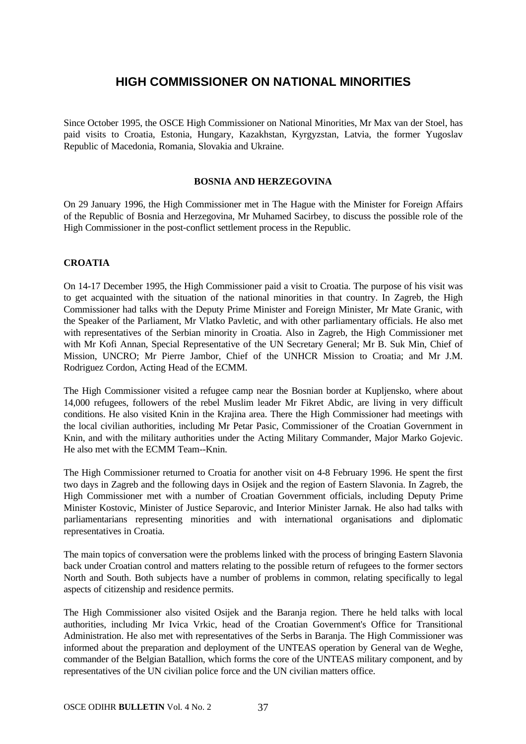# HIGH COMMISSIONER ON NATIONAL MINORITIES

Since October 1995, the OSCE High Commissioner on National Minorities, Mr Max van der Stoel, has paid visits to Croatia, Estonia, Hungary, Kazakhstan, Kyrgyzstan, Latvia, the former Yugoslav Republic of Macedonia, Romania, Slovakia and Ukraine.

### BOSNIA AND HERZEGOVINA

On 29 January 1996, the High Commissioner met in The Hague with the Minister for Foreign Affairs of the Republic of Bosnia and Herzegovina, Mr Muhamed Sacirbey, to discuss the possible role of the High Commissioner in the post-conflict settlement process in the Republic.

### CROATIA

On 14-17 December 1995, the High Commissioner paid a visit to Croatia. The purpose of his visit was to get acquainted with the situation of the national minorities in that country. In Zagreb, the High Commissioner had talks with the Deputy Prime Minister and Foreign Minister, Mr Mate Granic, with the Speaker of the Parliament, Mr Vlatko Pavletic, and with other parliamentary officials. He also met with representatives of the Serbian minority in Croatia. Also in Zagreb, the High Commissioner met with Mr Kofi Annan, Special Representative of the UN Secretary General; Mr B. Suk Min, Chief of Mission, UNCRO; Mr Pierre Jambor, Chief of the UNHCR Mission to Croatia; and Mr J.M. Rodriguez Cordon, Acting Head of the ECMM.

The High Commissioner visited a refugee camp near the Bosnian border at Kupljensko, where about 14,000 refugees, followers of the rebel Muslim leader Mr Fikret Abdic, are living in very difficult conditions. He also visited Knin in the Krajina area. There the High Commissioner had meetings with the local civilian authorities, including Mr Petar Pasic, Commissioner of the Croatian Government in Knin, and with the military authorities under the Acting Military Commander, Major Marko Gojevic. He also met with the ECMM Team--Knin.

The High Commissioner returned to Croatia for another visit on 4-8 February 1996. He spent the first two days in Zagreb and the following days in Osijek and the region of Eastern Slavonia. In Zagreb, the High Commissioner met with a number of Croatian Government officials, including Deputy Prime Minister Kostovic, Minister of Justice Separovic, and Interior Minister Jarnak. He also had talks with parliamentarians representing minorities and with international organisations and diplomatic representatives in Croatia.

The main topics of conversation were the problems linked with the process of bringing Eastern Slavonia back under Croatian control and matters relating to the possible return of refugees to the former sectors North and South. Both subjects have a number of problems in common, relating specifically to legal aspects of citizenship and residence permits.

The High Commissioner also visited Osijek and the Baranja region. There he held talks with local authorities, including Mr Ivica Vrkic, head of the Croatian Government's Office for Transitional Administration. He also met with representatives of the Serbs in Baranja. The High Commissioner was informed about the preparation and deployment of the UNTEAS operation by General van de Weghe, commander of the Belgian Batallion, which forms the core of the UNTEAS military component, and by representatives of the UN civilian police force and the UN civilian matters office.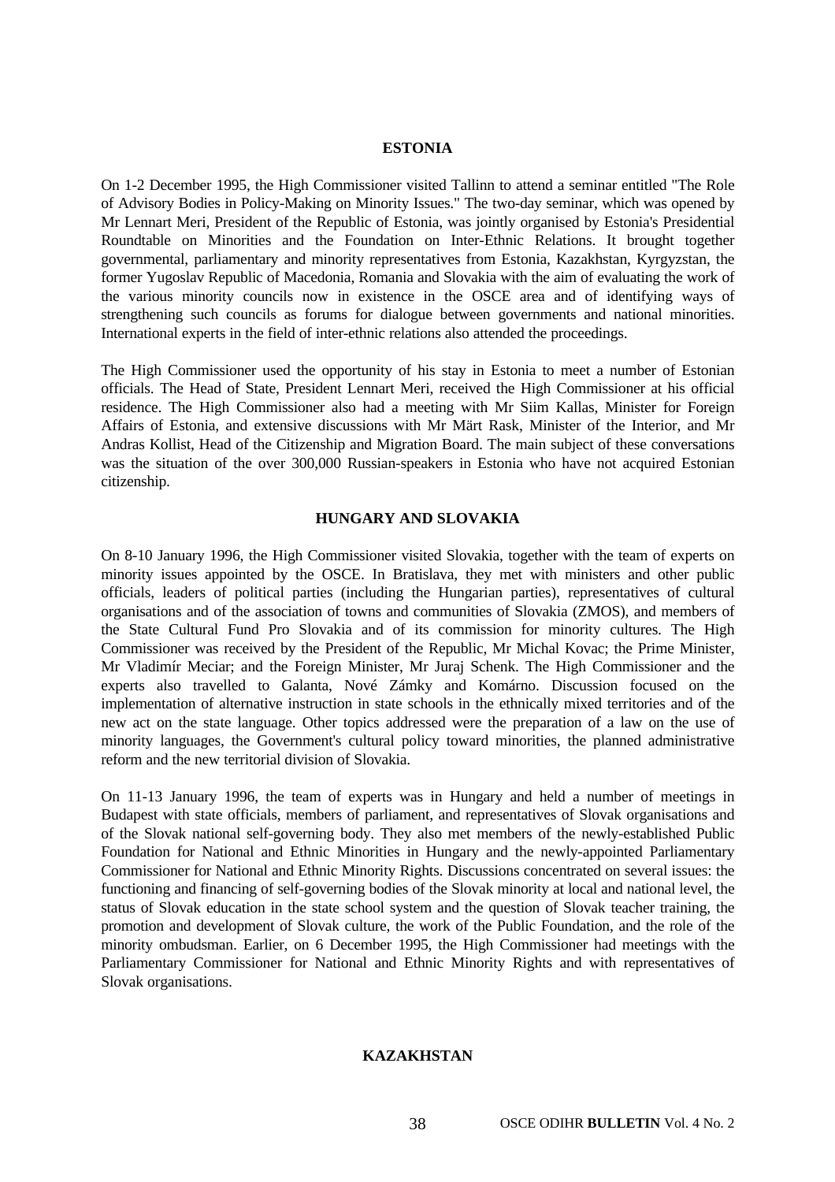## ESTONIA

On 1-2 December 1995, the High Commissioner visited Tallinn to attend a seminar entitled "The Role of Advisory Bodies in Policy-Making on Minority Issues." The two-day seminar, which was opened by Mr Lennart Meri, President of the Republic of Estonia, was jointly organised by Estonia's Presidential Roundtable on Minorities and the Foundation on Inter-Ethnic Relations. It brought together governmental, parliamentary and minority representatives from Estonia, Kazakhstan, Kyrgyzstan, the former Yugoslav Republic of Macedonia, Romania and Slovakia with the aim of evaluating the work of the various minority councils now in existence in the OSCE area and of identifying ways of strengthening such councils as forums for dialogue between governments and national minorities. International experts in the field of inter-ethnic relations also attended the proceedings.

The High Commissioner used the opportunity of his stay in Estonia to meet a number of Estonian officials. The Head of State, President Lennart Meri, received the High Commissioner at his official residence. The High Commissioner also had a meeting with Mr Siim Kallas, Minister for Foreign Affairs of Estonia, and extensive discussions with Mr Märt Rask, Minister of the Interior, and Mr Andras Kollist, Head of the Citizenship and Migration Board. The main subject of these conversations was the situation of the over 300,000 Russian-speakers in Estonia who have not acquired Estonian citizenship.

## HUNGARY AND SLOVAKIA

On 8-10 January 1996, the High Commissioner visited Slovakia, together with the team of experts on minority issues appointed by the OSCE. In Bratislava, they met with ministers and other public officials, leaders of political parties (including the Hungarian parties), representatives of cultural organisations and of the association of towns and communities of Slovakia (ZMOS), and members of the State Cultural Fund Pro Slovakia and of its commission for minority cultures. The High Commissioner was received by the President of the Republic, Mr Michal Kovac; the Prime Minister, Mr Vladimír Meciar; and the Foreign Minister, Mr Juraj Schenk. The High Commissioner and the experts also travelled to Galanta, Nové Zámky and Komárno. Discussion focused on the implementation of alternative instruction in state schools in the ethnically mixed territories and of the new act on the state language. Other topics addressed were the preparation of a law on the use of minority languages, the Government's cultural policy toward minorities, the planned administrative reform and the new territorial division of Slovakia.

On 11-13 January 1996, the team of experts was in Hungary and held a number of meetings in Budapest with state officials, members of parliament, and representatives of Slovak organisations and of the Slovak national self-governing body. They also met members of the newly-established Public Foundation for National and Ethnic Minorities in Hungary and the newly-appointed Parliamentary Commissioner for National and Ethnic Minority Rights. Discussions concentrated on several issues: the functioning and financing of self-governing bodies of the Slovak minority at local and national level, the status of Slovak education in the state school system and the question of Slovak teacher training, the promotion and development of Slovak culture, the work of the Public Foundation, and the role of the minority ombudsman. Earlier, on 6 December 1995, the High Commissioner had meetings with the Parliamentary Commissioner for National and Ethnic Minority Rights and with representatives of Slovak organisations.

## KAZAKHSTAN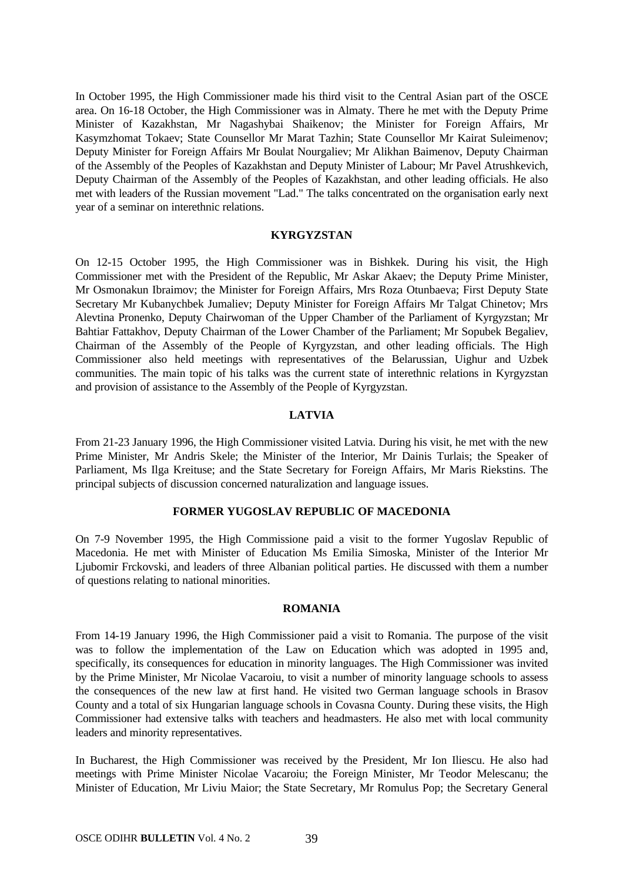In October 1995, the High Commissioner made his third visit to the Central Asian part of the OSCE area. On 16-18 October, the High Commissioner was in Almaty. There he met with the Deputy Prime Minister of Kazakhstan, Mr Nagashybai Shaikenov; the Minister for Foreign Affairs, Mr Kasymzhomat Tokaev; State Counsellor Mr Marat Tazhin; State Counsellor Mr Kairat Suleimenov; Deputy Minister for Foreign Affairs Mr Boulat Nourgaliev; Mr Alikhan Baimenov, Deputy Chairman of the Assembly of the Peoples of Kazakhstan and Deputy Minister of Labour; Mr Pavel Atrushkevich, Deputy Chairman of the Assembly of the Peoples of Kazakhstan, and other leading officials. He also met with leaders of the Russian movement "Lad." The talks concentrated on the organisation early next year of a seminar on interethnic relations.

## KYRGYZSTAN

On 12-15 October 1995, the High Commissioner was in Bishkek. During his visit, the High Commissioner met with the President of the Republic, Mr Askar Akaev; the Deputy Prime Minister, Mr Osmonakun Ibraimov; the Minister for Foreign Affairs, Mrs Roza Otunbaeva; First Deputy State Secretary Mr Kubanychbek Jumaliev; Deputy Minister for Foreign Affairs Mr Talgat Chinetov; Mrs Alevtina Pronenko, Deputy Chairwoman of the Upper Chamber of the Parliament of Kyrgyzstan; Mr Bahtiar Fattakhov, Deputy Chairman of the Lower Chamber of the Parliament; Mr Sopubek Begaliev, Chairman of the Assembly of the People of Kyrgyzstan, and other leading officials. The High Commissioner also held meetings with representatives of the Belarussian, Uighur and Uzbek communities. The main topic of his talks was the current state of interethnic relations in Kyrgyzstan and provision of assistance to the Assembly of the People of Kyrgyzstan.

## LATVIA

From 21-23 January 1996, the High Commissioner visited Latvia. During his visit, he met with the new Prime Minister, Mr Andris Skele; the Minister of the Interior, Mr Dainis Turlais; the Speaker of Parliament, Ms Ilga Kreituse; and the State Secretary for Foreign Affairs, Mr Maris Riekstins. The principal subjects of discussion concerned naturalization and language issues.

## FORMER YUGOSLAV REPUBLIC OF MACEDONIA

On 7-9 November 1995, the High Commissione paid a visit to the former Yugoslav Republic of Macedonia. He met with Minister of Education Ms Emilia Simoska, Minister of the Interior Mr Ljubomir Frckovski, and leaders of three Albanian political parties. He discussed with them a number of questions relating to national minorities.

## ROMANIA

From 14-19 January 1996, the High Commissioner paid a visit to Romania. The purpose of the visit was to follow the implementation of the Law on Education which was adopted in 1995 and, specifically, its consequences for education in minority languages. The High Commissioner was invited by the Prime Minister, Mr Nicolae Vacaroiu, to visit a number of minority language schools to assess the consequences of the new law at first hand. He visited two German language schools in Brasov County and a total of six Hungarian language schools in Covasna County. During these visits, the High Commissioner had extensive talks with teachers and headmasters. He also met with local community leaders and minority representatives.

In Bucharest, the High Commissioner was received by the President, Mr Ion Iliescu. He also had meetings with Prime Minister Nicolae Vacaroiu; the Foreign Minister, Mr Teodor Melescanu; the Minister of Education, Mr Liviu Maior; the State Secretary, Mr Romulus Pop; the Secretary General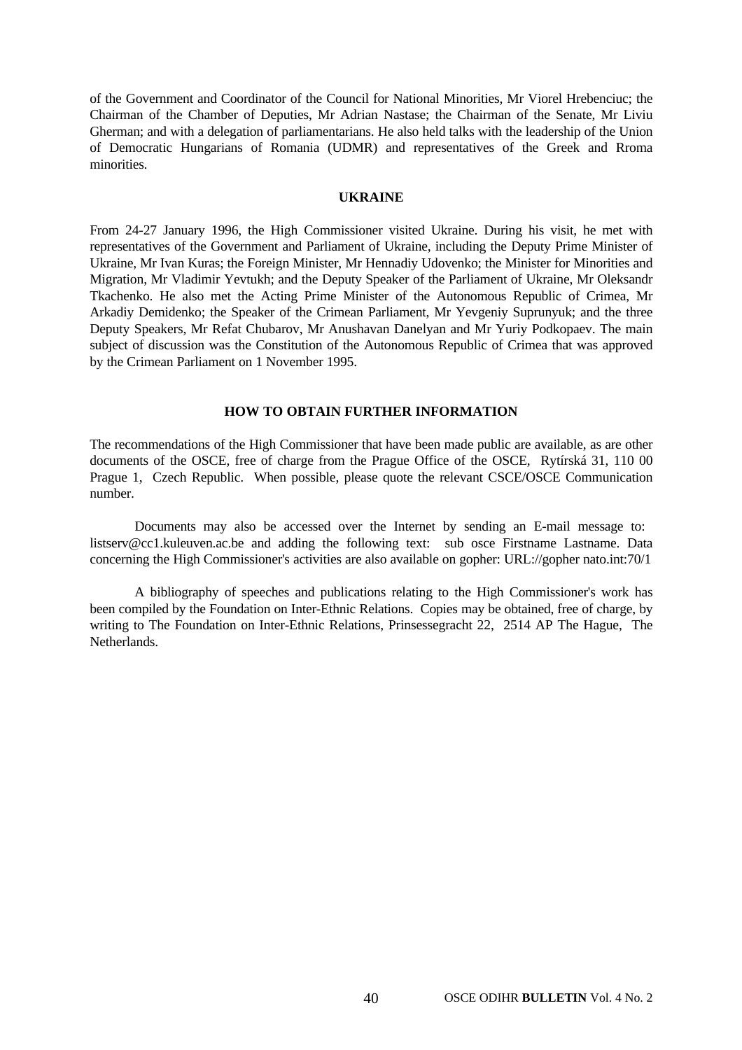of the Government and Coordinator of the Council for National Minorities, Mr Viorel Hrebenciuc; the Chairman of the Chamber of Deputies, Mr Adrian Nastase; the Chairman of the Senate, Mr Liviu Gherman; and with a delegation of parliamentarians. He also held talks with the leadership of the Union of Democratic Hungarians of Romania (UDMR) and representatives of the Greek and Rroma minorities.

## UKRAINE

From 24-27 January 1996, the High Commissioner visited Ukraine. During his visit, he met with representatives of the Government and Parliament of Ukraine, including the Deputy Prime Minister of Ukraine, Mr Ivan Kuras; the Foreign Minister, Mr Hennadiy Udovenko; the Minister for Minorities and Migration, Mr Vladimir Yevtukh; and the Deputy Speaker of the Parliament of Ukraine, Mr Oleksandr Tkachenko. He also met the Acting Prime Minister of the Autonomous Republic of Crimea, Mr Arkadiy Demidenko; the Speaker of the Crimean Parliament, Mr Yevgeniy Suprunyuk; and the three Deputy Speakers, Mr Refat Chubarov, Mr Anushavan Danelyan and Mr Yuriy Podkopaev. The main subject of discussion was the Constitution of the Autonomous Republic of Crimea that was approved by the Crimean Parliament on 1 November 1995.

## HOW TO OBTAIN FURTHER INFORMATION

The recommendations of the High Commissioner that have been made public are available, as are other documents of the OSCE, free of charge from the Prague Office of the OSCE, Rytírská 31, 110 00 Prague 1, Czech Republic. When possible, please quote the relevant CSCE/OSCE Communication number.

Documents may also be accessed over the Internet by sending an E-mail message to: listserv@cc1.kuleuven.ac.be and adding the following text: sub osce Firstname Lastname. Data concerning the High Commissioner's activities are also available on gopher: URL://gopher nato.int:70/1

A bibliography of speeches and publications relating to the High Commissioner's work has been compiled by the Foundation on Inter-Ethnic Relations. Copies may be obtained, free of charge, by writing to The Foundation on Inter-Ethnic Relations, Prinsessegracht 22, 2514 AP The Hague, The Netherlands.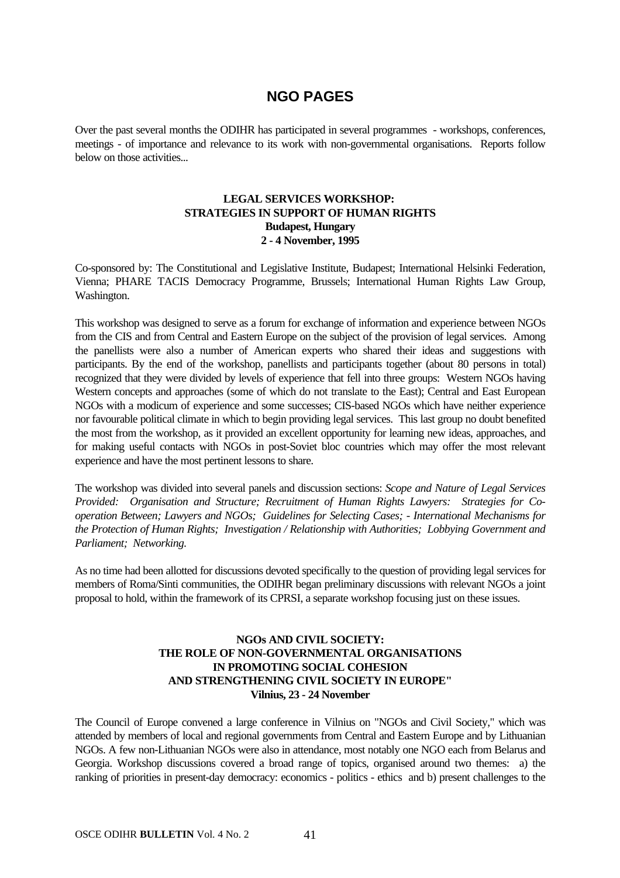# NGO PAGES

Over the past several months the ODIHR has participated in several programmes - workshops, conferences, meetings - of importance and relevance to its work with non-governmental organisations. Reports follow below on those activities...

### LEGAL SERVICES WORKSHOP: STRATEGIES IN SUPPORT OF HUMAN RIGHTS
**Budapest, Hungary**
**2 - 4 November, 1995**

Co-sponsored by: The Constitutional and Legislative Institute, Budapest; International Helsinki Federation, Vienna; PHARE TACIS Democracy Programme, Brussels; International Human Rights Law Group, Washington.

This workshop was designed to serve as a forum for exchange of information and experience between NGOs from the CIS and from Central and Eastern Europe on the subject of the provision of legal services. Among the panellists were also a number of American experts who shared their ideas and suggestions with participants. By the end of the workshop, panellists and participants together (about 80 persons in total) recognized that they were divided by levels of experience that fell into three groups: Western NGOs having Western concepts and approaches (some of which do not translate to the East); Central and East European NGOs with a modicum of experience and some successes; CIS-based NGOs which have neither experience nor favourable political climate in which to begin providing legal services. This last group no doubt benefited the most from the workshop, as it provided an excellent opportunity for learning new ideas, approaches, and for making useful contacts with NGOs in post-Soviet bloc countries which may offer the most relevant experience and have the most pertinent lessons to share.

The workshop was divided into several panels and discussion sections: *Scope and Nature of Legal Services Provided: Organisation and Structure; Recruitment of Human Rights Lawyers: Strategies for Co-operation Between; Lawyers and NGOs; Guidelines for Selecting Cases; - International Mechanisms for the Protection of Human Rights; Investigation / Relationship with Authorities; Lobbying Government and Parliament; Networking.*

As no time had been allotted for discussions devoted specifically to the question of providing legal services for members of Roma/Sinti communities, the ODIHR began preliminary discussions with relevant NGOs a joint proposal to hold, within the framework of its CPRSI, a separate workshop focusing just on these issues.

### NGOs AND CIVIL SOCIETY: THE ROLE OF NON-GOVERNMENTAL ORGANISATIONS IN PROMOTING SOCIAL COHESION AND STRENGTHENING CIVIL SOCIETY IN EUROPE"
**Vilnius, 23 - 24 November**

The Council of Europe convened a large conference in Vilnius on "NGOs and Civil Society," which was attended by members of local and regional governments from Central and Eastern Europe and by Lithuanian NGOs. A few non-Lithuanian NGOs were also in attendance, most notably one NGO each from Belarus and Georgia. Workshop discussions covered a broad range of topics, organised around two themes: a) the ranking of priorities in present-day democracy: economics - politics - ethics and b) present challenges to the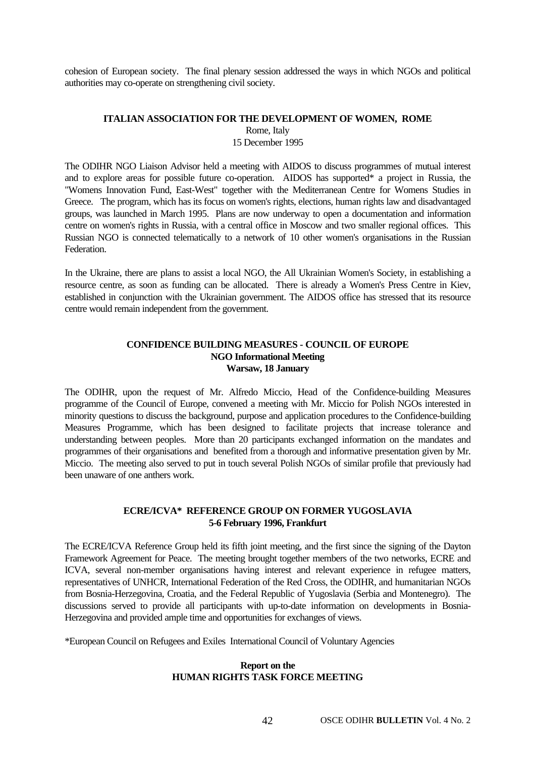cohesion of European society. The final plenary session addressed the ways in which NGOs and political authorities may co-operate on strengthening civil society.

## ITALIAN ASSOCIATION FOR THE DEVELOPMENT OF WOMEN, ROME

Rome, Italy
15 December 1995

The ODIHR NGO Liaison Advisor held a meeting with AIDOS to discuss programmes of mutual interest and to explore areas for possible future co-operation. AIDOS has supported* a project in Russia, the "Womens Innovation Fund, East-West" together with the Mediterranean Centre for Womens Studies in Greece. The program, which has its focus on women's rights, elections, human rights law and disadvantaged groups, was launched in March 1995. Plans are now underway to open a documentation and information centre on women's rights in Russia, with a central office in Moscow and two smaller regional offices. This Russian NGO is connected telematically to a network of 10 other women's organisations in the Russian Federation.

In the Ukraine, there are plans to assist a local NGO, the All Ukrainian Women's Society, in establishing a resource centre, as soon as funding can be allocated. There is already a Women's Press Centre in Kiev, established in conjunction with the Ukrainian government. The AIDOS office has stressed that its resource centre would remain independent from the government.

## CONFIDENCE BUILDING MEASURES - COUNCIL OF EUROPE

**NGO Informational Meeting**
**Warsaw, 18 January**

The ODIHR, upon the request of Mr. Alfredo Miccio, Head of the Confidence-building Measures programme of the Council of Europe, convened a meeting with Mr. Miccio for Polish NGOs interested in minority questions to discuss the background, purpose and application procedures to the Confidence-building Measures Programme, which has been designed to facilitate projects that increase tolerance and understanding between peoples. More than 20 participants exchanged information on the mandates and programmes of their organisations and benefited from a thorough and informative presentation given by Mr. Miccio. The meeting also served to put in touch several Polish NGOs of similar profile that previously had been unaware of one anthers work.

## ECRE/ICVA* REFERENCE GROUP ON FORMER YUGOSLAVIA

**5-6 February 1996, Frankfurt**

The ECRE/ICVA Reference Group held its fifth joint meeting, and the first since the signing of the Dayton Framework Agreement for Peace. The meeting brought together members of the two networks, ECRE and ICVA, several non-member organisations having interest and relevant experience in refugee matters, representatives of UNHCR, International Federation of the Red Cross, the ODIHR, and humanitarian NGOs from Bosnia-Herzegovina, Croatia, and the Federal Republic of Yugoslavia (Serbia and Montenegro). The discussions served to provide all participants with up-to-date information on developments in Bosnia-Herzegovina and provided ample time and opportunities for exchanges of views.

*European Council on Refugees and Exiles International Council of Voluntary Agencies

## Report on the HUMAN RIGHTS TASK FORCE MEETING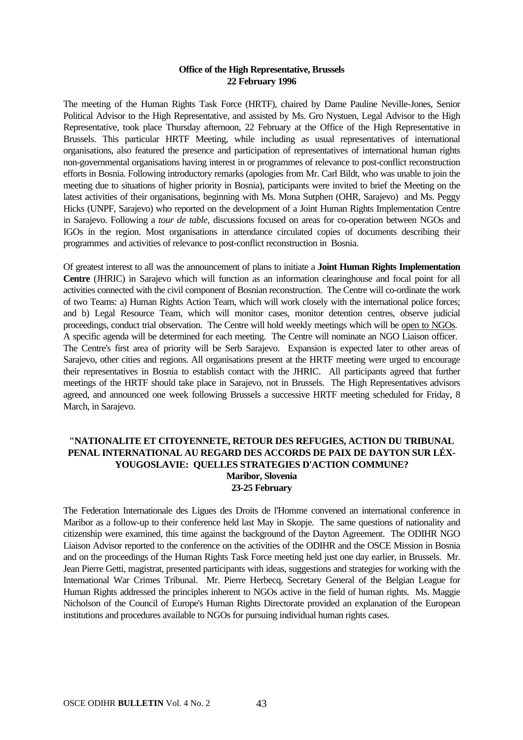**Office of the High Representative, Brussels**
**22 February 1996**

The meeting of the Human Rights Task Force (HRTF), chaired by Dame Pauline Neville-Jones, Senior Political Advisor to the High Representative, and assisted by Ms. Gro Nystuen, Legal Advisor to the High Representative, took place Thursday afternoon, 22 February at the Office of the High Representative in Brussels. This particular HRTF Meeting, while including as usual representatives of international organisations, also featured the presence and participation of representatives of international human rights non-governmental organisations having interest in or programmes of relevance to post-conflict reconstruction efforts in Bosnia. Following introductory remarks (apologies from Mr. Carl Bildt, who was unable to join the meeting due to situations of higher priority in Bosnia), participants were invited to brief the Meeting on the latest activities of their organisations, beginning with Ms. Mona Sutphen (OHR, Sarajevo) and Ms. Peggy Hicks (UNPF, Sarajevo) who reported on the development of a Joint Human Rights Implementation Centre in Sarajevo. Following a *tour de table*, discussions focused on areas for co-operation between NGOs and IGOs in the region. Most organisations in attendance circulated copies of documents describing their programmes and activities of relevance to post-conflict reconstruction in Bosnia.

Of greatest interest to all was the announcement of plans to initiate a **Joint Human Rights Implementation Centre** (JHRIC) in Sarajevo which will function as an information clearinghouse and focal point for all activities connected with the civil component of Bosnian reconstruction. The Centre will co-ordinate the work of two Teams: a) Human Rights Action Team, which will work closely with the international police forces; and b) Legal Resource Team, which will monitor cases, monitor detention centres, observe judicial proceedings, conduct trial observation. The Centre will hold weekly meetings which will be open to NGOs. A specific agenda will be determined for each meeting. The Centre will nominate an NGO Liaison officer. The Centre's first area of priority will be Serb Sarajevo. Expansion is expected later to other areas of Sarajevo, other cities and regions. All organisations present at the HRTF meeting were urged to encourage their representatives in Bosnia to establish contact with the JHRIC. All participants agreed that further meetings of the HRTF should take place in Sarajevo, not in Brussels. The High Representatives advisors agreed, and announced one week following Brussels a successive HRTF meeting scheduled for Friday, 8 March, in Sarajevo.

## "NATIONALITE ET CITOYENNETE, RETOUR DES REFUGIES, ACTION DU TRIBUNAL PENAL INTERNATIONAL AU REGARD DES ACCORDS DE PAIX DE DAYTON SUR LÉX-YOUGOSLAVIE: QUELLES STRATEGIES D'ACTION COMMUNE?

**Maribor, Slovenia**
**23-25 February**

The Federation Internationale des Ligues des Droits de l'Homme convened an international conference in Maribor as a follow-up to their conference held last May in Skopje. The same questions of nationality and citizenship were examined, this time against the background of the Dayton Agreement. The ODIHR NGO Liaison Advisor reported to the conference on the activities of the ODIHR and the OSCE Mission in Bosnia and on the proceedings of the Human Rights Task Force meeting held just one day earlier, in Brussels. Mr. Jean Pierre Getti, magistrat, presented participants with ideas, suggestions and strategies for working with the International War Crimes Tribunal. Mr. Pierre Herbecq, Secretary General of the Belgian League for Human Rights addressed the principles inherent to NGOs active in the field of human rights. Ms. Maggie Nicholson of the Council of Europe's Human Rights Directorate provided an explanation of the European institutions and procedures available to NGOs for pursuing individual human rights cases.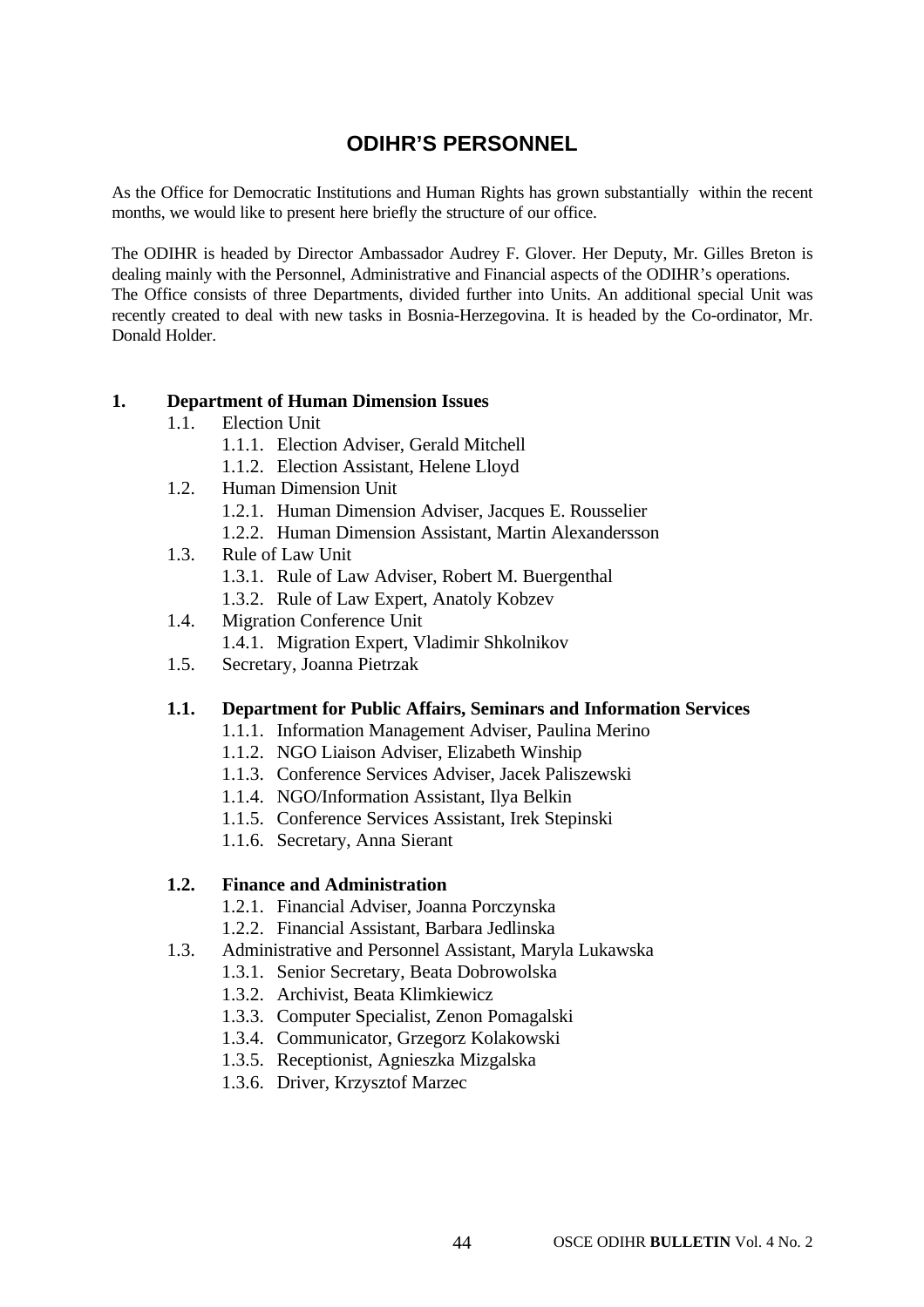# ODIHR'S PERSONNEL

As the Office for Democratic Institutions and Human Rights has grown substantially within the recent months, we would like to present here briefly the structure of our office.

The ODIHR is headed by Director Ambassador Audrey F. Glover. Her Deputy, Mr. Gilles Breton is dealing mainly with the Personnel, Administrative and Financial aspects of the ODIHR's operations. The Office consists of three Departments, divided further into Units. An additional special Unit was recently created to deal with new tasks in Bosnia-Herzegovina. It is headed by the Co-ordinator, Mr. Donald Holder.

**1. Department of Human Dimension Issues**

- 1.1. Election Unit
  - 1.1.1. Election Adviser, Gerald Mitchell
  - 1.1.2. Election Assistant, Helene Lloyd
- 1.2. Human Dimension Unit
  - 1.2.1. Human Dimension Adviser, Jacques E. Rousselier
  - 1.2.2. Human Dimension Assistant, Martin Alexandersson
- 1.3. Rule of Law Unit
  - 1.3.1. Rule of Law Adviser, Robert M. Buergenthal
  - 1.3.2. Rule of Law Expert, Anatoly Kobzev
- 1.4. Migration Conference Unit
  - 1.4.1. Migration Expert, Vladimir Shkolnikov
- 1.5. Secretary, Joanna Pietrzak

**1.1. Department for Public Affairs, Seminars and Information Services**

- 1.1.1. Information Management Adviser, Paulina Merino
- 1.1.2. NGO Liaison Adviser, Elizabeth Winship
- 1.1.3. Conference Services Adviser, Jacek Paliszewski
- 1.1.4. NGO/Information Assistant, Ilya Belkin
- 1.1.5. Conference Services Assistant, Irek Stepinski
- 1.1.6. Secretary, Anna Sierant

**1.2. Finance and Administration**

- 1.2.1. Financial Adviser, Joanna Porczynska
- 1.2.2. Financial Assistant, Barbara Jedlinska

1.3. Administrative and Personnel Assistant, Maryla Lukawska

- 1.3.1. Senior Secretary, Beata Dobrowolska
- 1.3.2. Archivist, Beata Klimkiewicz
- 1.3.3. Computer Specialist, Zenon Pomagalski
- 1.3.4. Communicator, Grzegorz Kolakowski
- 1.3.5. Receptionist, Agnieszka Mizgalska
- 1.3.6. Driver, Krzysztof Marzec